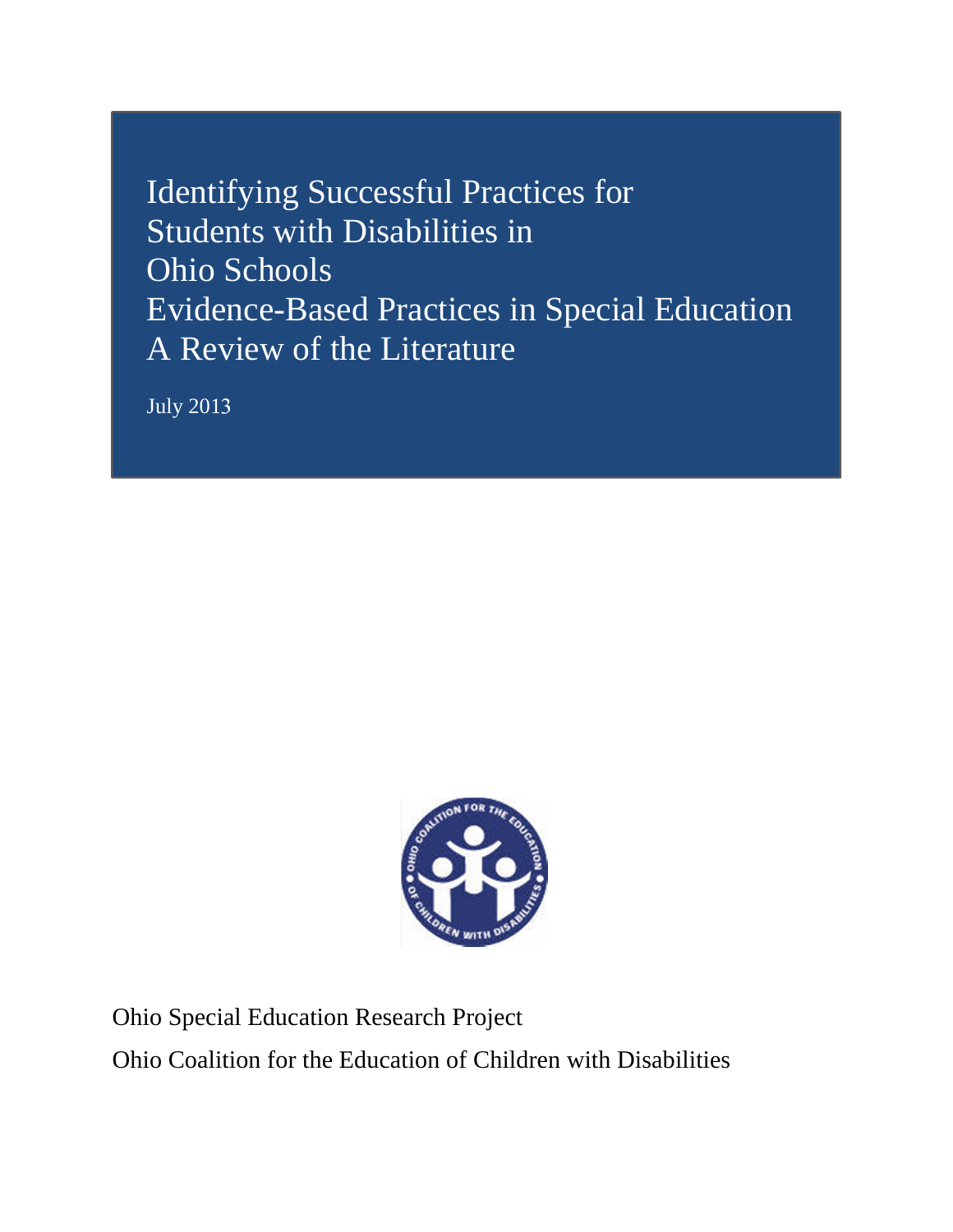# Identifying Successful Practices for Students with Disabilities in Ohio Schools

# Evidence-Based Practices in Special Education

# A Review of the Literature

July 2013

Ohio Special Education Research Project

Ohio Coalition for the Education of Children with Disabilities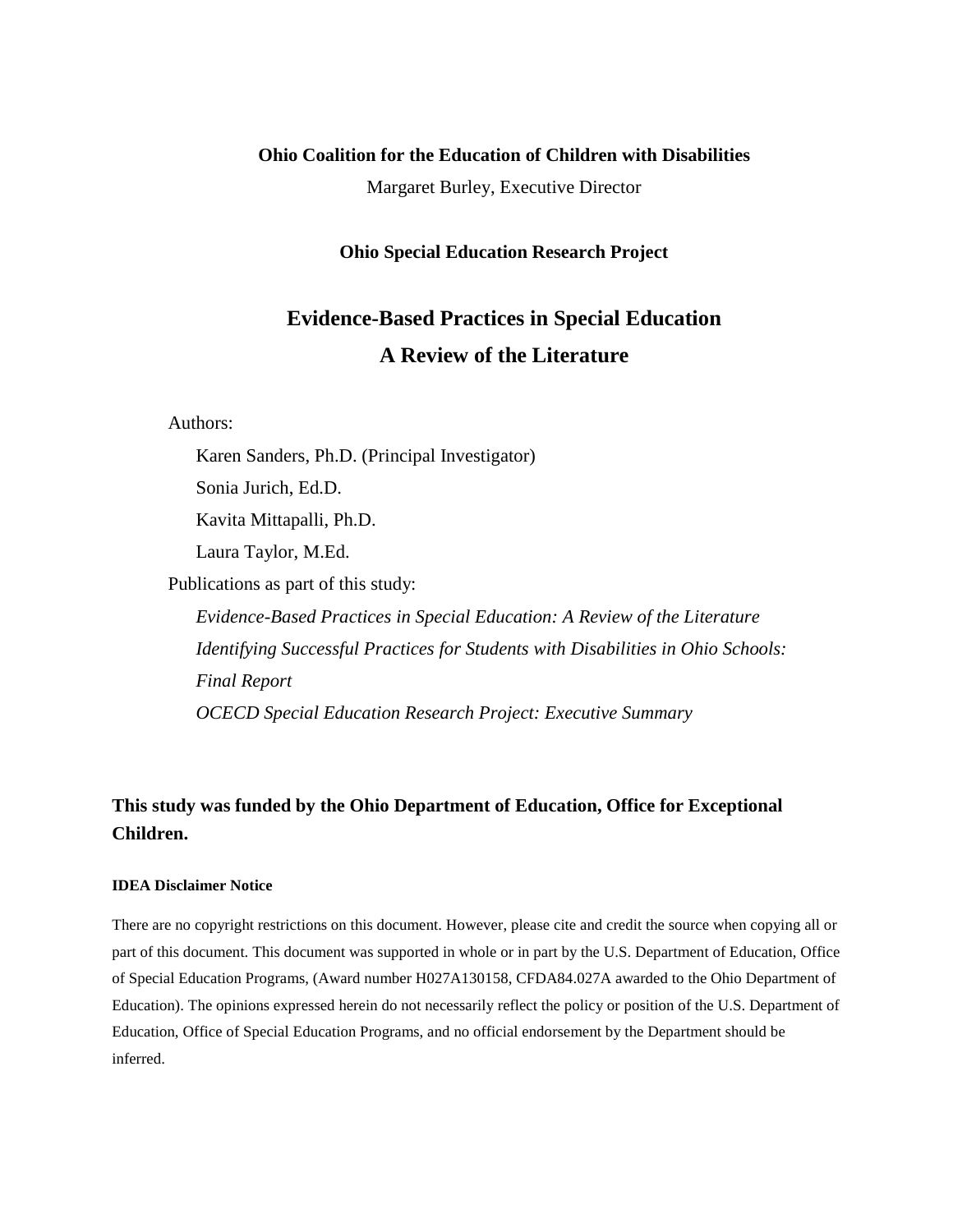**Ohio Coalition for the Education of Children with Disabilities**

Margaret Burley, Executive Director

**Ohio Special Education Research Project**

# Evidence-Based Practices in Special Education
# A Review of the Literature

Authors:

Karen Sanders, Ph.D. (Principal Investigator)
Sonia Jurich, Ed.D.
Kavita Mittapalli, Ph.D.
Laura Taylor, M.Ed.

Publications as part of this study:

*Evidence-Based Practices in Special Education: A Review of the Literature*
*Identifying Successful Practices for Students with Disabilities in Ohio Schools: Final Report*
*OCECD Special Education Research Project: Executive Summary*

**This study was funded by the Ohio Department of Education, Office for Exceptional Children.**

**IDEA Disclaimer Notice**

There are no copyright restrictions on this document. However, please cite and credit the source when copying all or part of this document. This document was supported in whole or in part by the U.S. Department of Education, Office of Special Education Programs, (Award number H027A130158, CFDA84.027A awarded to the Ohio Department of Education). The opinions expressed herein do not necessarily reflect the policy or position of the U.S. Department of Education, Office of Special Education Programs, and no official endorsement by the Department should be inferred.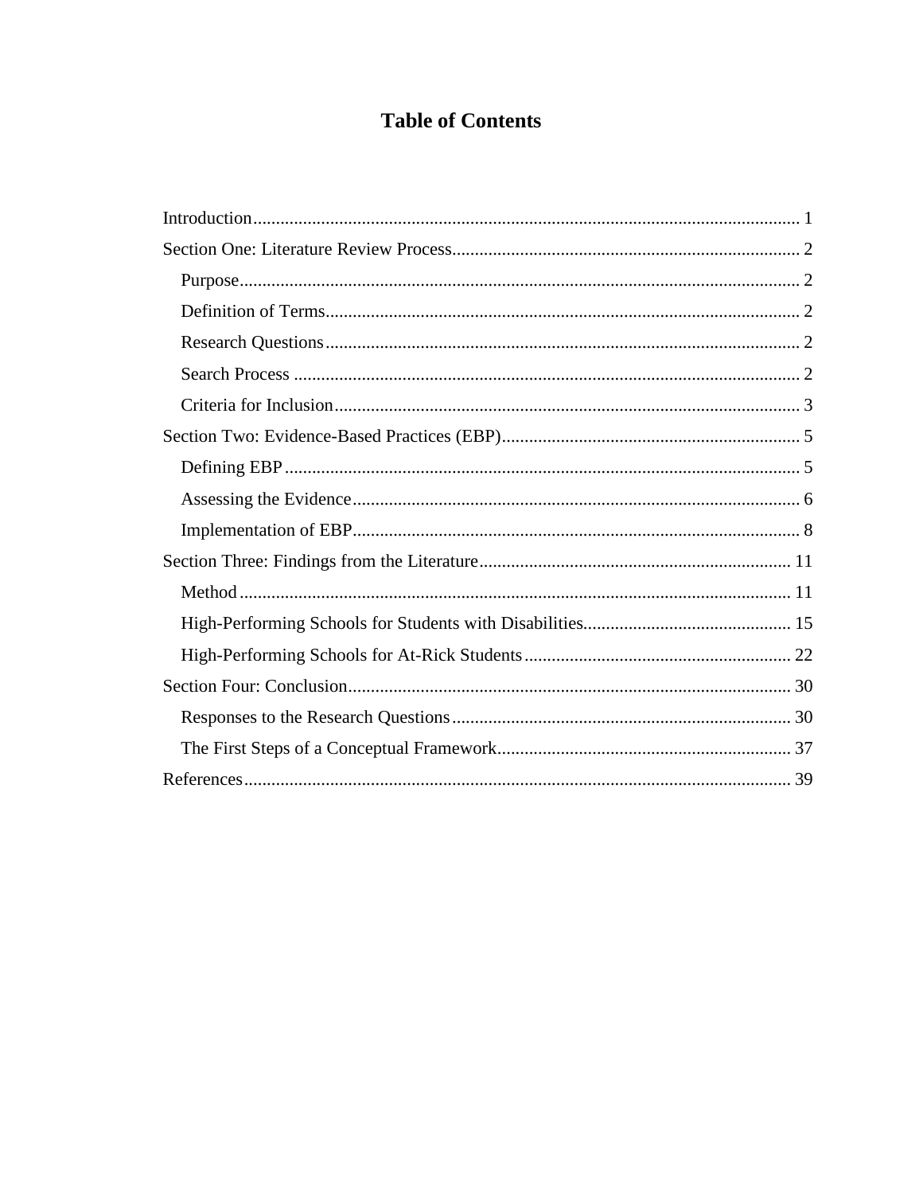# Table of Contents

Introduction........................................................................................................................ 1

Section One: Literature Review Process............................................................................ 2

- Purpose.......................................................................................................................... 2
- Definition of Terms........................................................................................................ 2
- Research Questions........................................................................................................ 2
- Search Process ............................................................................................................... 2
- Criteria for Inclusion...................................................................................................... 3

Section Two: Evidence-Based Practices (EBP)................................................................. 5

- Defining EBP................................................................................................................. 5
- Assessing the Evidence.................................................................................................. 6
- Implementation of EBP.................................................................................................. 8

Section Three: Findings from the Literature.................................................................... 11

- Method......................................................................................................................... 11
- High-Performing Schools for Students with Disabilities............................................. 15
- High-Performing Schools for At-Rick Students.......................................................... 22

Section Four: Conclusion................................................................................................. 30

- Responses to the Research Questions.......................................................................... 30
- The First Steps of a Conceptual Framework................................................................ 37

References........................................................................................................................ 39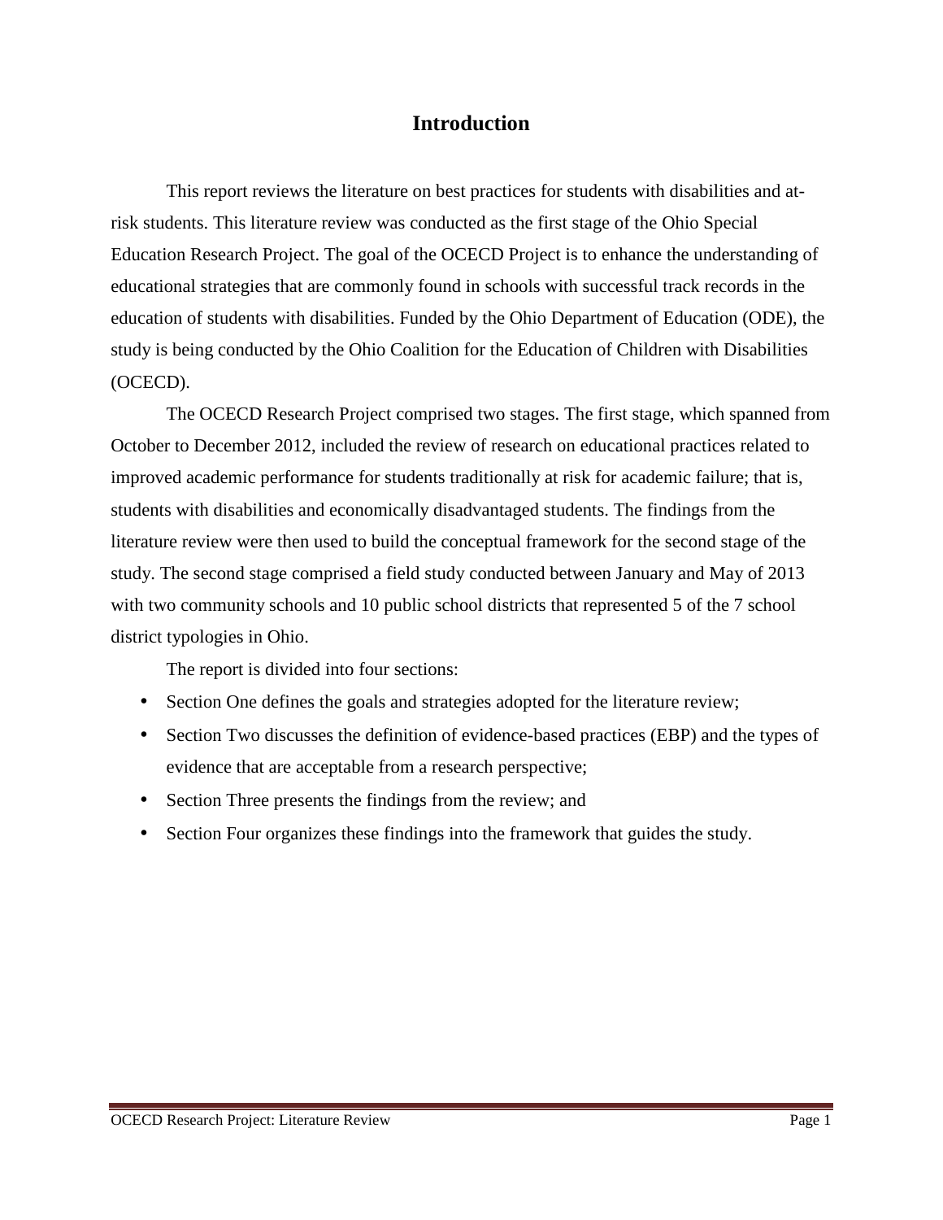# Introduction

This report reviews the literature on best practices for students with disabilities and at-risk students. This literature review was conducted as the first stage of the Ohio Special Education Research Project. The goal of the OCECD Project is to enhance the understanding of educational strategies that are commonly found in schools with successful track records in the education of students with disabilities. Funded by the Ohio Department of Education (ODE), the study is being conducted by the Ohio Coalition for the Education of Children with Disabilities (OCECD).

The OCECD Research Project comprised two stages. The first stage, which spanned from October to December 2012, included the review of research on educational practices related to improved academic performance for students traditionally at risk for academic failure; that is, students with disabilities and economically disadvantaged students. The findings from the literature review were then used to build the conceptual framework for the second stage of the study. The second stage comprised a field study conducted between January and May of 2013 with two community schools and 10 public school districts that represented 5 of the 7 school district typologies in Ohio.

The report is divided into four sections:

- Section One defines the goals and strategies adopted for the literature review;
- Section Two discusses the definition of evidence-based practices (EBP) and the types of evidence that are acceptable from a research perspective;
- Section Three presents the findings from the review; and
- Section Four organizes these findings into the framework that guides the study.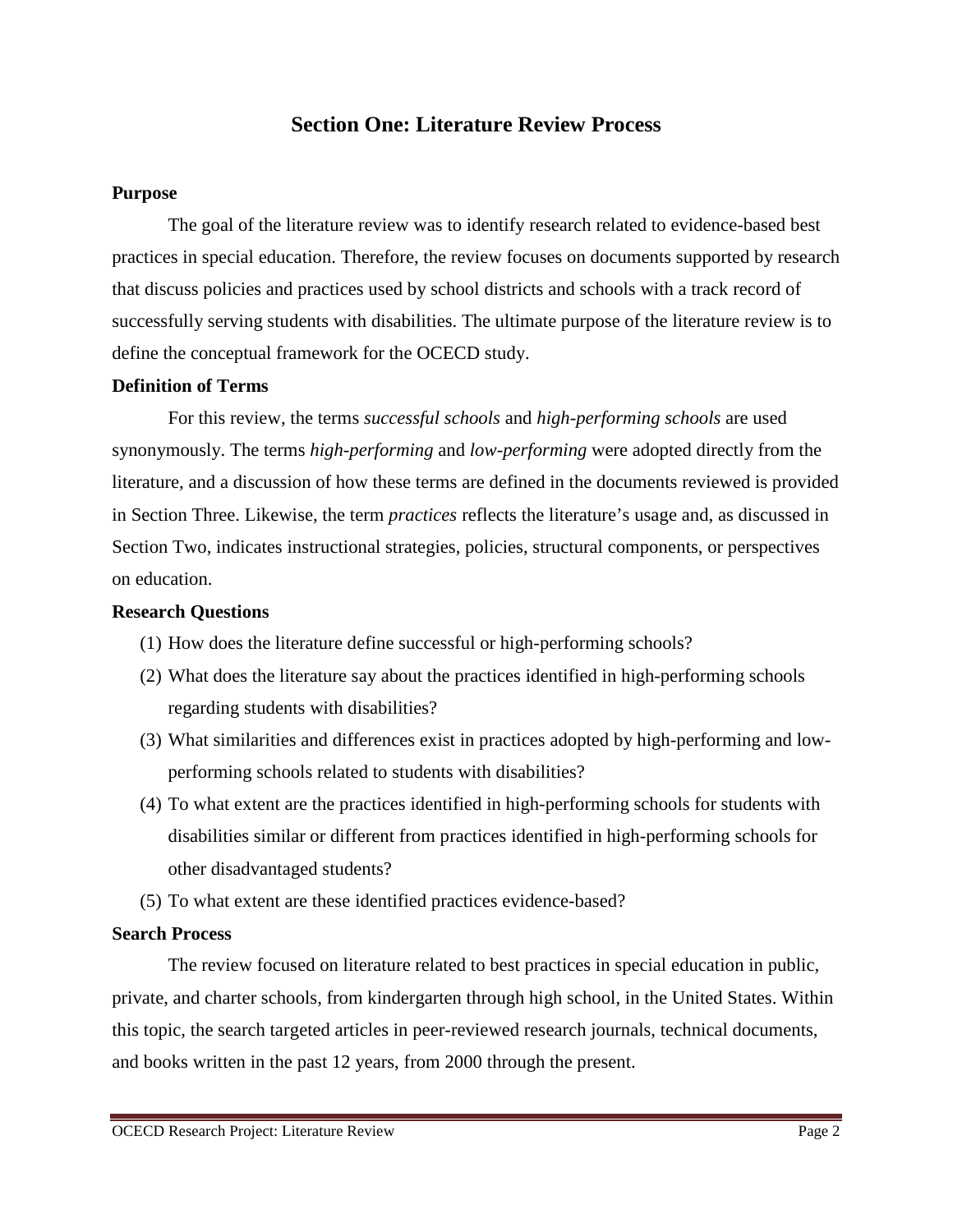## Section One: Literature Review Process

### Purpose

The goal of the literature review was to identify research related to evidence-based best practices in special education. Therefore, the review focuses on documents supported by research that discuss policies and practices used by school districts and schools with a track record of successfully serving students with disabilities. The ultimate purpose of the literature review is to define the conceptual framework for the OCECD study.

### Definition of Terms

For this review, the terms *successful schools* and *high-performing schools* are used synonymously. The terms *high-performing* and *low-performing* were adopted directly from the literature, and a discussion of how these terms are defined in the documents reviewed is provided in Section Three. Likewise, the term *practices* reflects the literature's usage and, as discussed in Section Two, indicates instructional strategies, policies, structural components, or perspectives on education.

### Research Questions

(1) How does the literature define successful or high-performing schools?

(2) What does the literature say about the practices identified in high-performing schools regarding students with disabilities?

(3) What similarities and differences exist in practices adopted by high-performing and low-performing schools related to students with disabilities?

(4) To what extent are the practices identified in high-performing schools for students with disabilities similar or different from practices identified in high-performing schools for other disadvantaged students?

(5) To what extent are these identified practices evidence-based?

### Search Process

The review focused on literature related to best practices in special education in public, private, and charter schools, from kindergarten through high school, in the United States. Within this topic, the search targeted articles in peer-reviewed research journals, technical documents, and books written in the past 12 years, from 2000 through the present.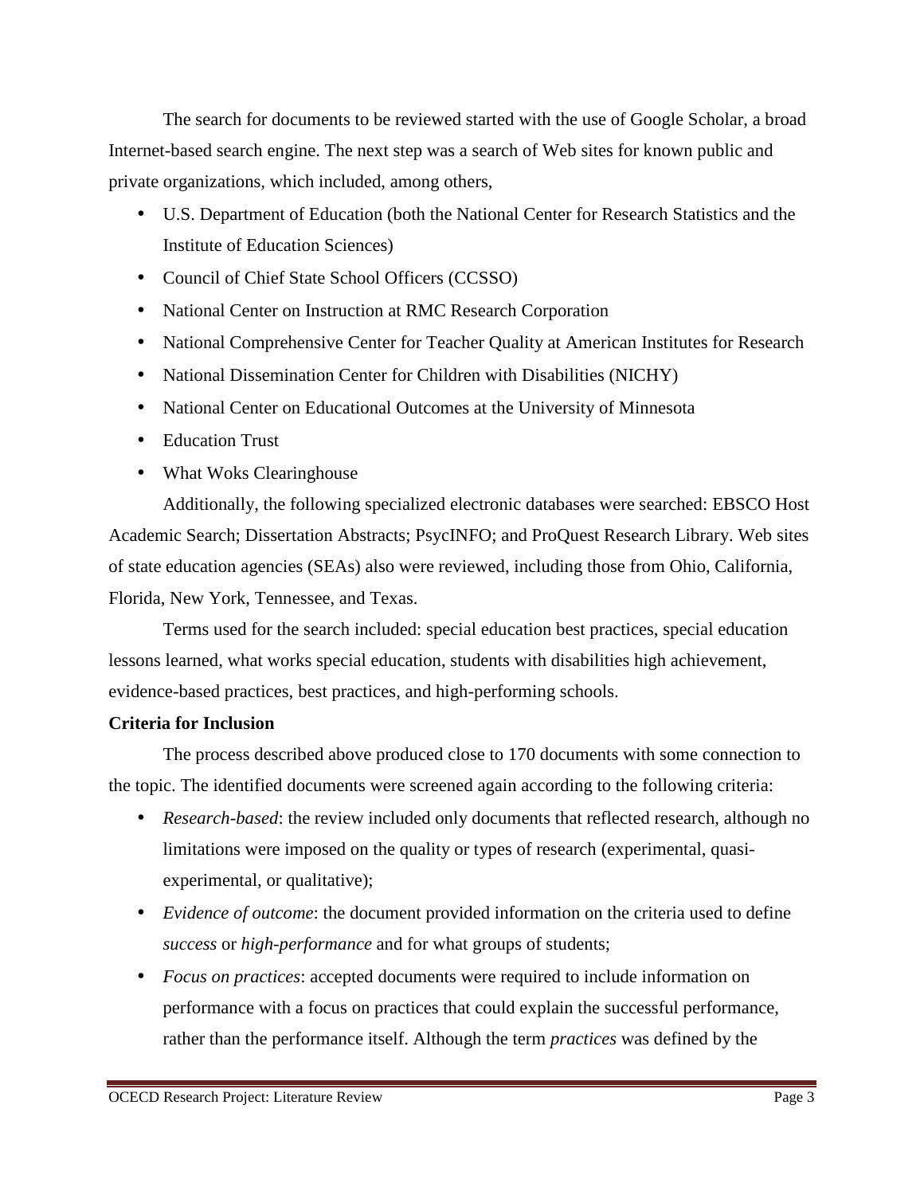The search for documents to be reviewed started with the use of Google Scholar, a broad Internet-based search engine. The next step was a search of Web sites for known public and private organizations, which included, among others,

- U.S. Department of Education (both the National Center for Research Statistics and the Institute of Education Sciences)
- Council of Chief State School Officers (CCSSO)
- National Center on Instruction at RMC Research Corporation
- National Comprehensive Center for Teacher Quality at American Institutes for Research
- National Dissemination Center for Children with Disabilities (NICHY)
- National Center on Educational Outcomes at the University of Minnesota
- Education Trust
- What Woks Clearinghouse

Additionally, the following specialized electronic databases were searched: EBSCO Host Academic Search; Dissertation Abstracts; PsycINFO; and ProQuest Research Library. Web sites of state education agencies (SEAs) also were reviewed, including those from Ohio, California, Florida, New York, Tennessee, and Texas.

Terms used for the search included: special education best practices, special education lessons learned, what works special education, students with disabilities high achievement, evidence-based practices, best practices, and high-performing schools.

**Criteria for Inclusion**

The process described above produced close to 170 documents with some connection to the topic. The identified documents were screened again according to the following criteria:

- *Research-based*: the review included only documents that reflected research, although no limitations were imposed on the quality or types of research (experimental, quasi-experimental, or qualitative);
- *Evidence of outcome*: the document provided information on the criteria used to define *success* or *high-performance* and for what groups of students;
- *Focus on practices*: accepted documents were required to include information on performance with a focus on practices that could explain the successful performance, rather than the performance itself. Although the term *practices* was defined by the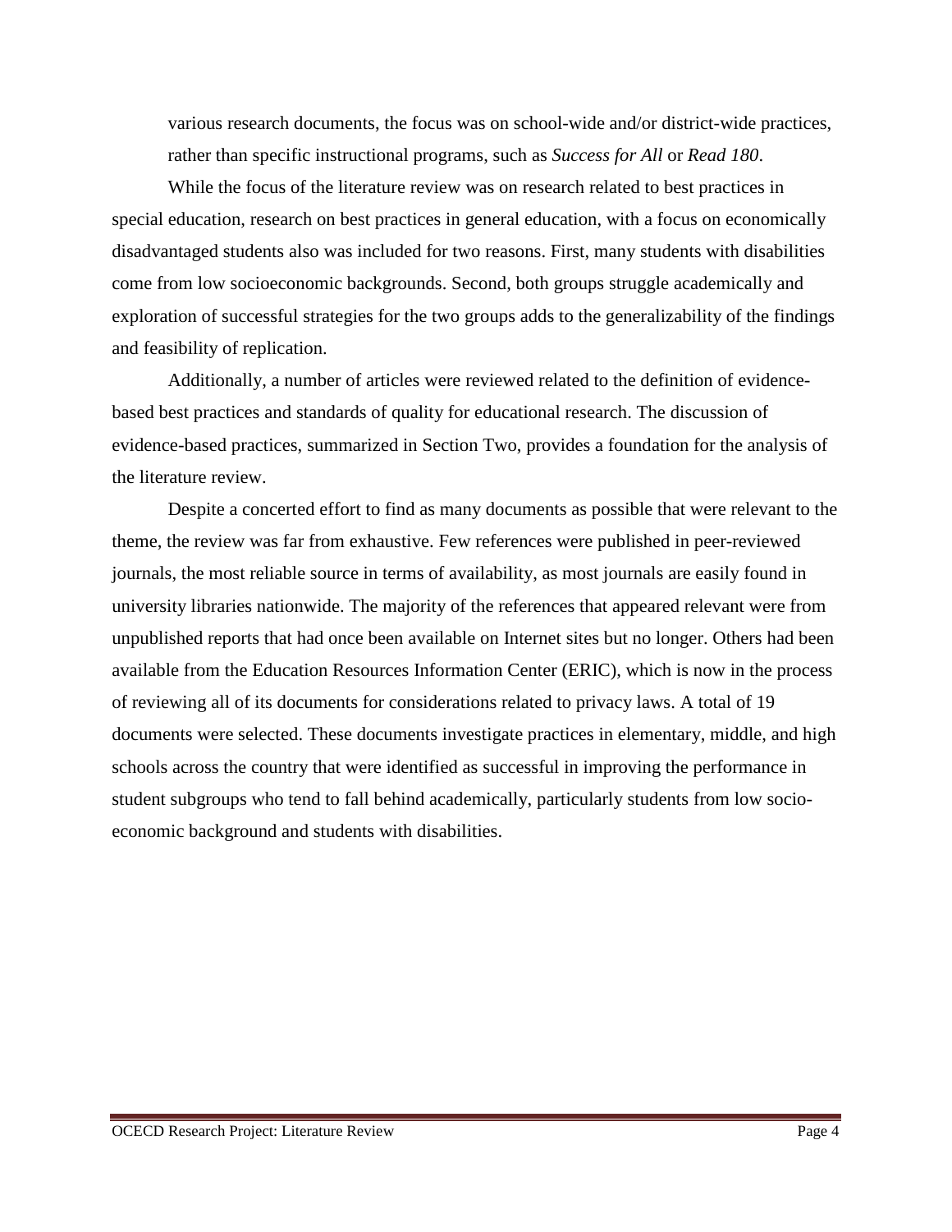various research documents, the focus was on school-wide and/or district-wide practices, rather than specific instructional programs, such as *Success for All* or *Read 180*.

While the focus of the literature review was on research related to best practices in special education, research on best practices in general education, with a focus on economically disadvantaged students also was included for two reasons. First, many students with disabilities come from low socioeconomic backgrounds. Second, both groups struggle academically and exploration of successful strategies for the two groups adds to the generalizability of the findings and feasibility of replication.

Additionally, a number of articles were reviewed related to the definition of evidence-based best practices and standards of quality for educational research. The discussion of evidence-based practices, summarized in Section Two, provides a foundation for the analysis of the literature review.

Despite a concerted effort to find as many documents as possible that were relevant to the theme, the review was far from exhaustive. Few references were published in peer-reviewed journals, the most reliable source in terms of availability, as most journals are easily found in university libraries nationwide. The majority of the references that appeared relevant were from unpublished reports that had once been available on Internet sites but no longer. Others had been available from the Education Resources Information Center (ERIC), which is now in the process of reviewing all of its documents for considerations related to privacy laws. A total of 19 documents were selected. These documents investigate practices in elementary, middle, and high schools across the country that were identified as successful in improving the performance in student subgroups who tend to fall behind academically, particularly students from low socio-economic background and students with disabilities.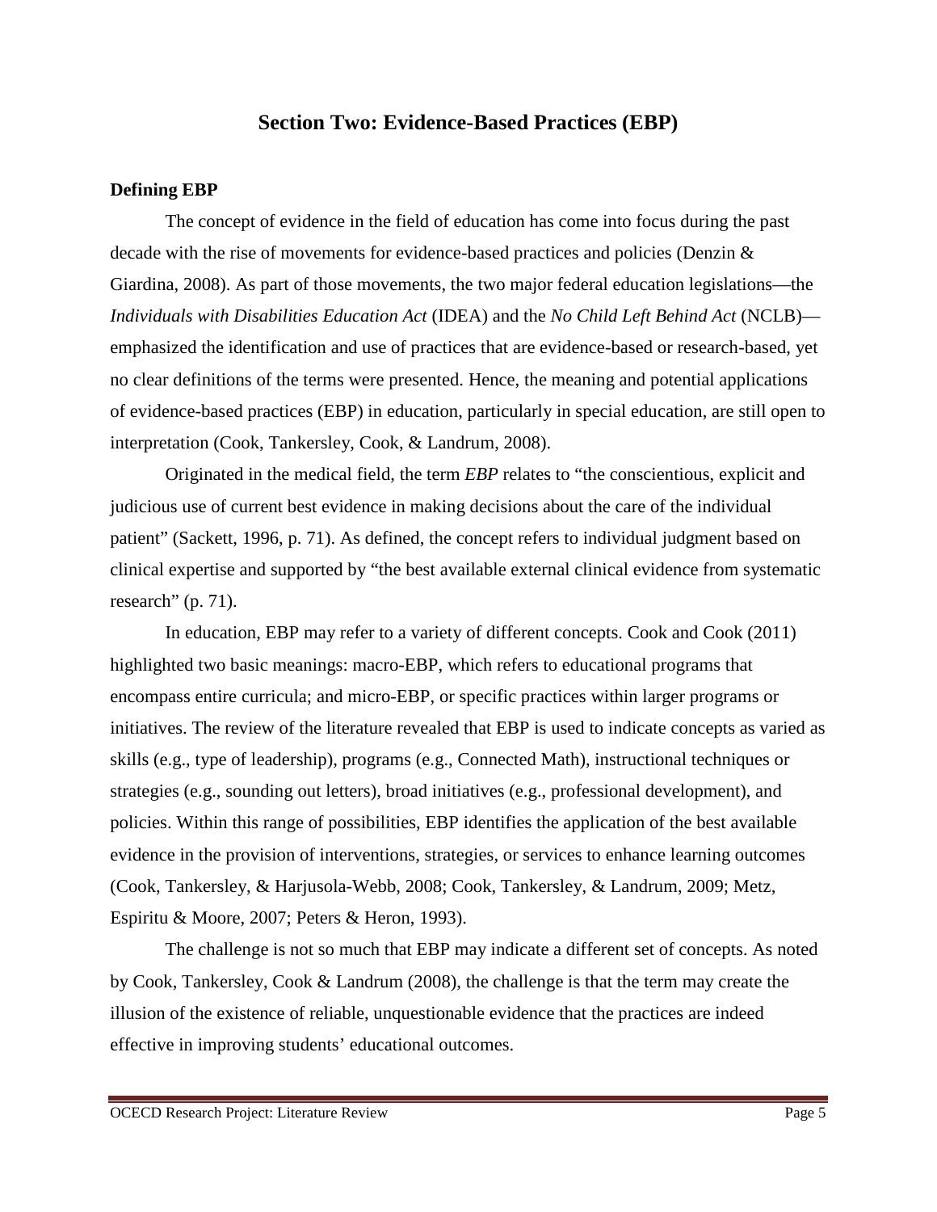## Section Two: Evidence-Based Practices (EBP)

### Defining EBP

The concept of evidence in the field of education has come into focus during the past decade with the rise of movements for evidence-based practices and policies (Denzin & Giardina, 2008). As part of those movements, the two major federal education legislations—the *Individuals with Disabilities Education Act* (IDEA) and the *No Child Left Behind Act* (NCLB)—emphasized the identification and use of practices that are evidence-based or research-based, yet no clear definitions of the terms were presented. Hence, the meaning and potential applications of evidence-based practices (EBP) in education, particularly in special education, are still open to interpretation (Cook, Tankersley, Cook, & Landrum, 2008).

Originated in the medical field, the term *EBP* relates to "the conscientious, explicit and judicious use of current best evidence in making decisions about the care of the individual patient" (Sackett, 1996, p. 71). As defined, the concept refers to individual judgment based on clinical expertise and supported by "the best available external clinical evidence from systematic research" (p. 71).

In education, EBP may refer to a variety of different concepts. Cook and Cook (2011) highlighted two basic meanings: macro-EBP, which refers to educational programs that encompass entire curricula; and micro-EBP, or specific practices within larger programs or initiatives. The review of the literature revealed that EBP is used to indicate concepts as varied as skills (e.g., type of leadership), programs (e.g., Connected Math), instructional techniques or strategies (e.g., sounding out letters), broad initiatives (e.g., professional development), and policies. Within this range of possibilities, EBP identifies the application of the best available evidence in the provision of interventions, strategies, or services to enhance learning outcomes (Cook, Tankersley, & Harjusola-Webb, 2008; Cook, Tankersley, & Landrum, 2009; Metz, Espiritu & Moore, 2007; Peters & Heron, 1993).

The challenge is not so much that EBP may indicate a different set of concepts. As noted by Cook, Tankersley, Cook & Landrum (2008), the challenge is that the term may create the illusion of the existence of reliable, unquestionable evidence that the practices are indeed effective in improving students' educational outcomes.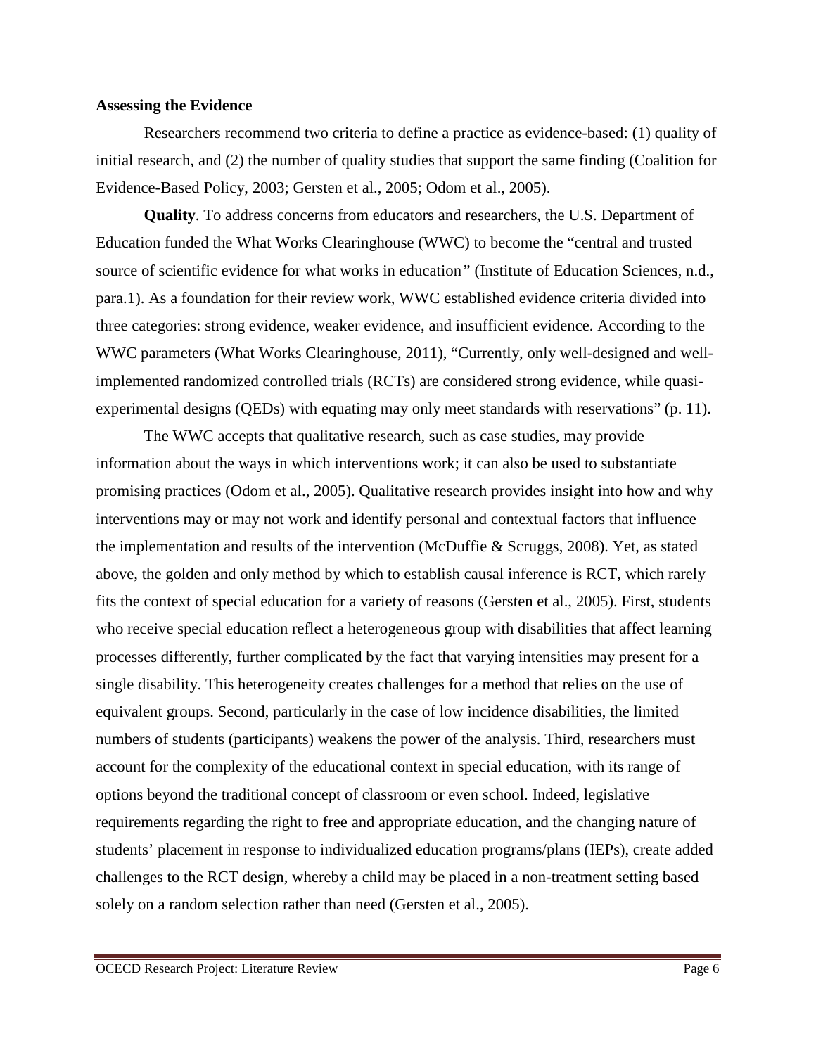**Assessing the Evidence**

Researchers recommend two criteria to define a practice as evidence-based: (1) quality of initial research, and (2) the number of quality studies that support the same finding (Coalition for Evidence-Based Policy, 2003; Gersten et al., 2005; Odom et al., 2005).

**Quality**. To address concerns from educators and researchers, the U.S. Department of Education funded the What Works Clearinghouse (WWC) to become the "central and trusted source of scientific evidence for what works in education" (Institute of Education Sciences, n.d., para.1). As a foundation for their review work, WWC established evidence criteria divided into three categories: strong evidence, weaker evidence, and insufficient evidence. According to the WWC parameters (What Works Clearinghouse, 2011), "Currently, only well-designed and well-implemented randomized controlled trials (RCTs) are considered strong evidence, while quasi-experimental designs (QEDs) with equating may only meet standards with reservations" (p. 11).

The WWC accepts that qualitative research, such as case studies, may provide information about the ways in which interventions work; it can also be used to substantiate promising practices (Odom et al., 2005). Qualitative research provides insight into how and why interventions may or may not work and identify personal and contextual factors that influence the implementation and results of the intervention (McDuffie & Scruggs, 2008). Yet, as stated above, the golden and only method by which to establish causal inference is RCT, which rarely fits the context of special education for a variety of reasons (Gersten et al., 2005). First, students who receive special education reflect a heterogeneous group with disabilities that affect learning processes differently, further complicated by the fact that varying intensities may present for a single disability. This heterogeneity creates challenges for a method that relies on the use of equivalent groups. Second, particularly in the case of low incidence disabilities, the limited numbers of students (participants) weakens the power of the analysis. Third, researchers must account for the complexity of the educational context in special education, with its range of options beyond the traditional concept of classroom or even school. Indeed, legislative requirements regarding the right to free and appropriate education, and the changing nature of students' placement in response to individualized education programs/plans (IEPs), create added challenges to the RCT design, whereby a child may be placed in a non-treatment setting based solely on a random selection rather than need (Gersten et al., 2005).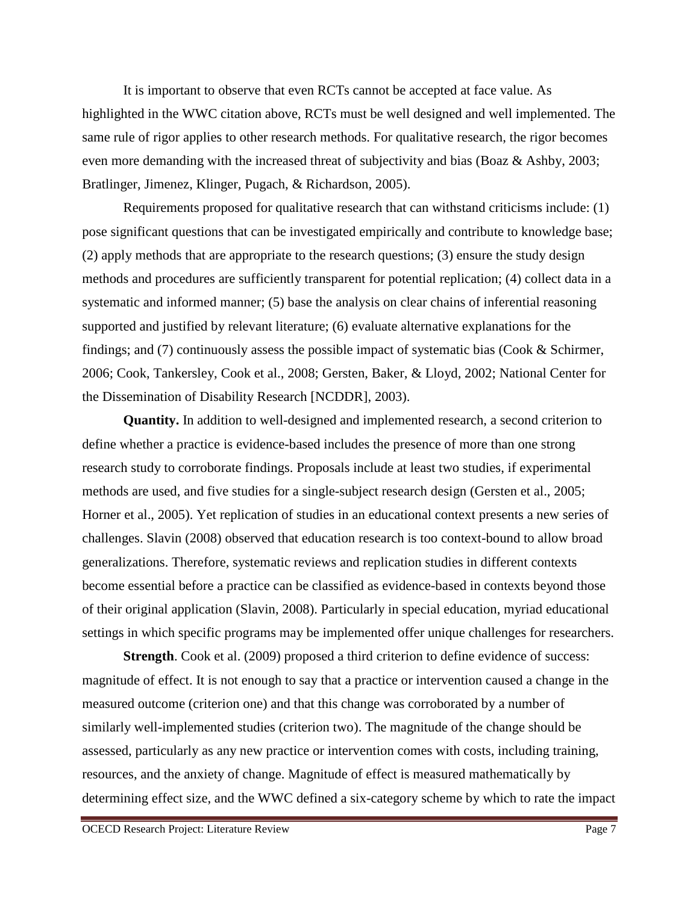It is important to observe that even RCTs cannot be accepted at face value. As highlighted in the WWC citation above, RCTs must be well designed and well implemented. The same rule of rigor applies to other research methods. For qualitative research, the rigor becomes even more demanding with the increased threat of subjectivity and bias (Boaz & Ashby, 2003; Bratlinger, Jimenez, Klinger, Pugach, & Richardson, 2005).

Requirements proposed for qualitative research that can withstand criticisms include: (1) pose significant questions that can be investigated empirically and contribute to knowledge base; (2) apply methods that are appropriate to the research questions; (3) ensure the study design methods and procedures are sufficiently transparent for potential replication; (4) collect data in a systematic and informed manner; (5) base the analysis on clear chains of inferential reasoning supported and justified by relevant literature; (6) evaluate alternative explanations for the findings; and (7) continuously assess the possible impact of systematic bias (Cook & Schirmer, 2006; Cook, Tankersley, Cook et al., 2008; Gersten, Baker, & Lloyd, 2002; National Center for the Dissemination of Disability Research [NCDDR], 2003).

**Quantity.** In addition to well-designed and implemented research, a second criterion to define whether a practice is evidence-based includes the presence of more than one strong research study to corroborate findings. Proposals include at least two studies, if experimental methods are used, and five studies for a single-subject research design (Gersten et al., 2005; Horner et al., 2005). Yet replication of studies in an educational context presents a new series of challenges. Slavin (2008) observed that education research is too context-bound to allow broad generalizations. Therefore, systematic reviews and replication studies in different contexts become essential before a practice can be classified as evidence-based in contexts beyond those of their original application (Slavin, 2008). Particularly in special education, myriad educational settings in which specific programs may be implemented offer unique challenges for researchers.

**Strength**. Cook et al. (2009) proposed a third criterion to define evidence of success: magnitude of effect. It is not enough to say that a practice or intervention caused a change in the measured outcome (criterion one) and that this change was corroborated by a number of similarly well-implemented studies (criterion two). The magnitude of the change should be assessed, particularly as any new practice or intervention comes with costs, including training, resources, and the anxiety of change. Magnitude of effect is measured mathematically by determining effect size, and the WWC defined a six-category scheme by which to rate the impact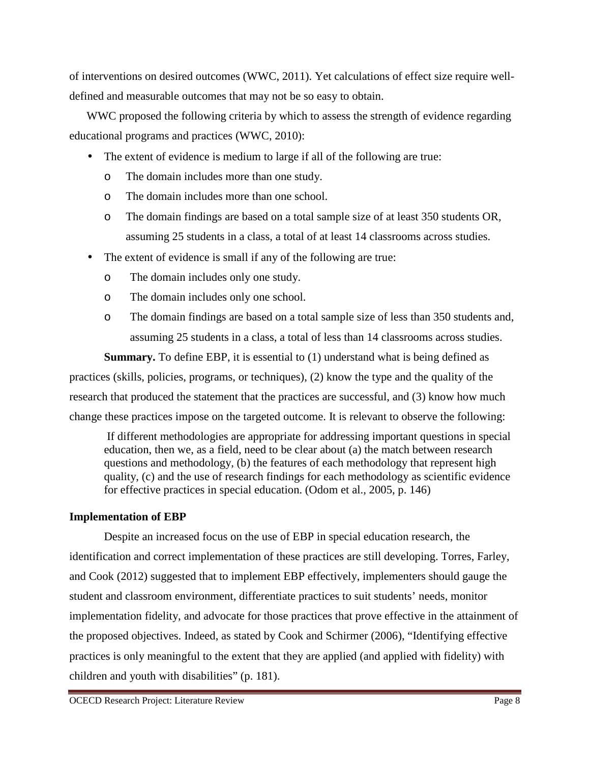of interventions on desired outcomes (WWC, 2011). Yet calculations of effect size require well-defined and measurable outcomes that may not be so easy to obtain.

WWC proposed the following criteria by which to assess the strength of evidence regarding educational programs and practices (WWC, 2010):

- The extent of evidence is medium to large if all of the following are true:
  - The domain includes more than one study.
  - The domain includes more than one school.
  - The domain findings are based on a total sample size of at least 350 students OR, assuming 25 students in a class, a total of at least 14 classrooms across studies.
- The extent of evidence is small if any of the following are true:
  - The domain includes only one study.
  - The domain includes only one school.
  - The domain findings are based on a total sample size of less than 350 students and, assuming 25 students in a class, a total of less than 14 classrooms across studies.

**Summary.** To define EBP, it is essential to (1) understand what is being defined as practices (skills, policies, programs, or techniques), (2) know the type and the quality of the research that produced the statement that the practices are successful, and (3) know how much change these practices impose on the targeted outcome. It is relevant to observe the following:

> If different methodologies are appropriate for addressing important questions in special education, then we, as a field, need to be clear about (a) the match between research questions and methodology, (b) the features of each methodology that represent high quality, (c) and the use of research findings for each methodology as scientific evidence for effective practices in special education. (Odom et al., 2005, p. 146)

### Implementation of EBP

Despite an increased focus on the use of EBP in special education research, the identification and correct implementation of these practices are still developing. Torres, Farley, and Cook (2012) suggested that to implement EBP effectively, implementers should gauge the student and classroom environment, differentiate practices to suit students' needs, monitor implementation fidelity, and advocate for those practices that prove effective in the attainment of the proposed objectives. Indeed, as stated by Cook and Schirmer (2006), "Identifying effective practices is only meaningful to the extent that they are applied (and applied with fidelity) with children and youth with disabilities" (p. 181).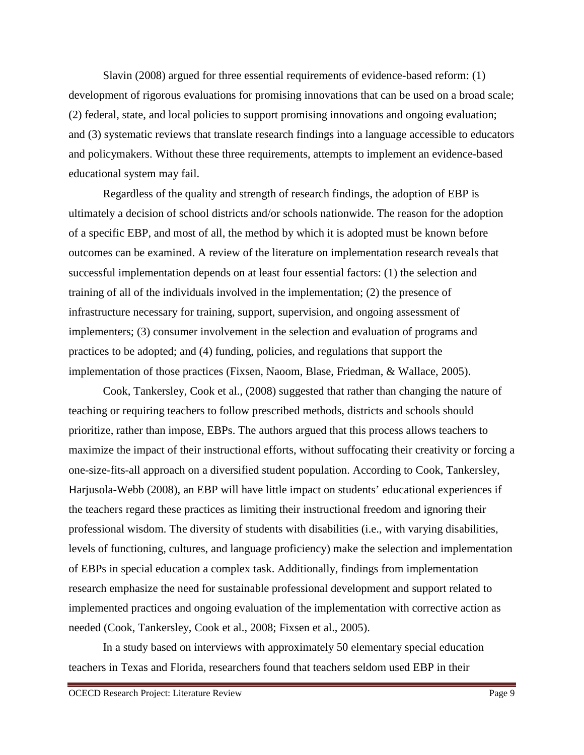Slavin (2008) argued for three essential requirements of evidence-based reform: (1) development of rigorous evaluations for promising innovations that can be used on a broad scale; (2) federal, state, and local policies to support promising innovations and ongoing evaluation; and (3) systematic reviews that translate research findings into a language accessible to educators and policymakers. Without these three requirements, attempts to implement an evidence-based educational system may fail.

Regardless of the quality and strength of research findings, the adoption of EBP is ultimately a decision of school districts and/or schools nationwide. The reason for the adoption of a specific EBP, and most of all, the method by which it is adopted must be known before outcomes can be examined. A review of the literature on implementation research reveals that successful implementation depends on at least four essential factors: (1) the selection and training of all of the individuals involved in the implementation; (2) the presence of infrastructure necessary for training, support, supervision, and ongoing assessment of implementers; (3) consumer involvement in the selection and evaluation of programs and practices to be adopted; and (4) funding, policies, and regulations that support the implementation of those practices (Fixsen, Naoom, Blase, Friedman, & Wallace, 2005).

Cook, Tankersley, Cook et al., (2008) suggested that rather than changing the nature of teaching or requiring teachers to follow prescribed methods, districts and schools should prioritize, rather than impose, EBPs. The authors argued that this process allows teachers to maximize the impact of their instructional efforts, without suffocating their creativity or forcing a one-size-fits-all approach on a diversified student population. According to Cook, Tankersley, Harjusola-Webb (2008), an EBP will have little impact on students' educational experiences if the teachers regard these practices as limiting their instructional freedom and ignoring their professional wisdom. The diversity of students with disabilities (i.e., with varying disabilities, levels of functioning, cultures, and language proficiency) make the selection and implementation of EBPs in special education a complex task. Additionally, findings from implementation research emphasize the need for sustainable professional development and support related to implemented practices and ongoing evaluation of the implementation with corrective action as needed (Cook, Tankersley, Cook et al., 2008; Fixsen et al., 2005).

In a study based on interviews with approximately 50 elementary special education teachers in Texas and Florida, researchers found that teachers seldom used EBP in their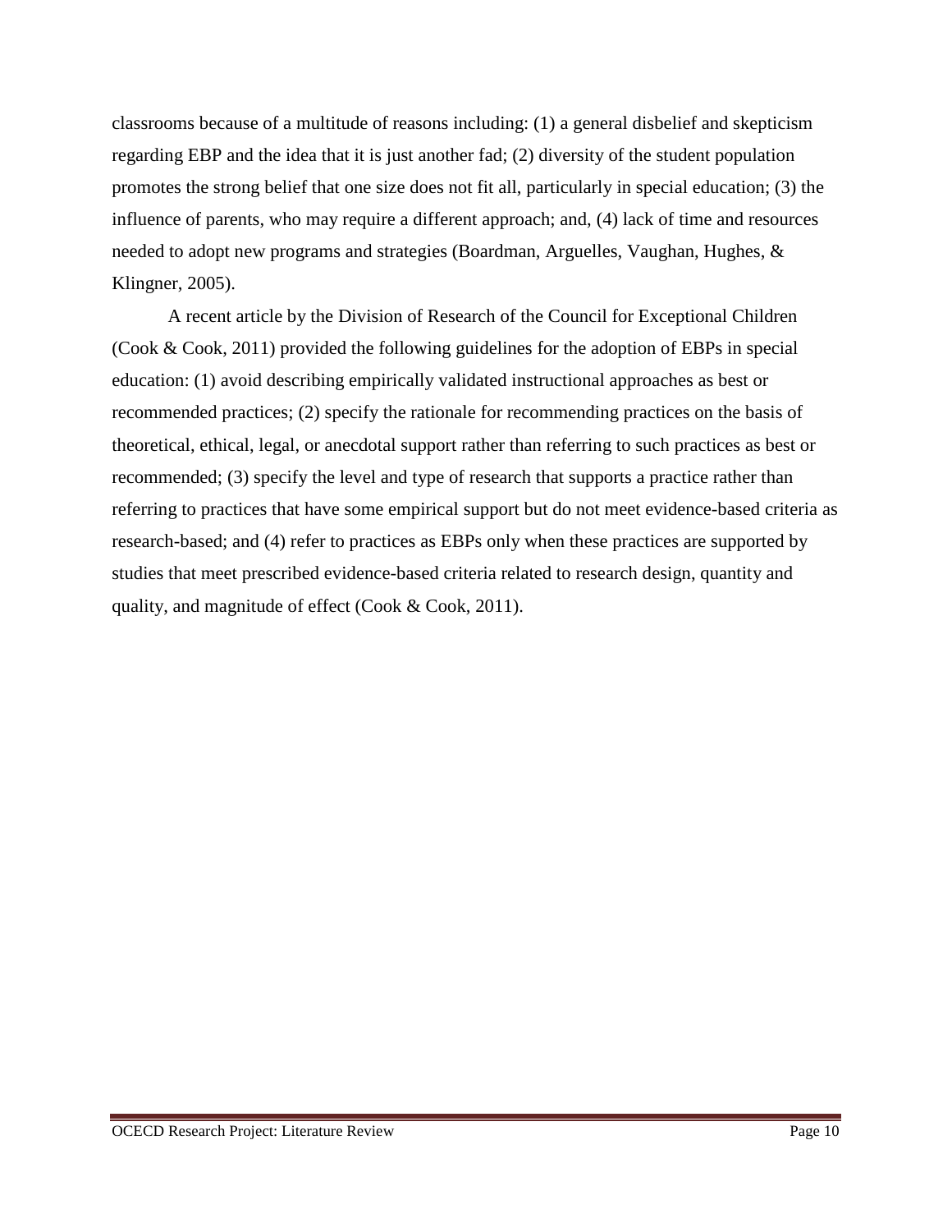classrooms because of a multitude of reasons including: (1) a general disbelief and skepticism regarding EBP and the idea that it is just another fad; (2) diversity of the student population promotes the strong belief that one size does not fit all, particularly in special education; (3) the influence of parents, who may require a different approach; and, (4) lack of time and resources needed to adopt new programs and strategies (Boardman, Arguelles, Vaughan, Hughes, & Klingner, 2005).

A recent article by the Division of Research of the Council for Exceptional Children (Cook & Cook, 2011) provided the following guidelines for the adoption of EBPs in special education: (1) avoid describing empirically validated instructional approaches as best or recommended practices; (2) specify the rationale for recommending practices on the basis of theoretical, ethical, legal, or anecdotal support rather than referring to such practices as best or recommended; (3) specify the level and type of research that supports a practice rather than referring to practices that have some empirical support but do not meet evidence-based criteria as research-based; and (4) refer to practices as EBPs only when these practices are supported by studies that meet prescribed evidence-based criteria related to research design, quantity and quality, and magnitude of effect (Cook & Cook, 2011).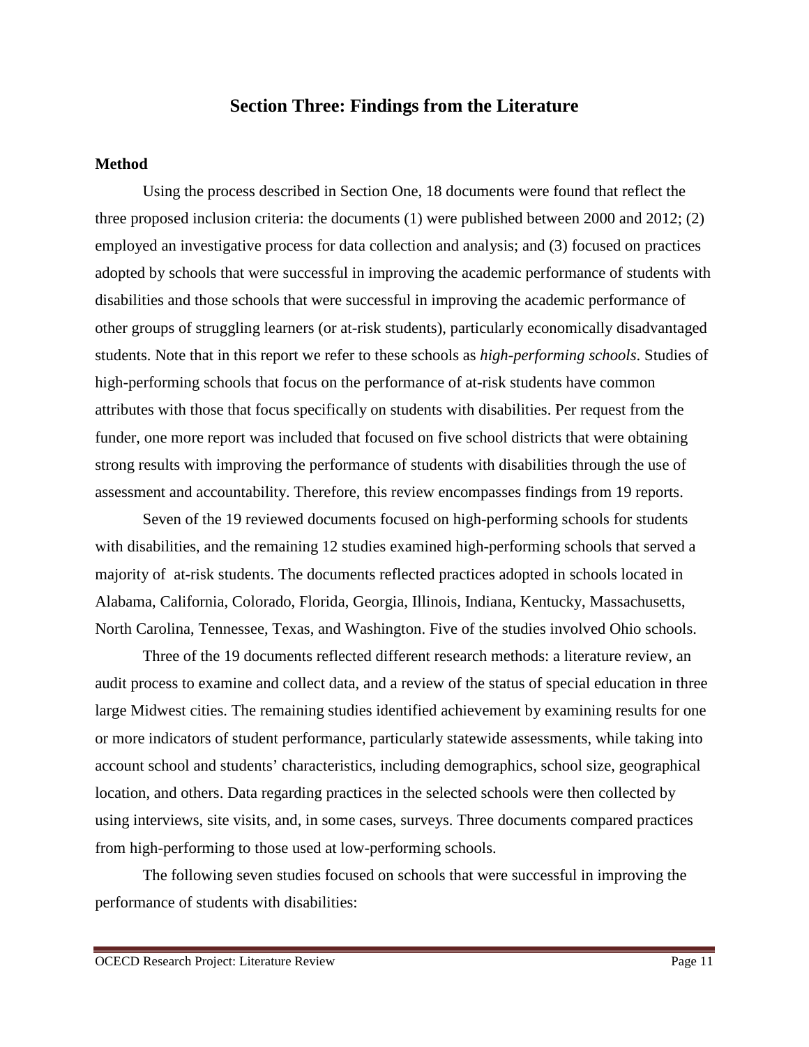## Section Three: Findings from the Literature

### Method

Using the process described in Section One, 18 documents were found that reflect the three proposed inclusion criteria: the documents (1) were published between 2000 and 2012; (2) employed an investigative process for data collection and analysis; and (3) focused on practices adopted by schools that were successful in improving the academic performance of students with disabilities and those schools that were successful in improving the academic performance of other groups of struggling learners (or at-risk students), particularly economically disadvantaged students. Note that in this report we refer to these schools as *high-performing schools*. Studies of high-performing schools that focus on the performance of at-risk students have common attributes with those that focus specifically on students with disabilities. Per request from the funder, one more report was included that focused on five school districts that were obtaining strong results with improving the performance of students with disabilities through the use of assessment and accountability. Therefore, this review encompasses findings from 19 reports.

Seven of the 19 reviewed documents focused on high-performing schools for students with disabilities, and the remaining 12 studies examined high-performing schools that served a majority of at-risk students. The documents reflected practices adopted in schools located in Alabama, California, Colorado, Florida, Georgia, Illinois, Indiana, Kentucky, Massachusetts, North Carolina, Tennessee, Texas, and Washington. Five of the studies involved Ohio schools.

Three of the 19 documents reflected different research methods: a literature review, an audit process to examine and collect data, and a review of the status of special education in three large Midwest cities. The remaining studies identified achievement by examining results for one or more indicators of student performance, particularly statewide assessments, while taking into account school and students' characteristics, including demographics, school size, geographical location, and others. Data regarding practices in the selected schools were then collected by using interviews, site visits, and, in some cases, surveys. Three documents compared practices from high-performing to those used at low-performing schools.

The following seven studies focused on schools that were successful in improving the performance of students with disabilities: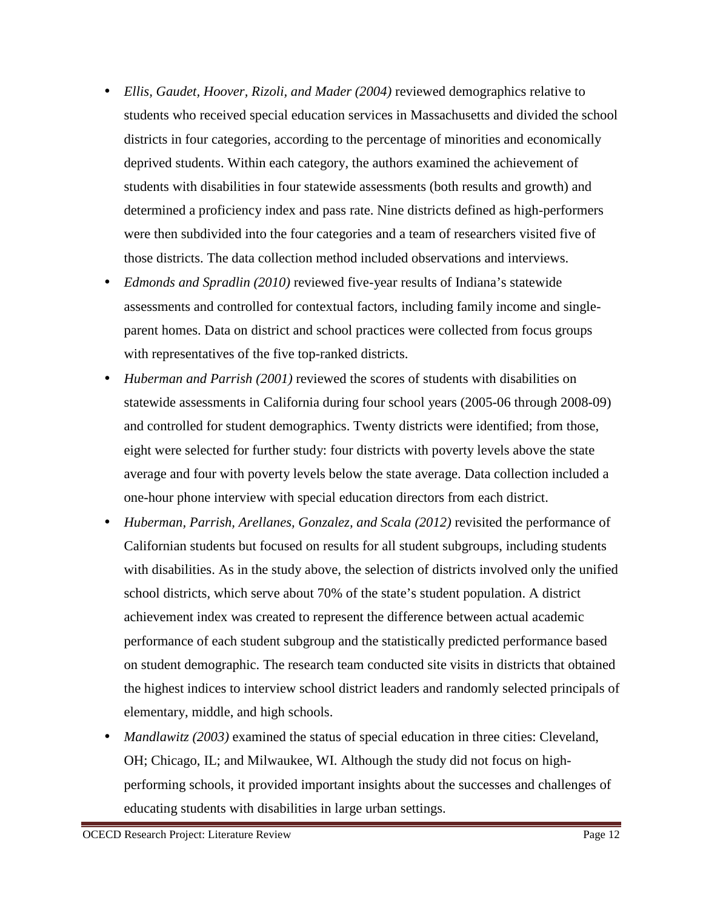- *Ellis, Gaudet, Hoover, Rizoli, and Mader (2004)* reviewed demographics relative to students who received special education services in Massachusetts and divided the school districts in four categories, according to the percentage of minorities and economically deprived students. Within each category, the authors examined the achievement of students with disabilities in four statewide assessments (both results and growth) and determined a proficiency index and pass rate. Nine districts defined as high-performers were then subdivided into the four categories and a team of researchers visited five of those districts. The data collection method included observations and interviews.
- *Edmonds and Spradlin (2010)* reviewed five-year results of Indiana's statewide assessments and controlled for contextual factors, including family income and single-parent homes. Data on district and school practices were collected from focus groups with representatives of the five top-ranked districts.
- *Huberman and Parrish (2001)* reviewed the scores of students with disabilities on statewide assessments in California during four school years (2005-06 through 2008-09) and controlled for student demographics. Twenty districts were identified; from those, eight were selected for further study: four districts with poverty levels above the state average and four with poverty levels below the state average. Data collection included a one-hour phone interview with special education directors from each district.
- *Huberman, Parrish, Arellanes, Gonzalez, and Scala (2012)* revisited the performance of Californian students but focused on results for all student subgroups, including students with disabilities. As in the study above, the selection of districts involved only the unified school districts, which serve about 70% of the state's student population. A district achievement index was created to represent the difference between actual academic performance of each student subgroup and the statistically predicted performance based on student demographic. The research team conducted site visits in districts that obtained the highest indices to interview school district leaders and randomly selected principals of elementary, middle, and high schools.
- *Mandlawitz (2003)* examined the status of special education in three cities: Cleveland, OH; Chicago, IL; and Milwaukee, WI. Although the study did not focus on high-performing schools, it provided important insights about the successes and challenges of educating students with disabilities in large urban settings.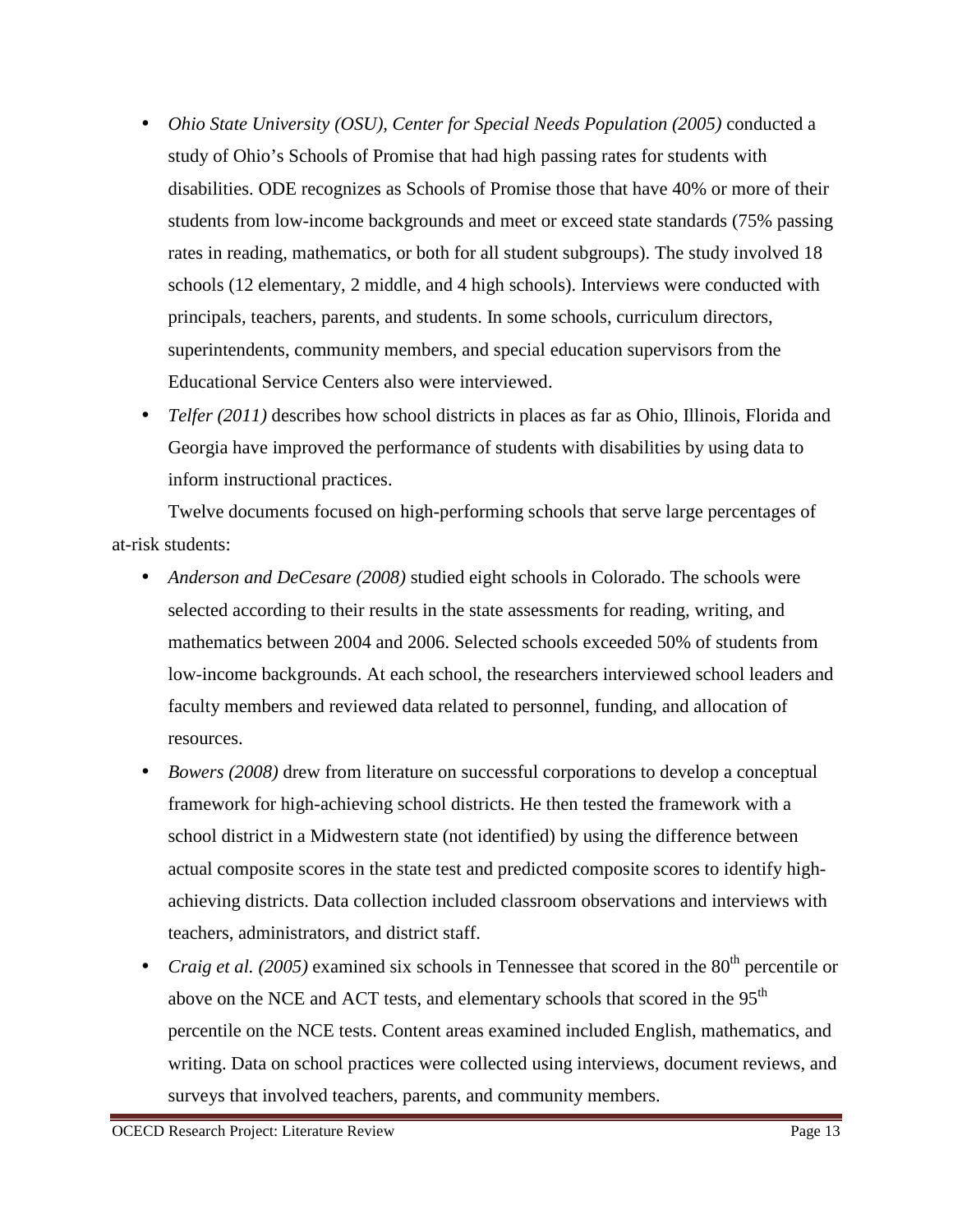- *Ohio State University (OSU), Center for Special Needs Population (2005)* conducted a study of Ohio's Schools of Promise that had high passing rates for students with disabilities. ODE recognizes as Schools of Promise those that have 40% or more of their students from low-income backgrounds and meet or exceed state standards (75% passing rates in reading, mathematics, or both for all student subgroups). The study involved 18 schools (12 elementary, 2 middle, and 4 high schools). Interviews were conducted with principals, teachers, parents, and students. In some schools, curriculum directors, superintendents, community members, and special education supervisors from the Educational Service Centers also were interviewed.
- *Telfer (2011)* describes how school districts in places as far as Ohio, Illinois, Florida and Georgia have improved the performance of students with disabilities by using data to inform instructional practices.

Twelve documents focused on high-performing schools that serve large percentages of at-risk students:

- *Anderson and DeCesare (2008)* studied eight schools in Colorado. The schools were selected according to their results in the state assessments for reading, writing, and mathematics between 2004 and 2006. Selected schools exceeded 50% of students from low-income backgrounds. At each school, the researchers interviewed school leaders and faculty members and reviewed data related to personnel, funding, and allocation of resources.
- *Bowers (2008)* drew from literature on successful corporations to develop a conceptual framework for high-achieving school districts. He then tested the framework with a school district in a Midwestern state (not identified) by using the difference between actual composite scores in the state test and predicted composite scores to identify high-achieving districts. Data collection included classroom observations and interviews with teachers, administrators, and district staff.
- *Craig et al. (2005)* examined six schools in Tennessee that scored in the 80th percentile or above on the NCE and ACT tests, and elementary schools that scored in the 95th percentile on the NCE tests. Content areas examined included English, mathematics, and writing. Data on school practices were collected using interviews, document reviews, and surveys that involved teachers, parents, and community members.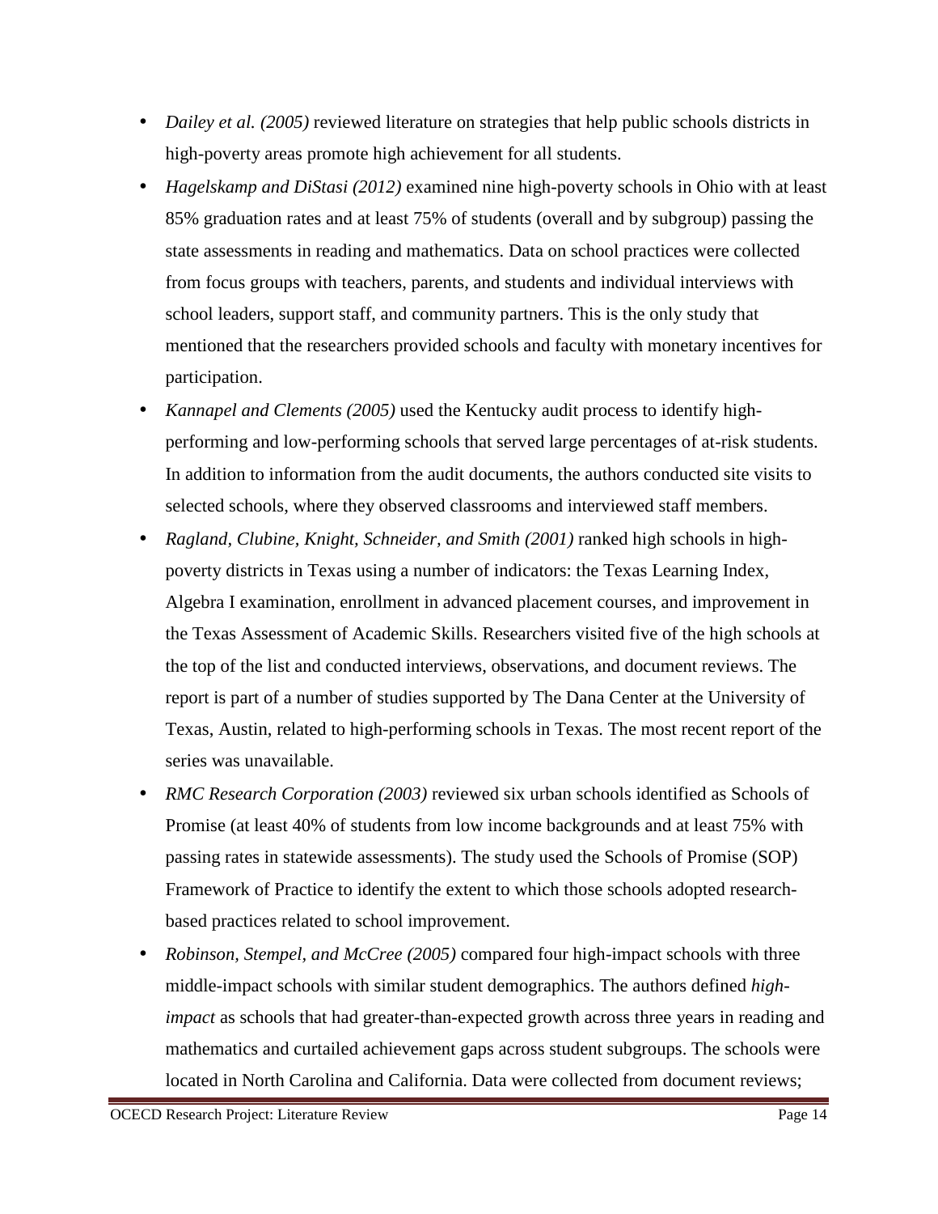- *Dailey et al. (2005)* reviewed literature on strategies that help public schools districts in high-poverty areas promote high achievement for all students.
- *Hagelskamp and DiStasi (2012)* examined nine high-poverty schools in Ohio with at least 85% graduation rates and at least 75% of students (overall and by subgroup) passing the state assessments in reading and mathematics. Data on school practices were collected from focus groups with teachers, parents, and students and individual interviews with school leaders, support staff, and community partners. This is the only study that mentioned that the researchers provided schools and faculty with monetary incentives for participation.
- *Kannapel and Clements (2005)* used the Kentucky audit process to identify high-performing and low-performing schools that served large percentages of at-risk students. In addition to information from the audit documents, the authors conducted site visits to selected schools, where they observed classrooms and interviewed staff members.
- *Ragland, Clubine, Knight, Schneider, and Smith (2001)* ranked high schools in high-poverty districts in Texas using a number of indicators: the Texas Learning Index, Algebra I examination, enrollment in advanced placement courses, and improvement in the Texas Assessment of Academic Skills. Researchers visited five of the high schools at the top of the list and conducted interviews, observations, and document reviews. The report is part of a number of studies supported by The Dana Center at the University of Texas, Austin, related to high-performing schools in Texas. The most recent report of the series was unavailable.
- *RMC Research Corporation (2003)* reviewed six urban schools identified as Schools of Promise (at least 40% of students from low income backgrounds and at least 75% with passing rates in statewide assessments). The study used the Schools of Promise (SOP) Framework of Practice to identify the extent to which those schools adopted research-based practices related to school improvement.
- *Robinson, Stempel, and McCree (2005)* compared four high-impact schools with three middle-impact schools with similar student demographics. The authors defined *high-impact* as schools that had greater-than-expected growth across three years in reading and mathematics and curtailed achievement gaps across student subgroups. The schools were located in North Carolina and California. Data were collected from document reviews;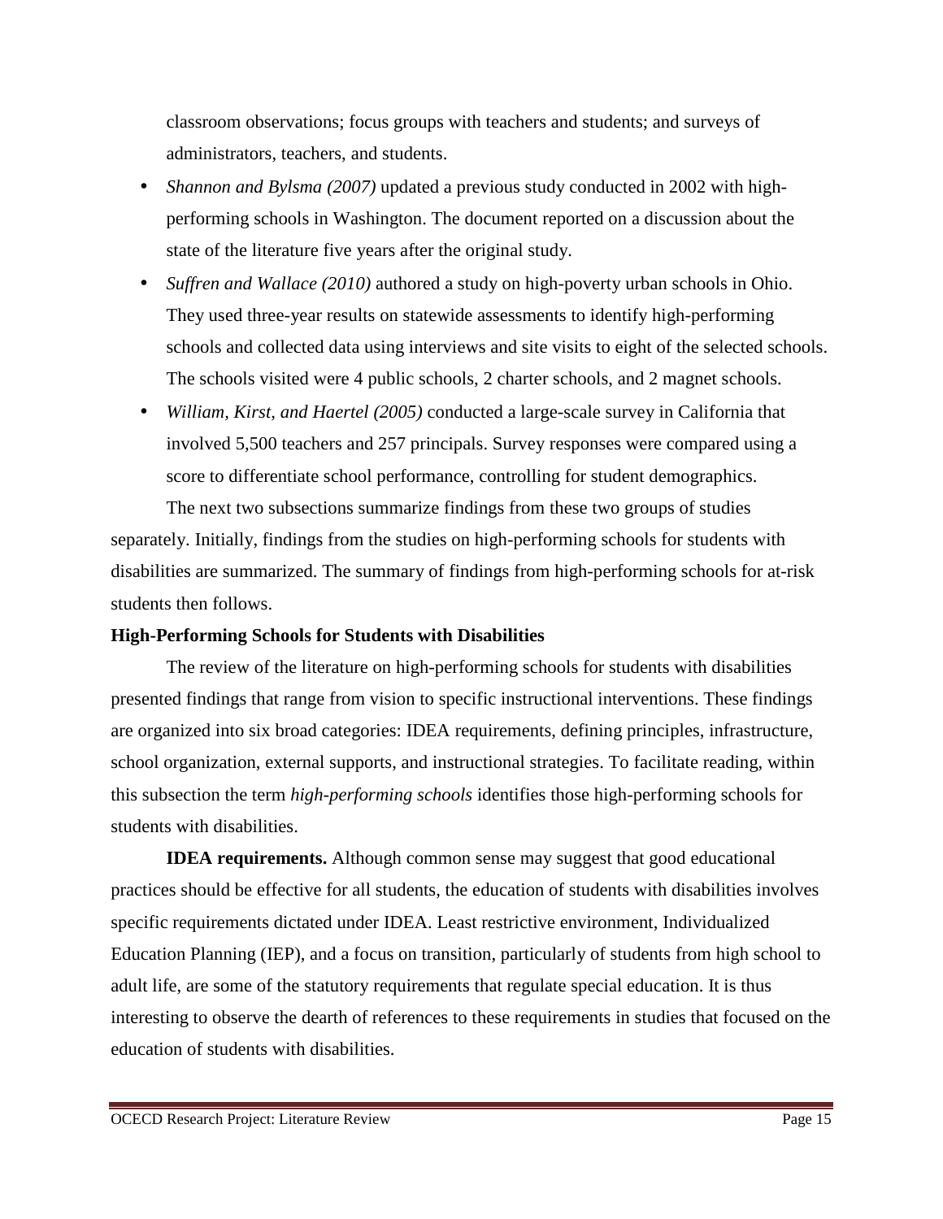classroom observations; focus groups with teachers and students; and surveys of administrators, teachers, and students.

- *Shannon and Bylsma (2007)* updated a previous study conducted in 2002 with high-performing schools in Washington. The document reported on a discussion about the state of the literature five years after the original study.
- *Suffren and Wallace (2010)* authored a study on high-poverty urban schools in Ohio. They used three-year results on statewide assessments to identify high-performing schools and collected data using interviews and site visits to eight of the selected schools. The schools visited were 4 public schools, 2 charter schools, and 2 magnet schools.
- *William, Kirst, and Haertel (2005)* conducted a large-scale survey in California that involved 5,500 teachers and 257 principals. Survey responses were compared using a score to differentiate school performance, controlling for student demographics.

The next two subsections summarize findings from these two groups of studies separately. Initially, findings from the studies on high-performing schools for students with disabilities are summarized. The summary of findings from high-performing schools for at-risk students then follows.

### High-Performing Schools for Students with Disabilities

The review of the literature on high-performing schools for students with disabilities presented findings that range from vision to specific instructional interventions. These findings are organized into six broad categories: IDEA requirements, defining principles, infrastructure, school organization, external supports, and instructional strategies. To facilitate reading, within this subsection the term *high-performing schools* identifies those high-performing schools for students with disabilities.

**IDEA requirements.** Although common sense may suggest that good educational practices should be effective for all students, the education of students with disabilities involves specific requirements dictated under IDEA. Least restrictive environment, Individualized Education Planning (IEP), and a focus on transition, particularly of students from high school to adult life, are some of the statutory requirements that regulate special education. It is thus interesting to observe the dearth of references to these requirements in studies that focused on the education of students with disabilities.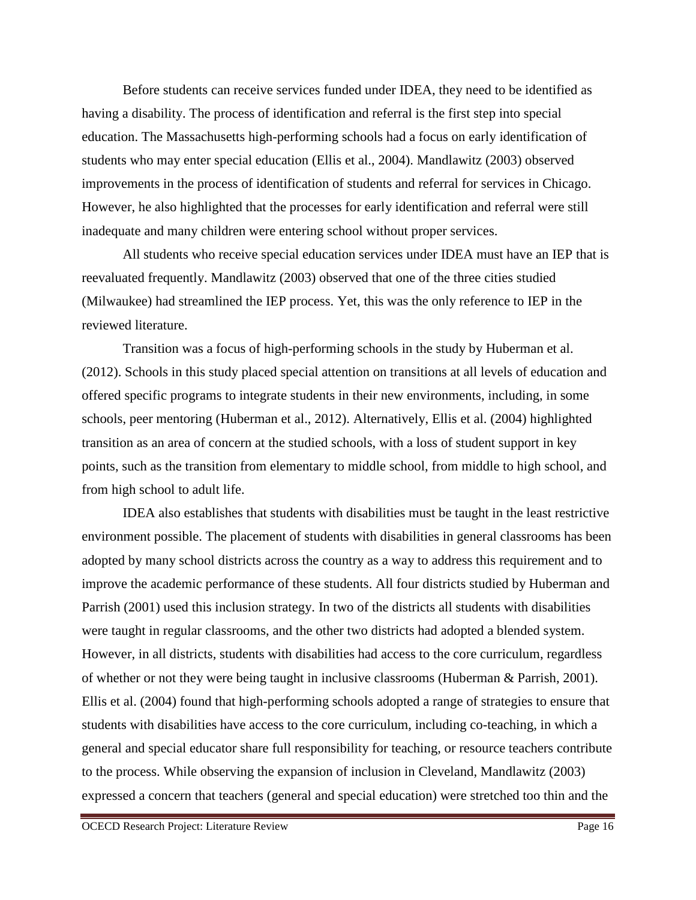Before students can receive services funded under IDEA, they need to be identified as having a disability. The process of identification and referral is the first step into special education. The Massachusetts high-performing schools had a focus on early identification of students who may enter special education (Ellis et al., 2004). Mandlawitz (2003) observed improvements in the process of identification of students and referral for services in Chicago. However, he also highlighted that the processes for early identification and referral were still inadequate and many children were entering school without proper services.

All students who receive special education services under IDEA must have an IEP that is reevaluated frequently. Mandlawitz (2003) observed that one of the three cities studied (Milwaukee) had streamlined the IEP process. Yet, this was the only reference to IEP in the reviewed literature.

Transition was a focus of high-performing schools in the study by Huberman et al. (2012). Schools in this study placed special attention on transitions at all levels of education and offered specific programs to integrate students in their new environments, including, in some schools, peer mentoring (Huberman et al., 2012). Alternatively, Ellis et al. (2004) highlighted transition as an area of concern at the studied schools, with a loss of student support in key points, such as the transition from elementary to middle school, from middle to high school, and from high school to adult life.

IDEA also establishes that students with disabilities must be taught in the least restrictive environment possible. The placement of students with disabilities in general classrooms has been adopted by many school districts across the country as a way to address this requirement and to improve the academic performance of these students. All four districts studied by Huberman and Parrish (2001) used this inclusion strategy. In two of the districts all students with disabilities were taught in regular classrooms, and the other two districts had adopted a blended system. However, in all districts, students with disabilities had access to the core curriculum, regardless of whether or not they were being taught in inclusive classrooms (Huberman & Parrish, 2001). Ellis et al. (2004) found that high-performing schools adopted a range of strategies to ensure that students with disabilities have access to the core curriculum, including co-teaching, in which a general and special educator share full responsibility for teaching, or resource teachers contribute to the process. While observing the expansion of inclusion in Cleveland, Mandlawitz (2003) expressed a concern that teachers (general and special education) were stretched too thin and the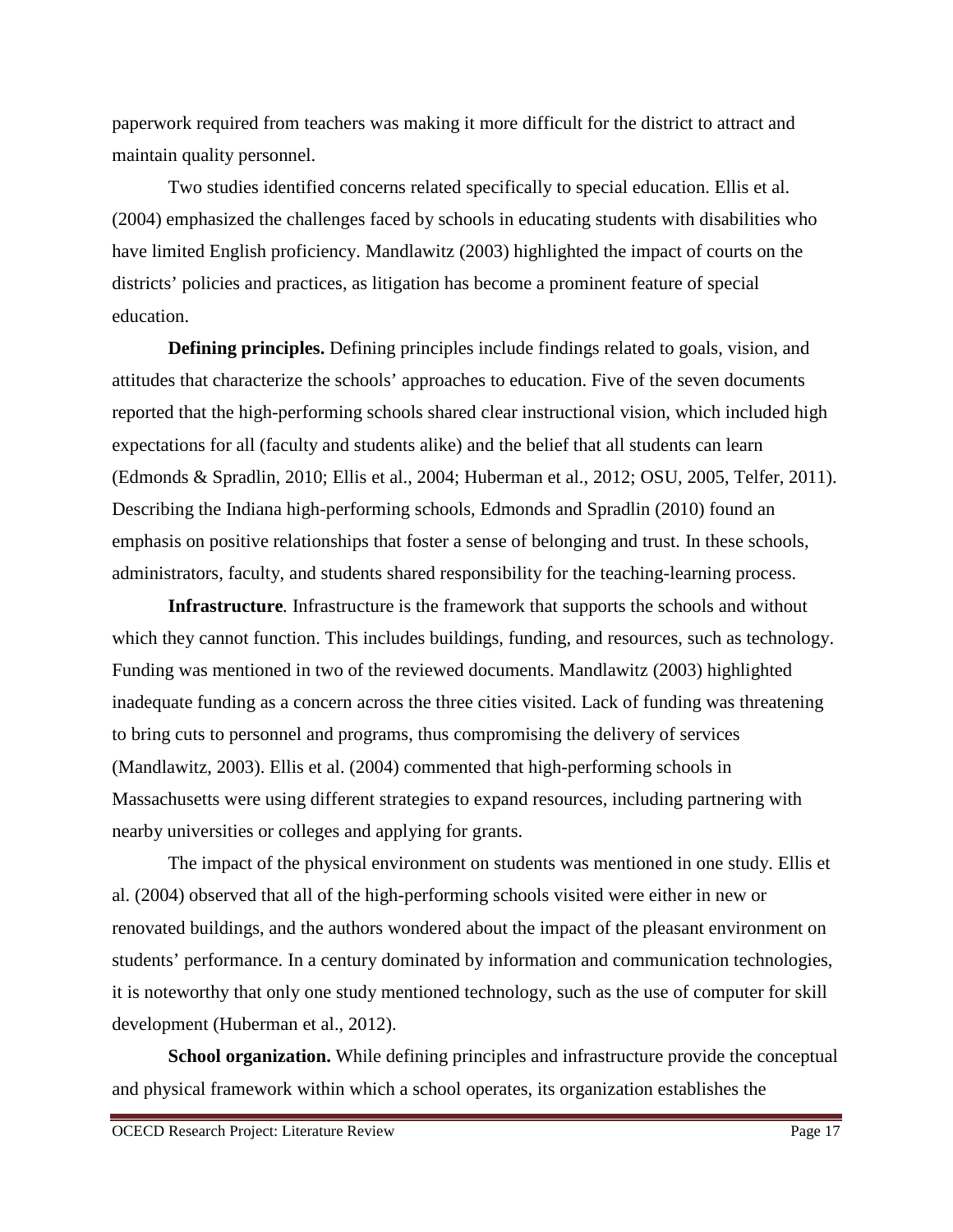paperwork required from teachers was making it more difficult for the district to attract and maintain quality personnel.

Two studies identified concerns related specifically to special education. Ellis et al. (2004) emphasized the challenges faced by schools in educating students with disabilities who have limited English proficiency. Mandlawitz (2003) highlighted the impact of courts on the districts' policies and practices, as litigation has become a prominent feature of special education.

**Defining principles.** Defining principles include findings related to goals, vision, and attitudes that characterize the schools' approaches to education. Five of the seven documents reported that the high-performing schools shared clear instructional vision, which included high expectations for all (faculty and students alike) and the belief that all students can learn (Edmonds & Spradlin, 2010; Ellis et al., 2004; Huberman et al., 2012; OSU, 2005, Telfer, 2011). Describing the Indiana high-performing schools, Edmonds and Spradlin (2010) found an emphasis on positive relationships that foster a sense of belonging and trust. In these schools, administrators, faculty, and students shared responsibility for the teaching-learning process.

**Infrastructure***.* Infrastructure is the framework that supports the schools and without which they cannot function. This includes buildings, funding, and resources, such as technology. Funding was mentioned in two of the reviewed documents. Mandlawitz (2003) highlighted inadequate funding as a concern across the three cities visited. Lack of funding was threatening to bring cuts to personnel and programs, thus compromising the delivery of services (Mandlawitz, 2003). Ellis et al. (2004) commented that high-performing schools in Massachusetts were using different strategies to expand resources, including partnering with nearby universities or colleges and applying for grants.

The impact of the physical environment on students was mentioned in one study. Ellis et al. (2004) observed that all of the high-performing schools visited were either in new or renovated buildings, and the authors wondered about the impact of the pleasant environment on students' performance. In a century dominated by information and communication technologies, it is noteworthy that only one study mentioned technology, such as the use of computer for skill development (Huberman et al., 2012).

**School organization.** While defining principles and infrastructure provide the conceptual and physical framework within which a school operates, its organization establishes the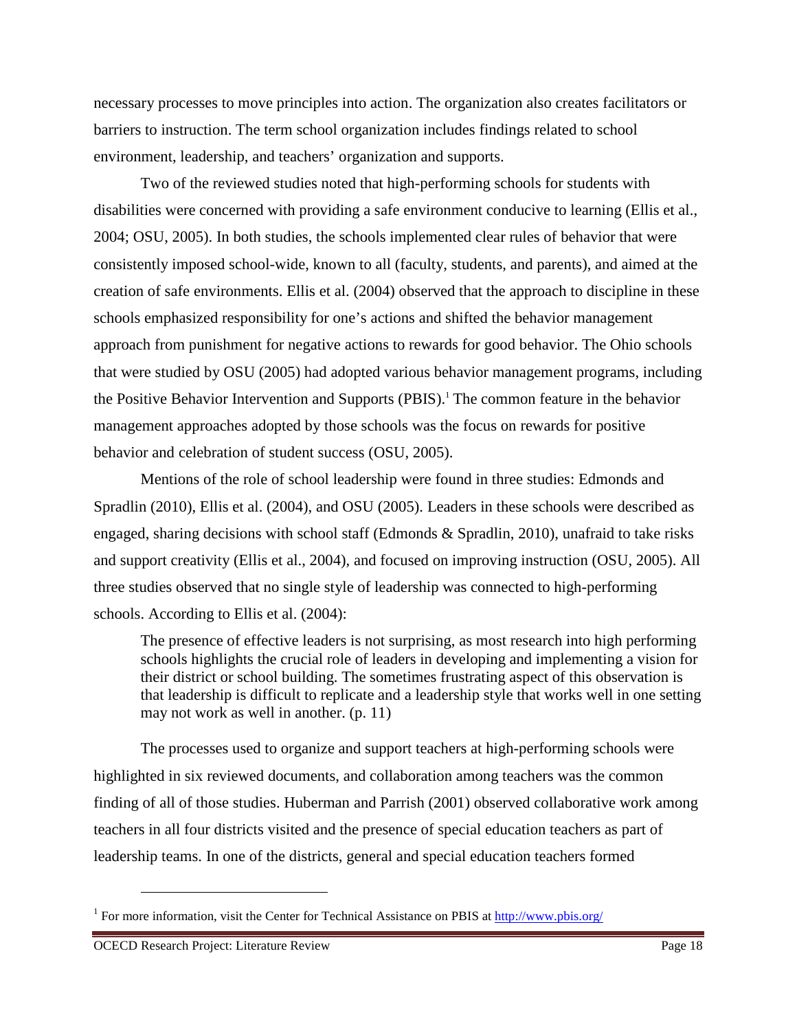necessary processes to move principles into action. The organization also creates facilitators or barriers to instruction. The term school organization includes findings related to school environment, leadership, and teachers' organization and supports.

Two of the reviewed studies noted that high-performing schools for students with disabilities were concerned with providing a safe environment conducive to learning (Ellis et al., 2004; OSU, 2005). In both studies, the schools implemented clear rules of behavior that were consistently imposed school-wide, known to all (faculty, students, and parents), and aimed at the creation of safe environments. Ellis et al. (2004) observed that the approach to discipline in these schools emphasized responsibility for one's actions and shifted the behavior management approach from punishment for negative actions to rewards for good behavior. The Ohio schools that were studied by OSU (2005) had adopted various behavior management programs, including the Positive Behavior Intervention and Supports (PBIS).[1] The common feature in the behavior management approaches adopted by those schools was the focus on rewards for positive behavior and celebration of student success (OSU, 2005).

Mentions of the role of school leadership were found in three studies: Edmonds and Spradlin (2010), Ellis et al. (2004), and OSU (2005). Leaders in these schools were described as engaged, sharing decisions with school staff (Edmonds & Spradlin, 2010), unafraid to take risks and support creativity (Ellis et al., 2004), and focused on improving instruction (OSU, 2005). All three studies observed that no single style of leadership was connected to high-performing schools. According to Ellis et al. (2004):

> The presence of effective leaders is not surprising, as most research into high performing schools highlights the crucial role of leaders in developing and implementing a vision for their district or school building. The sometimes frustrating aspect of this observation is that leadership is difficult to replicate and a leadership style that works well in one setting may not work as well in another. (p. 11)

The processes used to organize and support teachers at high-performing schools were highlighted in six reviewed documents, and collaboration among teachers was the common finding of all of those studies. Huberman and Parrish (2001) observed collaborative work among teachers in all four districts visited and the presence of special education teachers as part of leadership teams. In one of the districts, general and special education teachers formed

---

[1] For more information, visit the Center for Technical Assistance on PBIS at http://www.pbis.org/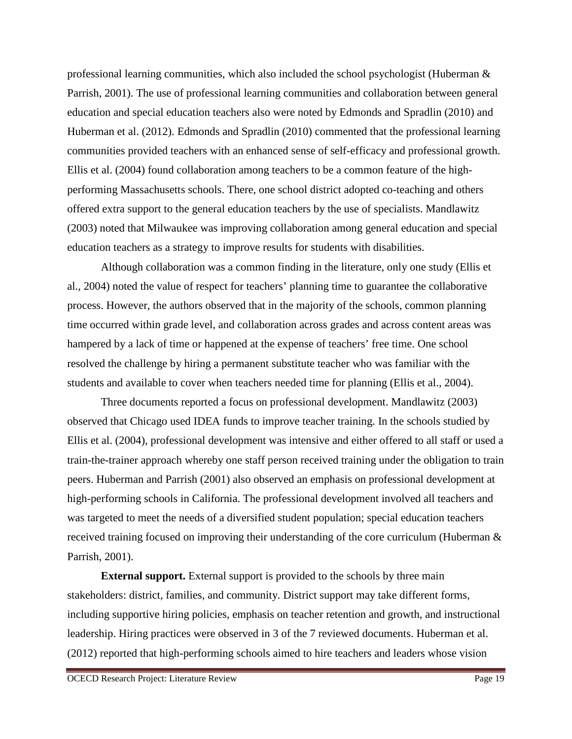professional learning communities, which also included the school psychologist (Huberman & Parrish, 2001). The use of professional learning communities and collaboration between general education and special education teachers also were noted by Edmonds and Spradlin (2010) and Huberman et al. (2012). Edmonds and Spradlin (2010) commented that the professional learning communities provided teachers with an enhanced sense of self-efficacy and professional growth. Ellis et al. (2004) found collaboration among teachers to be a common feature of the high-performing Massachusetts schools. There, one school district adopted co-teaching and others offered extra support to the general education teachers by the use of specialists. Mandlawitz (2003) noted that Milwaukee was improving collaboration among general education and special education teachers as a strategy to improve results for students with disabilities.

Although collaboration was a common finding in the literature, only one study (Ellis et al., 2004) noted the value of respect for teachers' planning time to guarantee the collaborative process. However, the authors observed that in the majority of the schools, common planning time occurred within grade level, and collaboration across grades and across content areas was hampered by a lack of time or happened at the expense of teachers' free time. One school resolved the challenge by hiring a permanent substitute teacher who was familiar with the students and available to cover when teachers needed time for planning (Ellis et al., 2004).

Three documents reported a focus on professional development. Mandlawitz (2003) observed that Chicago used IDEA funds to improve teacher training. In the schools studied by Ellis et al. (2004), professional development was intensive and either offered to all staff or used a train-the-trainer approach whereby one staff person received training under the obligation to train peers. Huberman and Parrish (2001) also observed an emphasis on professional development at high-performing schools in California. The professional development involved all teachers and was targeted to meet the needs of a diversified student population; special education teachers received training focused on improving their understanding of the core curriculum (Huberman & Parrish, 2001).

**External support.** External support is provided to the schools by three main stakeholders: district, families, and community. District support may take different forms, including supportive hiring policies, emphasis on teacher retention and growth, and instructional leadership. Hiring practices were observed in 3 of the 7 reviewed documents. Huberman et al. (2012) reported that high-performing schools aimed to hire teachers and leaders whose vision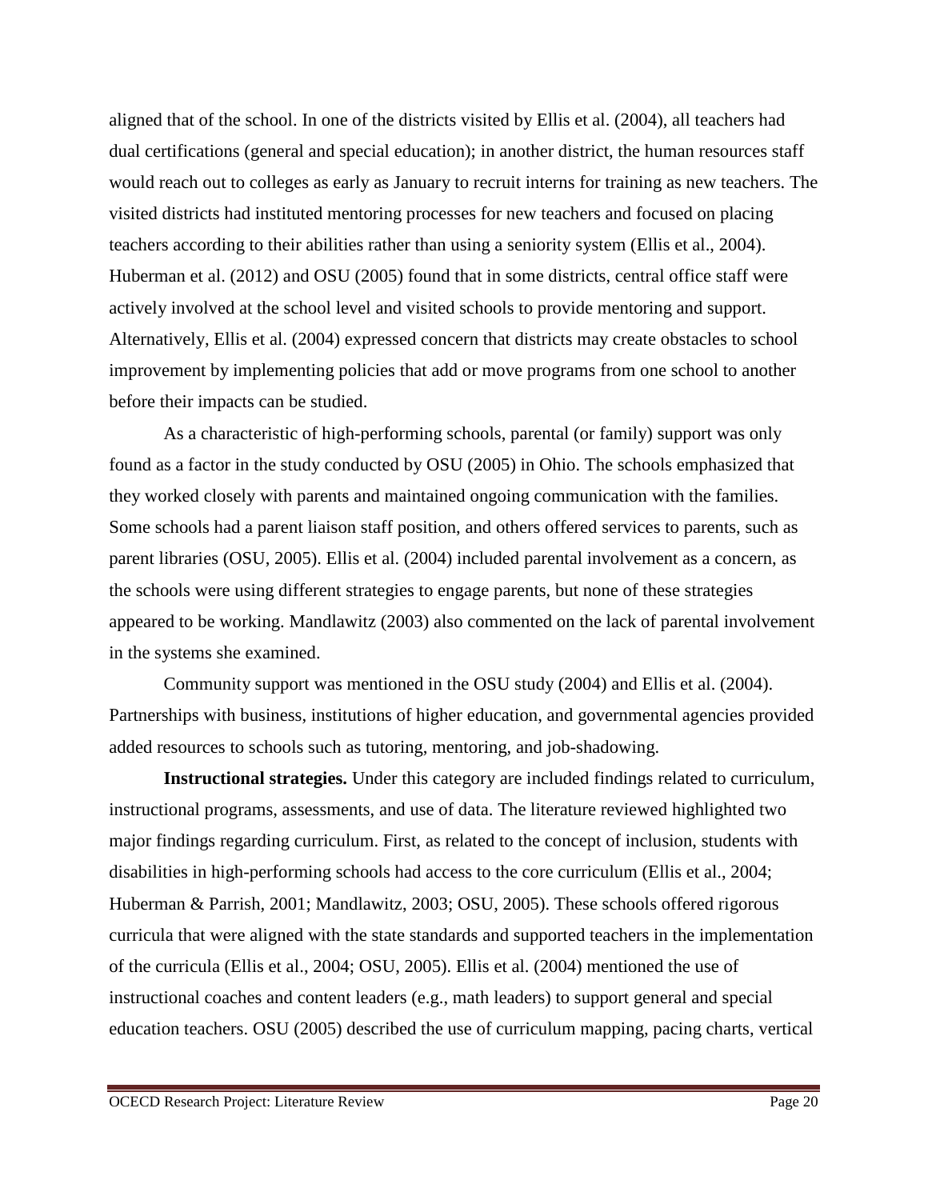aligned that of the school. In one of the districts visited by Ellis et al. (2004), all teachers had dual certifications (general and special education); in another district, the human resources staff would reach out to colleges as early as January to recruit interns for training as new teachers. The visited districts had instituted mentoring processes for new teachers and focused on placing teachers according to their abilities rather than using a seniority system (Ellis et al., 2004). Huberman et al. (2012) and OSU (2005) found that in some districts, central office staff were actively involved at the school level and visited schools to provide mentoring and support. Alternatively, Ellis et al. (2004) expressed concern that districts may create obstacles to school improvement by implementing policies that add or move programs from one school to another before their impacts can be studied.

As a characteristic of high-performing schools, parental (or family) support was only found as a factor in the study conducted by OSU (2005) in Ohio. The schools emphasized that they worked closely with parents and maintained ongoing communication with the families. Some schools had a parent liaison staff position, and others offered services to parents, such as parent libraries (OSU, 2005). Ellis et al. (2004) included parental involvement as a concern, as the schools were using different strategies to engage parents, but none of these strategies appeared to be working. Mandlawitz (2003) also commented on the lack of parental involvement in the systems she examined.

Community support was mentioned in the OSU study (2004) and Ellis et al. (2004). Partnerships with business, institutions of higher education, and governmental agencies provided added resources to schools such as tutoring, mentoring, and job-shadowing.

**Instructional strategies.** Under this category are included findings related to curriculum, instructional programs, assessments, and use of data. The literature reviewed highlighted two major findings regarding curriculum. First, as related to the concept of inclusion, students with disabilities in high-performing schools had access to the core curriculum (Ellis et al., 2004; Huberman & Parrish, 2001; Mandlawitz, 2003; OSU, 2005). These schools offered rigorous curricula that were aligned with the state standards and supported teachers in the implementation of the curricula (Ellis et al., 2004; OSU, 2005). Ellis et al. (2004) mentioned the use of instructional coaches and content leaders (e.g., math leaders) to support general and special education teachers. OSU (2005) described the use of curriculum mapping, pacing charts, vertical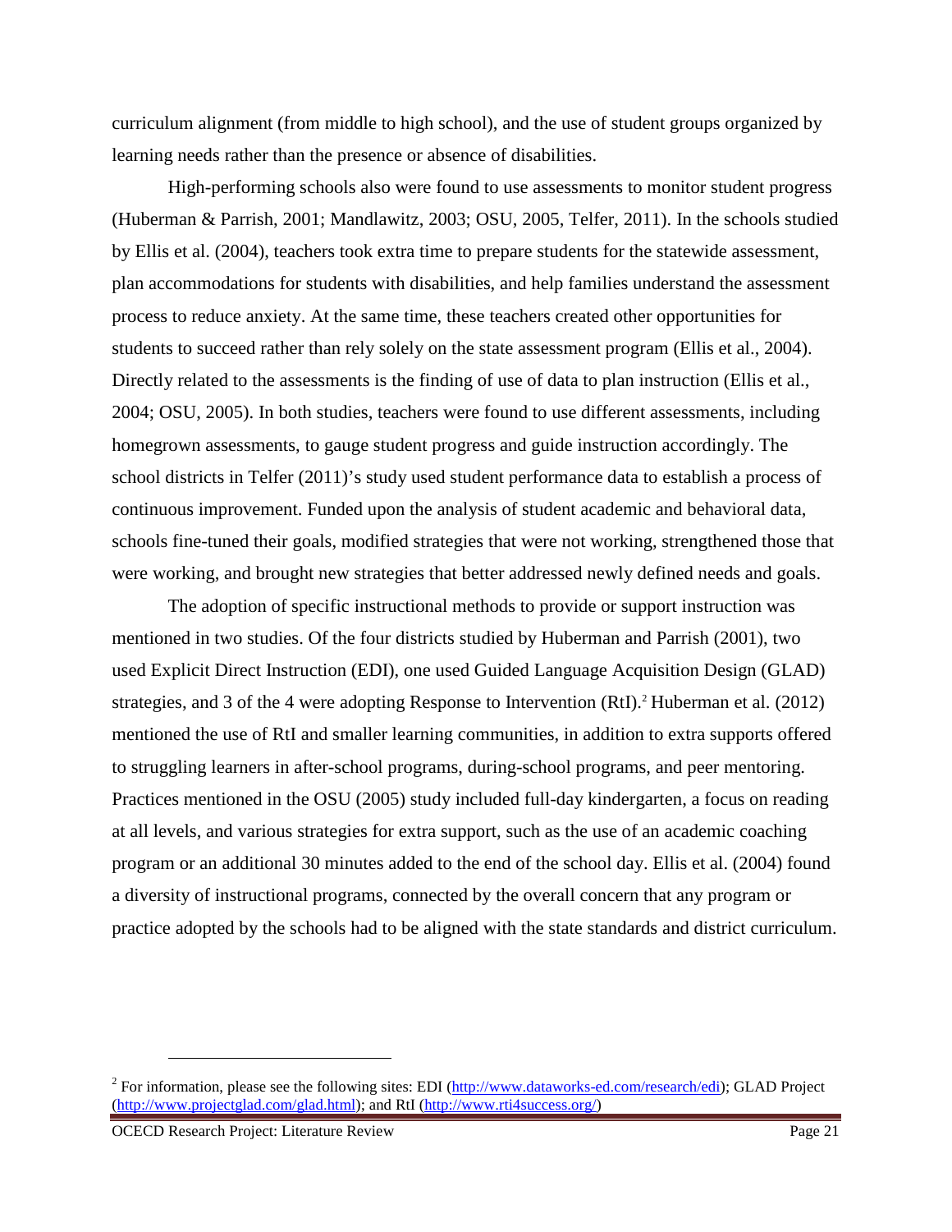curriculum alignment (from middle to high school), and the use of student groups organized by learning needs rather than the presence or absence of disabilities.

High-performing schools also were found to use assessments to monitor student progress (Huberman & Parrish, 2001; Mandlawitz, 2003; OSU, 2005, Telfer, 2011). In the schools studied by Ellis et al. (2004), teachers took extra time to prepare students for the statewide assessment, plan accommodations for students with disabilities, and help families understand the assessment process to reduce anxiety. At the same time, these teachers created other opportunities for students to succeed rather than rely solely on the state assessment program (Ellis et al., 2004). Directly related to the assessments is the finding of use of data to plan instruction (Ellis et al., 2004; OSU, 2005). In both studies, teachers were found to use different assessments, including homegrown assessments, to gauge student progress and guide instruction accordingly. The school districts in Telfer (2011)'s study used student performance data to establish a process of continuous improvement. Funded upon the analysis of student academic and behavioral data, schools fine-tuned their goals, modified strategies that were not working, strengthened those that were working, and brought new strategies that better addressed newly defined needs and goals.

The adoption of specific instructional methods to provide or support instruction was mentioned in two studies. Of the four districts studied by Huberman and Parrish (2001), two used Explicit Direct Instruction (EDI), one used Guided Language Acquisition Design (GLAD) strategies, and 3 of the 4 were adopting Response to Intervention (RtI).[2] Huberman et al. (2012) mentioned the use of RtI and smaller learning communities, in addition to extra supports offered to struggling learners in after-school programs, during-school programs, and peer mentoring. Practices mentioned in the OSU (2005) study included full-day kindergarten, a focus on reading at all levels, and various strategies for extra support, such as the use of an academic coaching program or an additional 30 minutes added to the end of the school day. Ellis et al. (2004) found a diversity of instructional programs, connected by the overall concern that any program or practice adopted by the schools had to be aligned with the state standards and district curriculum.

---

[2] For information, please see the following sites: EDI (http://www.dataworks-ed.com/research/edi); GLAD Project (http://www.projectglad.com/glad.html); and RtI (http://www.rti4success.org/)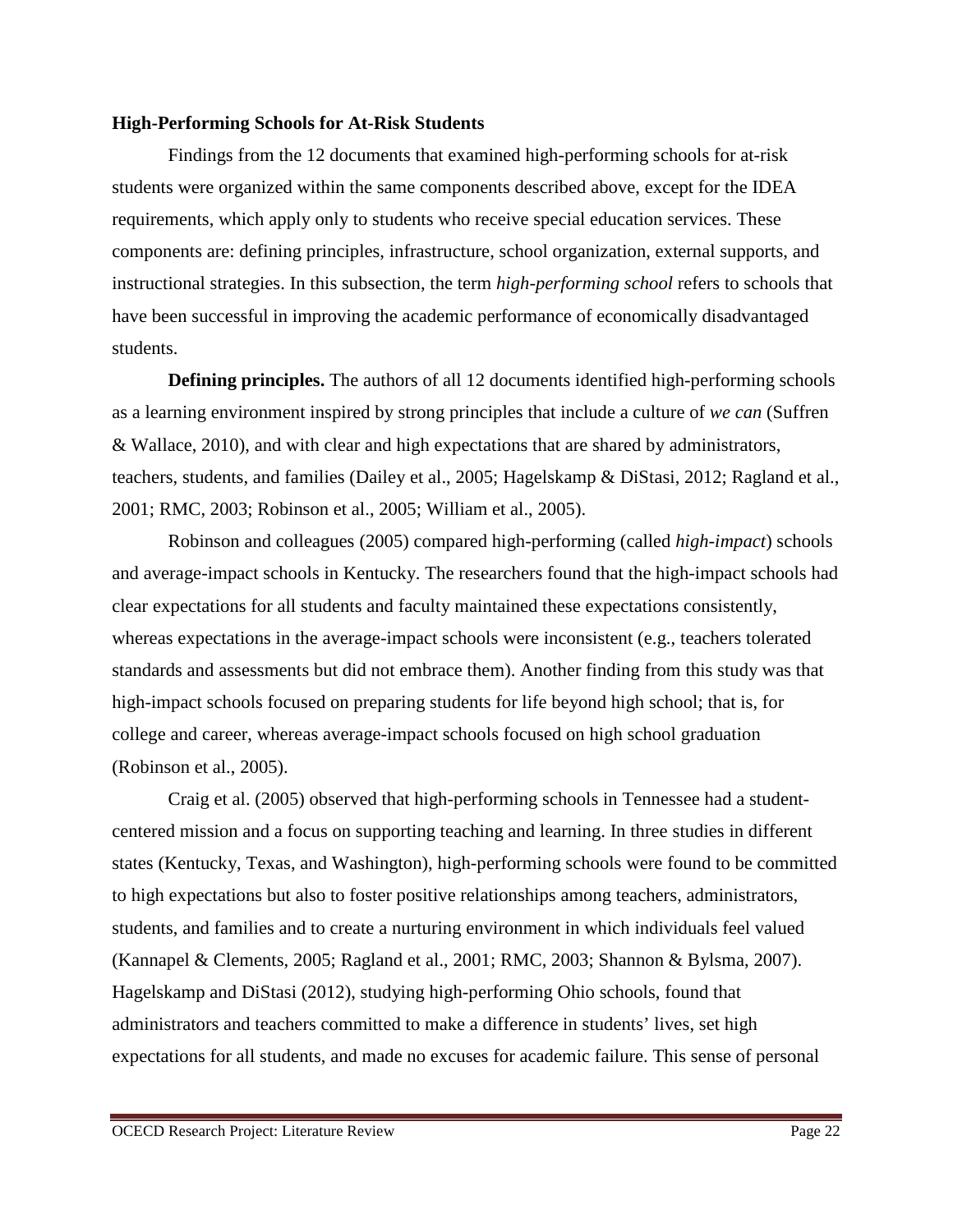### High-Performing Schools for At-Risk Students

Findings from the 12 documents that examined high-performing schools for at-risk students were organized within the same components described above, except for the IDEA requirements, which apply only to students who receive special education services. These components are: defining principles, infrastructure, school organization, external supports, and instructional strategies. In this subsection, the term *high-performing school* refers to schools that have been successful in improving the academic performance of economically disadvantaged students.

**Defining principles.** The authors of all 12 documents identified high-performing schools as a learning environment inspired by strong principles that include a culture of *we can* (Suffren & Wallace, 2010), and with clear and high expectations that are shared by administrators, teachers, students, and families (Dailey et al., 2005; Hagelskamp & DiStasi, 2012; Ragland et al., 2001; RMC, 2003; Robinson et al., 2005; William et al., 2005).

Robinson and colleagues (2005) compared high-performing (called *high-impact*) schools and average-impact schools in Kentucky. The researchers found that the high-impact schools had clear expectations for all students and faculty maintained these expectations consistently, whereas expectations in the average-impact schools were inconsistent (e.g., teachers tolerated standards and assessments but did not embrace them). Another finding from this study was that high-impact schools focused on preparing students for life beyond high school; that is, for college and career, whereas average-impact schools focused on high school graduation (Robinson et al., 2005).

Craig et al. (2005) observed that high-performing schools in Tennessee had a student-centered mission and a focus on supporting teaching and learning. In three studies in different states (Kentucky, Texas, and Washington), high-performing schools were found to be committed to high expectations but also to foster positive relationships among teachers, administrators, students, and families and to create a nurturing environment in which individuals feel valued (Kannapel & Clements, 2005; Ragland et al., 2001; RMC, 2003; Shannon & Bylsma, 2007). Hagelskamp and DiStasi (2012), studying high-performing Ohio schools, found that administrators and teachers committed to make a difference in students' lives, set high expectations for all students, and made no excuses for academic failure. This sense of personal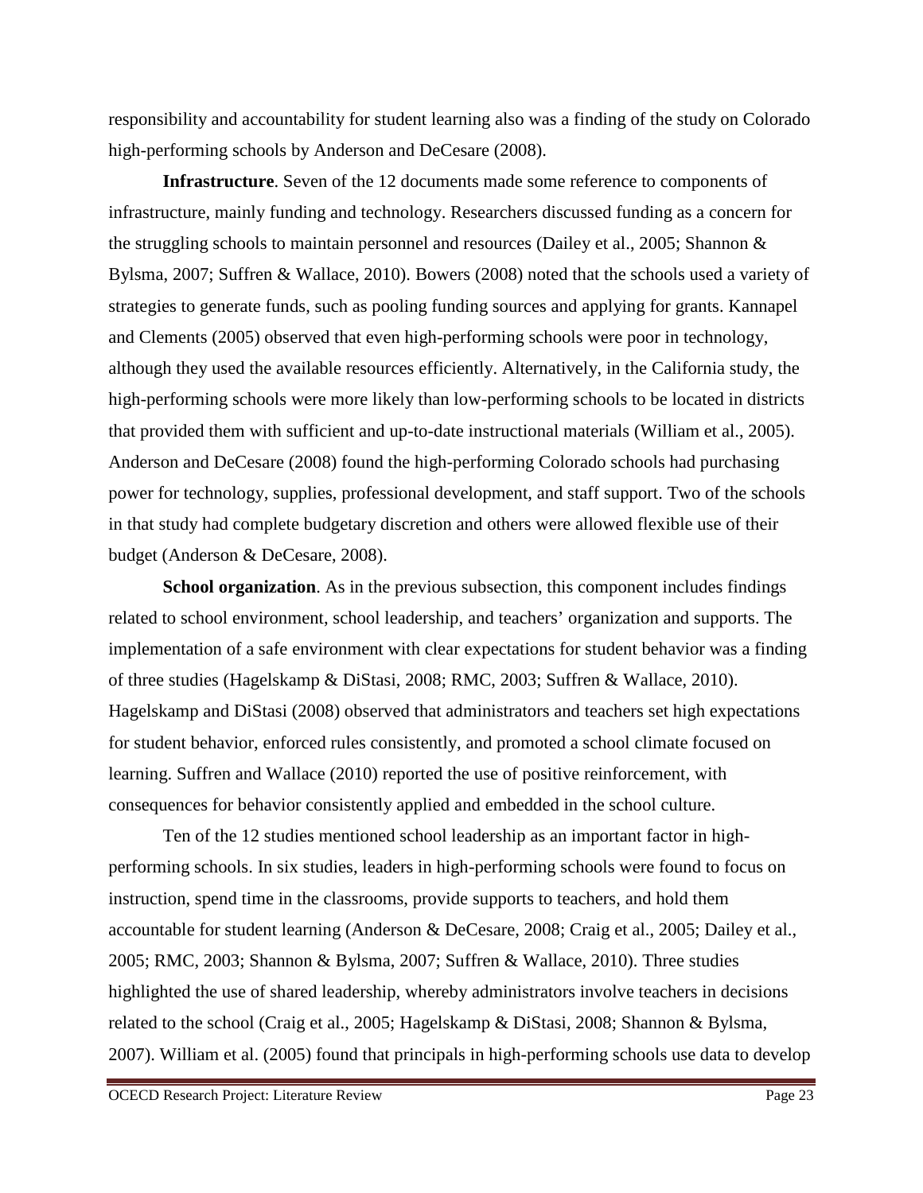responsibility and accountability for student learning also was a finding of the study on Colorado high-performing schools by Anderson and DeCesare (2008).

**Infrastructure**. Seven of the 12 documents made some reference to components of infrastructure, mainly funding and technology. Researchers discussed funding as a concern for the struggling schools to maintain personnel and resources (Dailey et al., 2005; Shannon & Bylsma, 2007; Suffren & Wallace, 2010). Bowers (2008) noted that the schools used a variety of strategies to generate funds, such as pooling funding sources and applying for grants. Kannapel and Clements (2005) observed that even high-performing schools were poor in technology, although they used the available resources efficiently. Alternatively, in the California study, the high-performing schools were more likely than low-performing schools to be located in districts that provided them with sufficient and up-to-date instructional materials (William et al., 2005). Anderson and DeCesare (2008) found the high-performing Colorado schools had purchasing power for technology, supplies, professional development, and staff support. Two of the schools in that study had complete budgetary discretion and others were allowed flexible use of their budget (Anderson & DeCesare, 2008).

**School organization**. As in the previous subsection, this component includes findings related to school environment, school leadership, and teachers' organization and supports. The implementation of a safe environment with clear expectations for student behavior was a finding of three studies (Hagelskamp & DiStasi, 2008; RMC, 2003; Suffren & Wallace, 2010). Hagelskamp and DiStasi (2008) observed that administrators and teachers set high expectations for student behavior, enforced rules consistently, and promoted a school climate focused on learning. Suffren and Wallace (2010) reported the use of positive reinforcement, with consequences for behavior consistently applied and embedded in the school culture.

Ten of the 12 studies mentioned school leadership as an important factor in high-performing schools. In six studies, leaders in high-performing schools were found to focus on instruction, spend time in the classrooms, provide supports to teachers, and hold them accountable for student learning (Anderson & DeCesare, 2008; Craig et al., 2005; Dailey et al., 2005; RMC, 2003; Shannon & Bylsma, 2007; Suffren & Wallace, 2010). Three studies highlighted the use of shared leadership, whereby administrators involve teachers in decisions related to the school (Craig et al., 2005; Hagelskamp & DiStasi, 2008; Shannon & Bylsma, 2007). William et al. (2005) found that principals in high-performing schools use data to develop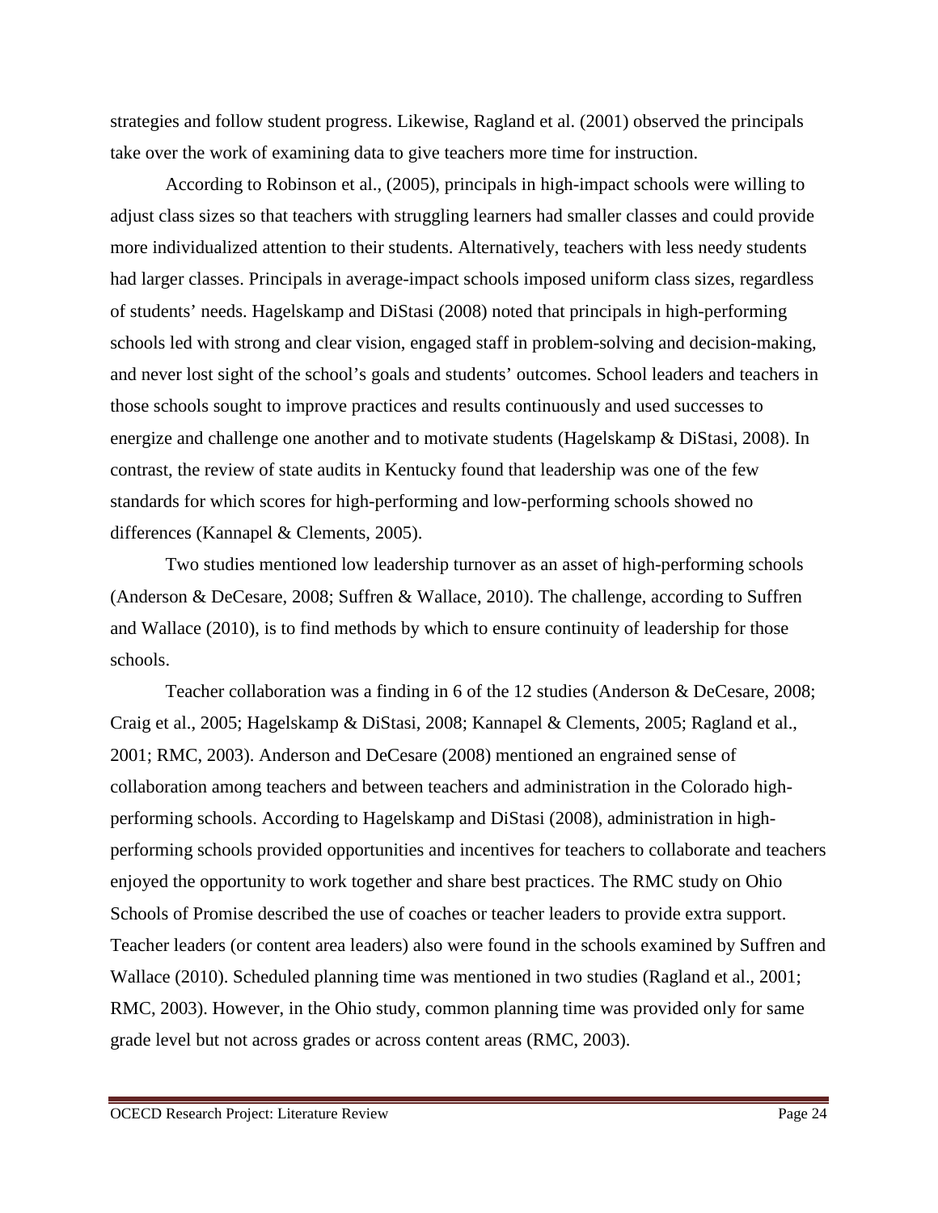strategies and follow student progress. Likewise, Ragland et al. (2001) observed the principals take over the work of examining data to give teachers more time for instruction.

According to Robinson et al., (2005), principals in high-impact schools were willing to adjust class sizes so that teachers with struggling learners had smaller classes and could provide more individualized attention to their students. Alternatively, teachers with less needy students had larger classes. Principals in average-impact schools imposed uniform class sizes, regardless of students' needs. Hagelskamp and DiStasi (2008) noted that principals in high-performing schools led with strong and clear vision, engaged staff in problem-solving and decision-making, and never lost sight of the school's goals and students' outcomes. School leaders and teachers in those schools sought to improve practices and results continuously and used successes to energize and challenge one another and to motivate students (Hagelskamp & DiStasi, 2008). In contrast, the review of state audits in Kentucky found that leadership was one of the few standards for which scores for high-performing and low-performing schools showed no differences (Kannapel & Clements, 2005).

Two studies mentioned low leadership turnover as an asset of high-performing schools (Anderson & DeCesare, 2008; Suffren & Wallace, 2010). The challenge, according to Suffren and Wallace (2010), is to find methods by which to ensure continuity of leadership for those schools.

Teacher collaboration was a finding in 6 of the 12 studies (Anderson & DeCesare, 2008; Craig et al., 2005; Hagelskamp & DiStasi, 2008; Kannapel & Clements, 2005; Ragland et al., 2001; RMC, 2003). Anderson and DeCesare (2008) mentioned an engrained sense of collaboration among teachers and between teachers and administration in the Colorado high-performing schools. According to Hagelskamp and DiStasi (2008), administration in high-performing schools provided opportunities and incentives for teachers to collaborate and teachers enjoyed the opportunity to work together and share best practices. The RMC study on Ohio Schools of Promise described the use of coaches or teacher leaders to provide extra support. Teacher leaders (or content area leaders) also were found in the schools examined by Suffren and Wallace (2010). Scheduled planning time was mentioned in two studies (Ragland et al., 2001; RMC, 2003). However, in the Ohio study, common planning time was provided only for same grade level but not across grades or across content areas (RMC, 2003).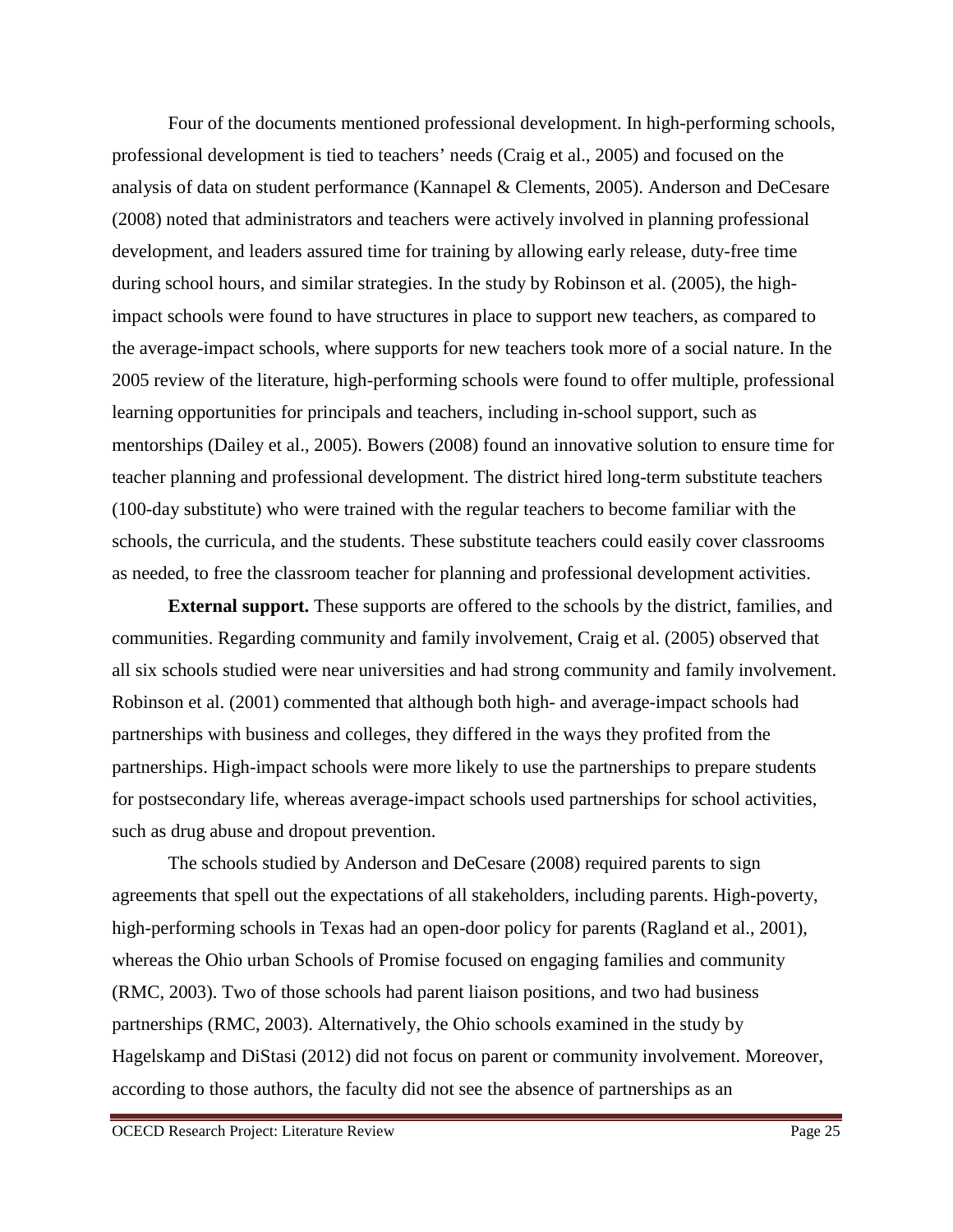Four of the documents mentioned professional development. In high-performing schools, professional development is tied to teachers' needs (Craig et al., 2005) and focused on the analysis of data on student performance (Kannapel & Clements, 2005). Anderson and DeCesare (2008) noted that administrators and teachers were actively involved in planning professional development, and leaders assured time for training by allowing early release, duty-free time during school hours, and similar strategies. In the study by Robinson et al. (2005), the high-impact schools were found to have structures in place to support new teachers, as compared to the average-impact schools, where supports for new teachers took more of a social nature. In the 2005 review of the literature, high-performing schools were found to offer multiple, professional learning opportunities for principals and teachers, including in-school support, such as mentorships (Dailey et al., 2005). Bowers (2008) found an innovative solution to ensure time for teacher planning and professional development. The district hired long-term substitute teachers (100-day substitute) who were trained with the regular teachers to become familiar with the schools, the curricula, and the students. These substitute teachers could easily cover classrooms as needed, to free the classroom teacher for planning and professional development activities.

**External support.** These supports are offered to the schools by the district, families, and communities. Regarding community and family involvement, Craig et al. (2005) observed that all six schools studied were near universities and had strong community and family involvement. Robinson et al. (2001) commented that although both high- and average-impact schools had partnerships with business and colleges, they differed in the ways they profited from the partnerships. High-impact schools were more likely to use the partnerships to prepare students for postsecondary life, whereas average-impact schools used partnerships for school activities, such as drug abuse and dropout prevention.

The schools studied by Anderson and DeCesare (2008) required parents to sign agreements that spell out the expectations of all stakeholders, including parents. High-poverty, high-performing schools in Texas had an open-door policy for parents (Ragland et al., 2001), whereas the Ohio urban Schools of Promise focused on engaging families and community (RMC, 2003). Two of those schools had parent liaison positions, and two had business partnerships (RMC, 2003). Alternatively, the Ohio schools examined in the study by Hagelskamp and DiStasi (2012) did not focus on parent or community involvement. Moreover, according to those authors, the faculty did not see the absence of partnerships as an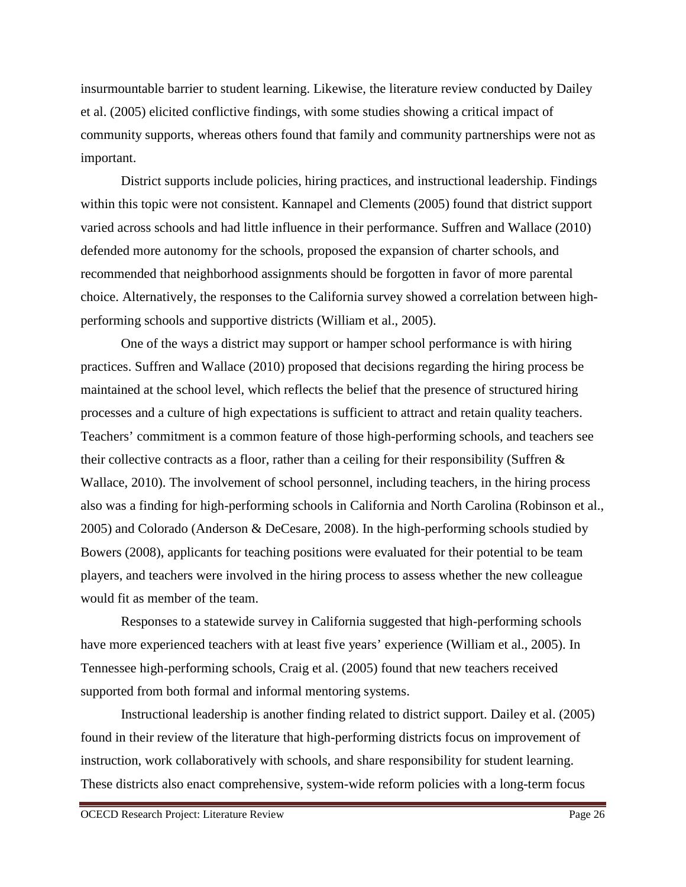insurmountable barrier to student learning. Likewise, the literature review conducted by Dailey et al. (2005) elicited conflictive findings, with some studies showing a critical impact of community supports, whereas others found that family and community partnerships were not as important.

District supports include policies, hiring practices, and instructional leadership. Findings within this topic were not consistent. Kannapel and Clements (2005) found that district support varied across schools and had little influence in their performance. Suffren and Wallace (2010) defended more autonomy for the schools, proposed the expansion of charter schools, and recommended that neighborhood assignments should be forgotten in favor of more parental choice. Alternatively, the responses to the California survey showed a correlation between high-performing schools and supportive districts (William et al., 2005).

One of the ways a district may support or hamper school performance is with hiring practices. Suffren and Wallace (2010) proposed that decisions regarding the hiring process be maintained at the school level, which reflects the belief that the presence of structured hiring processes and a culture of high expectations is sufficient to attract and retain quality teachers. Teachers' commitment is a common feature of those high-performing schools, and teachers see their collective contracts as a floor, rather than a ceiling for their responsibility (Suffren & Wallace, 2010). The involvement of school personnel, including teachers, in the hiring process also was a finding for high-performing schools in California and North Carolina (Robinson et al., 2005) and Colorado (Anderson & DeCesare, 2008). In the high-performing schools studied by Bowers (2008), applicants for teaching positions were evaluated for their potential to be team players, and teachers were involved in the hiring process to assess whether the new colleague would fit as member of the team.

Responses to a statewide survey in California suggested that high-performing schools have more experienced teachers with at least five years' experience (William et al., 2005). In Tennessee high-performing schools, Craig et al. (2005) found that new teachers received supported from both formal and informal mentoring systems.

Instructional leadership is another finding related to district support. Dailey et al. (2005) found in their review of the literature that high-performing districts focus on improvement of instruction, work collaboratively with schools, and share responsibility for student learning. These districts also enact comprehensive, system-wide reform policies with a long-term focus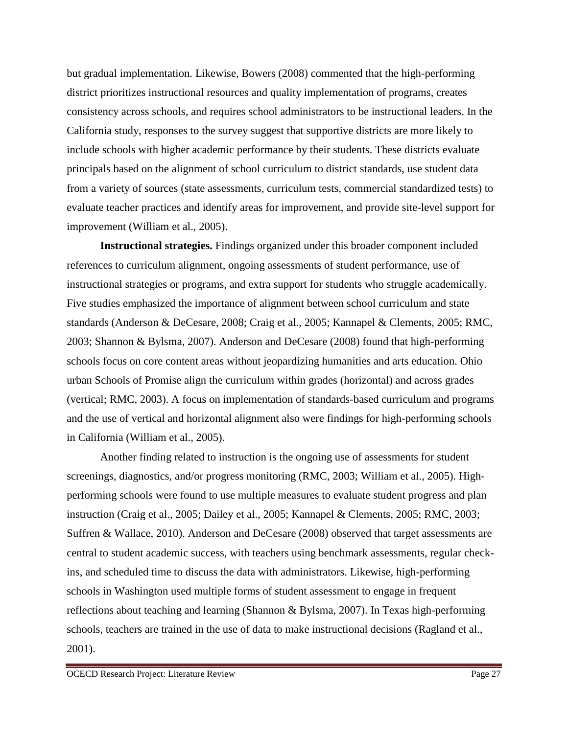but gradual implementation. Likewise, Bowers (2008) commented that the high-performing district prioritizes instructional resources and quality implementation of programs, creates consistency across schools, and requires school administrators to be instructional leaders. In the California study, responses to the survey suggest that supportive districts are more likely to include schools with higher academic performance by their students. These districts evaluate principals based on the alignment of school curriculum to district standards, use student data from a variety of sources (state assessments, curriculum tests, commercial standardized tests) to evaluate teacher practices and identify areas for improvement, and provide site-level support for improvement (William et al., 2005).

**Instructional strategies.** Findings organized under this broader component included references to curriculum alignment, ongoing assessments of student performance, use of instructional strategies or programs, and extra support for students who struggle academically. Five studies emphasized the importance of alignment between school curriculum and state standards (Anderson & DeCesare, 2008; Craig et al., 2005; Kannapel & Clements, 2005; RMC, 2003; Shannon & Bylsma, 2007). Anderson and DeCesare (2008) found that high-performing schools focus on core content areas without jeopardizing humanities and arts education. Ohio urban Schools of Promise align the curriculum within grades (horizontal) and across grades (vertical; RMC, 2003). A focus on implementation of standards-based curriculum and programs and the use of vertical and horizontal alignment also were findings for high-performing schools in California (William et al., 2005).

Another finding related to instruction is the ongoing use of assessments for student screenings, diagnostics, and/or progress monitoring (RMC, 2003; William et al., 2005). High-performing schools were found to use multiple measures to evaluate student progress and plan instruction (Craig et al., 2005; Dailey et al., 2005; Kannapel & Clements, 2005; RMC, 2003; Suffren & Wallace, 2010). Anderson and DeCesare (2008) observed that target assessments are central to student academic success, with teachers using benchmark assessments, regular check-ins, and scheduled time to discuss the data with administrators. Likewise, high-performing schools in Washington used multiple forms of student assessment to engage in frequent reflections about teaching and learning (Shannon & Bylsma, 2007). In Texas high-performing schools, teachers are trained in the use of data to make instructional decisions (Ragland et al., 2001).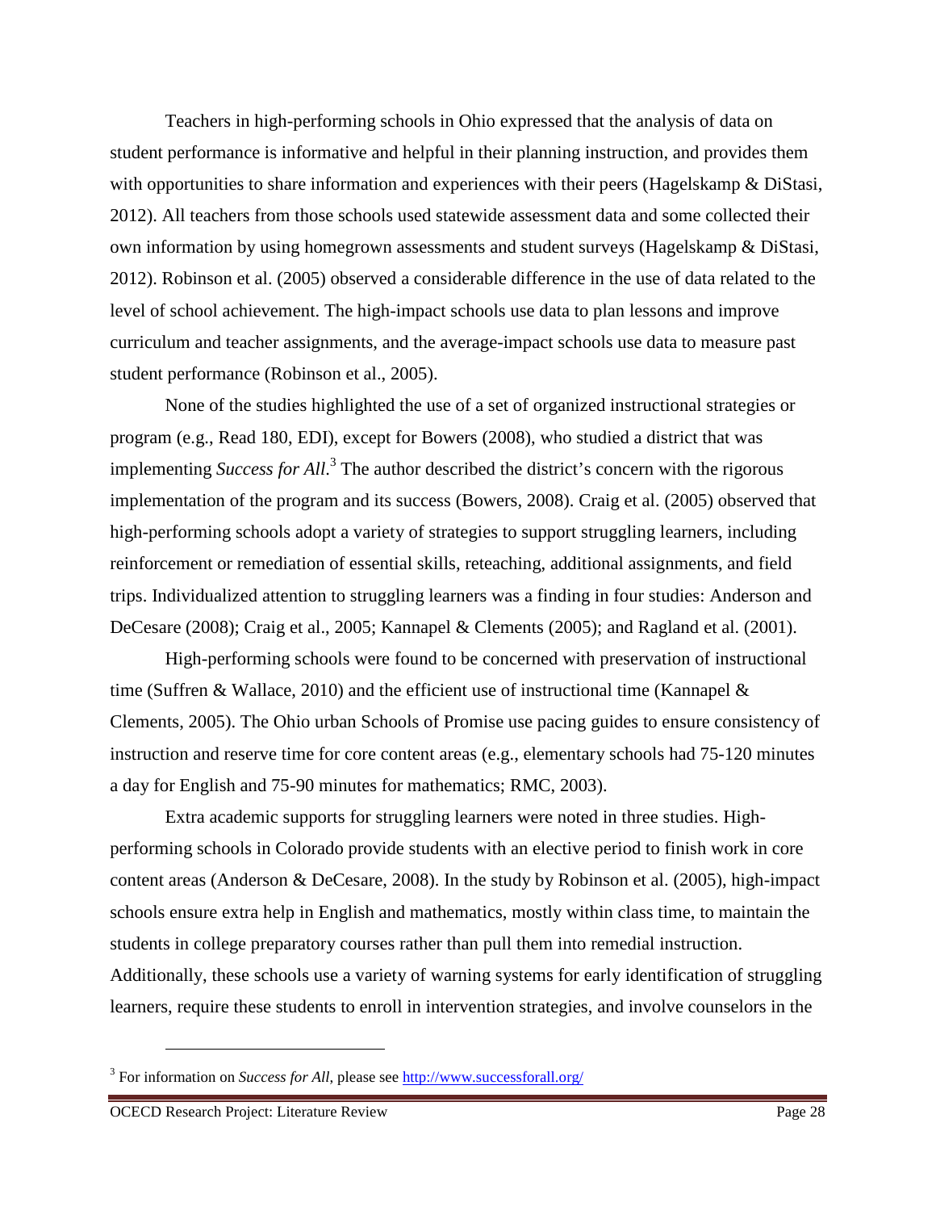Teachers in high-performing schools in Ohio expressed that the analysis of data on student performance is informative and helpful in their planning instruction, and provides them with opportunities to share information and experiences with their peers (Hagelskamp & DiStasi, 2012). All teachers from those schools used statewide assessment data and some collected their own information by using homegrown assessments and student surveys (Hagelskamp & DiStasi, 2012). Robinson et al. (2005) observed a considerable difference in the use of data related to the level of school achievement. The high-impact schools use data to plan lessons and improve curriculum and teacher assignments, and the average-impact schools use data to measure past student performance (Robinson et al., 2005).

None of the studies highlighted the use of a set of organized instructional strategies or program (e.g., Read 180, EDI), except for Bowers (2008), who studied a district that was implementing *Success for All*.[3] The author described the district's concern with the rigorous implementation of the program and its success (Bowers, 2008). Craig et al. (2005) observed that high-performing schools adopt a variety of strategies to support struggling learners, including reinforcement or remediation of essential skills, reteaching, additional assignments, and field trips. Individualized attention to struggling learners was a finding in four studies: Anderson and DeCesare (2008); Craig et al., 2005; Kannapel & Clements (2005); and Ragland et al. (2001).

High-performing schools were found to be concerned with preservation of instructional time (Suffren & Wallace, 2010) and the efficient use of instructional time (Kannapel & Clements, 2005). The Ohio urban Schools of Promise use pacing guides to ensure consistency of instruction and reserve time for core content areas (e.g., elementary schools had 75-120 minutes a day for English and 75-90 minutes for mathematics; RMC, 2003).

Extra academic supports for struggling learners were noted in three studies. High-performing schools in Colorado provide students with an elective period to finish work in core content areas (Anderson & DeCesare, 2008). In the study by Robinson et al. (2005), high-impact schools ensure extra help in English and mathematics, mostly within class time, to maintain the students in college preparatory courses rather than pull them into remedial instruction. Additionally, these schools use a variety of warning systems for early identification of struggling learners, require these students to enroll in intervention strategies, and involve counselors in the

[3] For information on *Success for All*, please see http://www.successforall.org/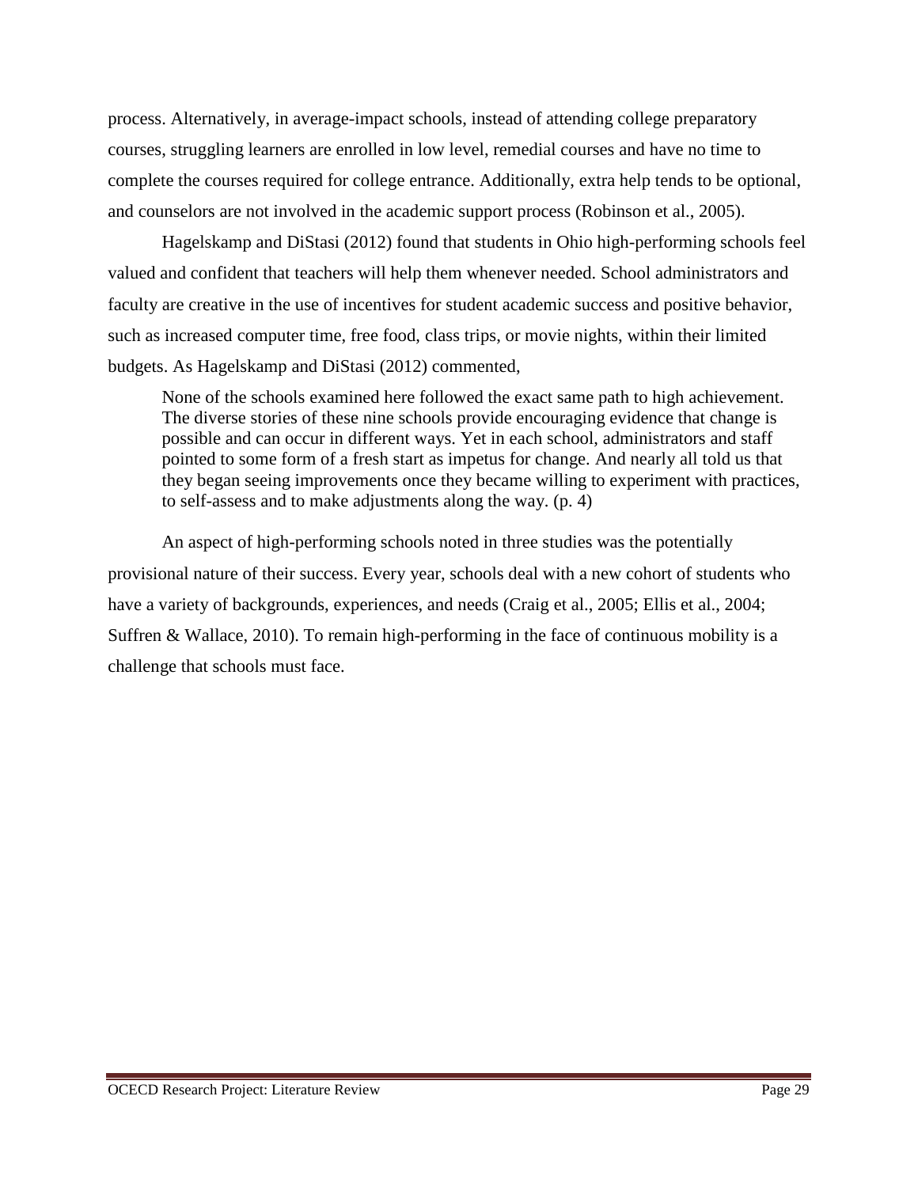process. Alternatively, in average-impact schools, instead of attending college preparatory courses, struggling learners are enrolled in low level, remedial courses and have no time to complete the courses required for college entrance. Additionally, extra help tends to be optional, and counselors are not involved in the academic support process (Robinson et al., 2005).

Hagelskamp and DiStasi (2012) found that students in Ohio high-performing schools feel valued and confident that teachers will help them whenever needed. School administrators and faculty are creative in the use of incentives for student academic success and positive behavior, such as increased computer time, free food, class trips, or movie nights, within their limited budgets. As Hagelskamp and DiStasi (2012) commented,

> None of the schools examined here followed the exact same path to high achievement. The diverse stories of these nine schools provide encouraging evidence that change is possible and can occur in different ways. Yet in each school, administrators and staff pointed to some form of a fresh start as impetus for change. And nearly all told us that they began seeing improvements once they became willing to experiment with practices, to self-assess and to make adjustments along the way. (p. 4)

An aspect of high-performing schools noted in three studies was the potentially provisional nature of their success. Every year, schools deal with a new cohort of students who have a variety of backgrounds, experiences, and needs (Craig et al., 2005; Ellis et al., 2004; Suffren & Wallace, 2010). To remain high-performing in the face of continuous mobility is a challenge that schools must face.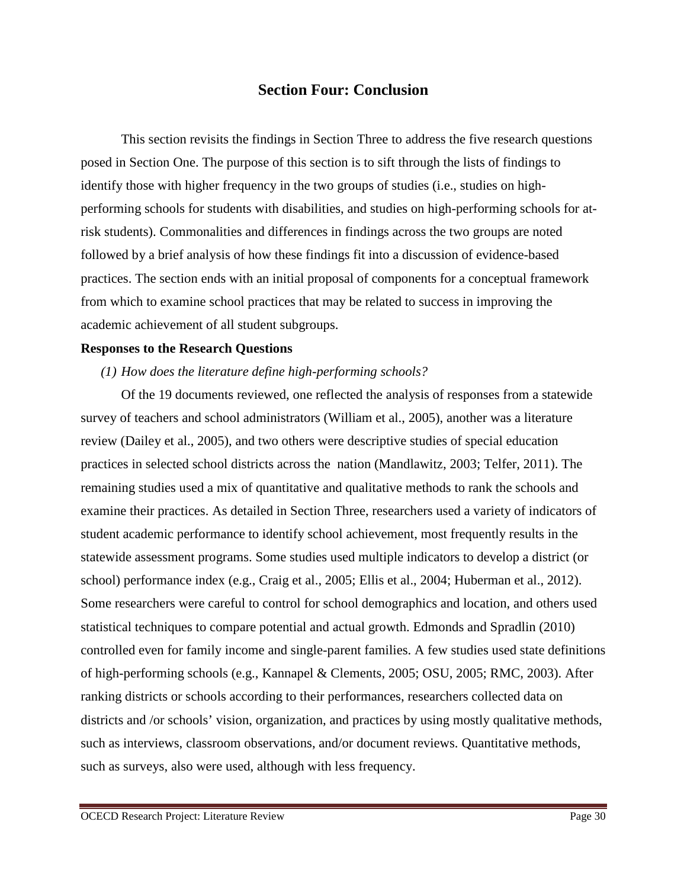## Section Four: Conclusion

This section revisits the findings in Section Three to address the five research questions posed in Section One. The purpose of this section is to sift through the lists of findings to identify those with higher frequency in the two groups of studies (i.e., studies on high-performing schools for students with disabilities, and studies on high-performing schools for at-risk students). Commonalities and differences in findings across the two groups are noted followed by a brief analysis of how these findings fit into a discussion of evidence-based practices. The section ends with an initial proposal of components for a conceptual framework from which to examine school practices that may be related to success in improving the academic achievement of all student subgroups.

**Responses to the Research Questions**

*(1) How does the literature define high-performing schools?*

Of the 19 documents reviewed, one reflected the analysis of responses from a statewide survey of teachers and school administrators (William et al., 2005), another was a literature review (Dailey et al., 2005), and two others were descriptive studies of special education practices in selected school districts across the nation (Mandlawitz, 2003; Telfer, 2011). The remaining studies used a mix of quantitative and qualitative methods to rank the schools and examine their practices. As detailed in Section Three, researchers used a variety of indicators of student academic performance to identify school achievement, most frequently results in the statewide assessment programs. Some studies used multiple indicators to develop a district (or school) performance index (e.g., Craig et al., 2005; Ellis et al., 2004; Huberman et al., 2012). Some researchers were careful to control for school demographics and location, and others used statistical techniques to compare potential and actual growth. Edmonds and Spradlin (2010) controlled even for family income and single-parent families. A few studies used state definitions of high-performing schools (e.g., Kannapel & Clements, 2005; OSU, 2005; RMC, 2003). After ranking districts or schools according to their performances, researchers collected data on districts and /or schools' vision, organization, and practices by using mostly qualitative methods, such as interviews, classroom observations, and/or document reviews. Quantitative methods, such as surveys, also were used, although with less frequency.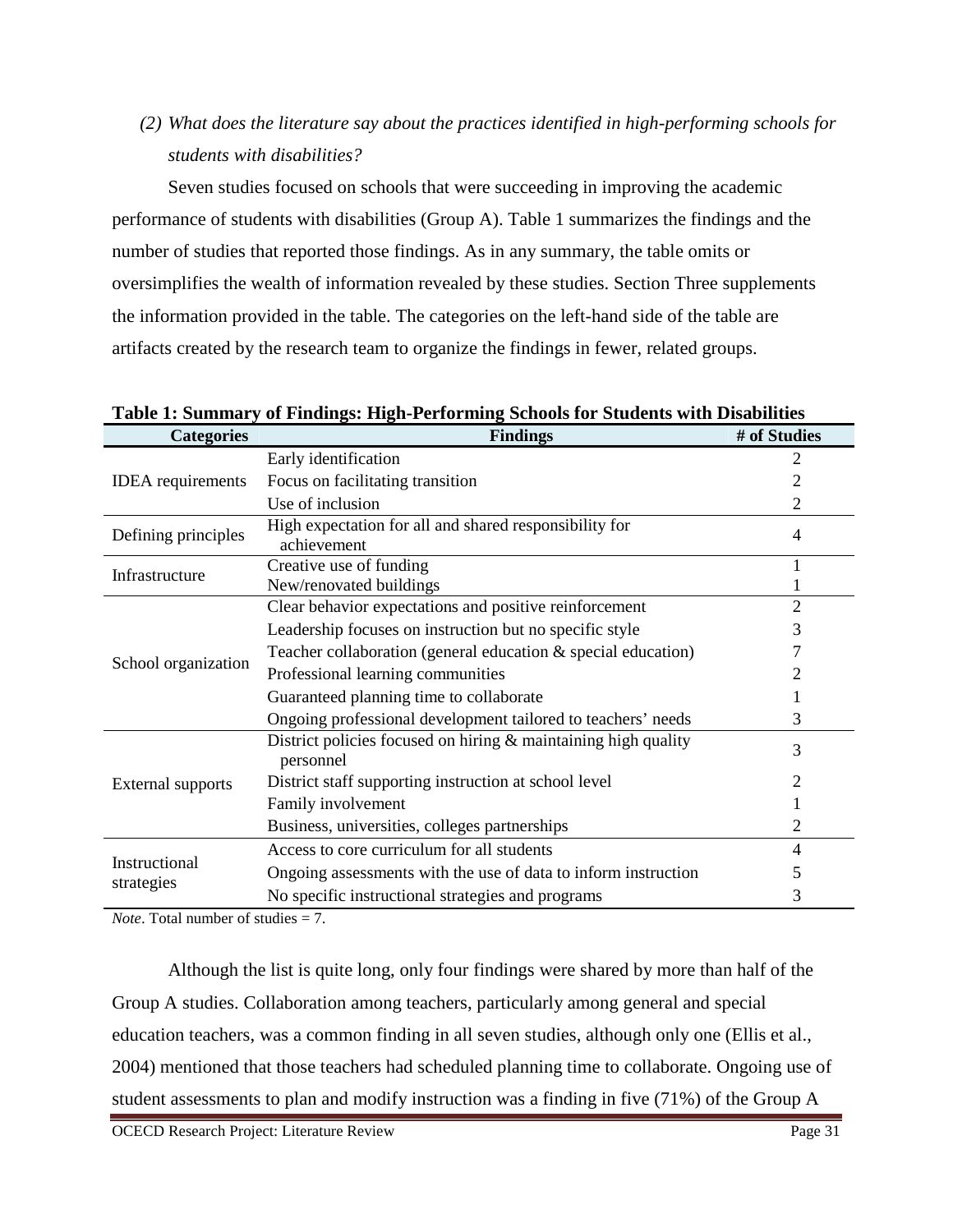*(2) What does the literature say about the practices identified in high-performing schools for students with disabilities?*

Seven studies focused on schools that were succeeding in improving the academic performance of students with disabilities (Group A). Table 1 summarizes the findings and the number of studies that reported those findings. As in any summary, the table omits or oversimplifies the wealth of information revealed by these studies. Section Three supplements the information provided in the table. The categories on the left-hand side of the table are artifacts created by the research team to organize the findings in fewer, related groups.

**Table 1: Summary of Findings: High-Performing Schools for Students with Disabilities**

| Categories | Findings | # of Studies |
|---|---|---|
| IDEA requirements | Early identification | 2 |
| | Focus on facilitating transition | 2 |
| | Use of inclusion | 2 |
| Defining principles | High expectation for all and shared responsibility for achievement | 4 |
| Infrastructure | Creative use of funding | 1 |
| | New/renovated buildings | 1 |
| School organization | Clear behavior expectations and positive reinforcement | 2 |
| | Leadership focuses on instruction but no specific style | 3 |
| | Teacher collaboration (general education & special education) | 7 |
| | Professional learning communities | 2 |
| | Guaranteed planning time to collaborate | 1 |
| | Ongoing professional development tailored to teachers' needs | 3 |
| External supports | District policies focused on hiring & maintaining high quality personnel | 3 |
| | District staff supporting instruction at school level | 2 |
| | Family involvement | 1 |
| | Business, universities, colleges partnerships | 2 |
| Instructional strategies | Access to core curriculum for all students | 4 |
| | Ongoing assessments with the use of data to inform instruction | 5 |
| | No specific instructional strategies and programs | 3 |

*Note*. Total number of studies = 7.

Although the list is quite long, only four findings were shared by more than half of the Group A studies. Collaboration among teachers, particularly among general and special education teachers, was a common finding in all seven studies, although only one (Ellis et al., 2004) mentioned that those teachers had scheduled planning time to collaborate. Ongoing use of student assessments to plan and modify instruction was a finding in five (71%) of the Group A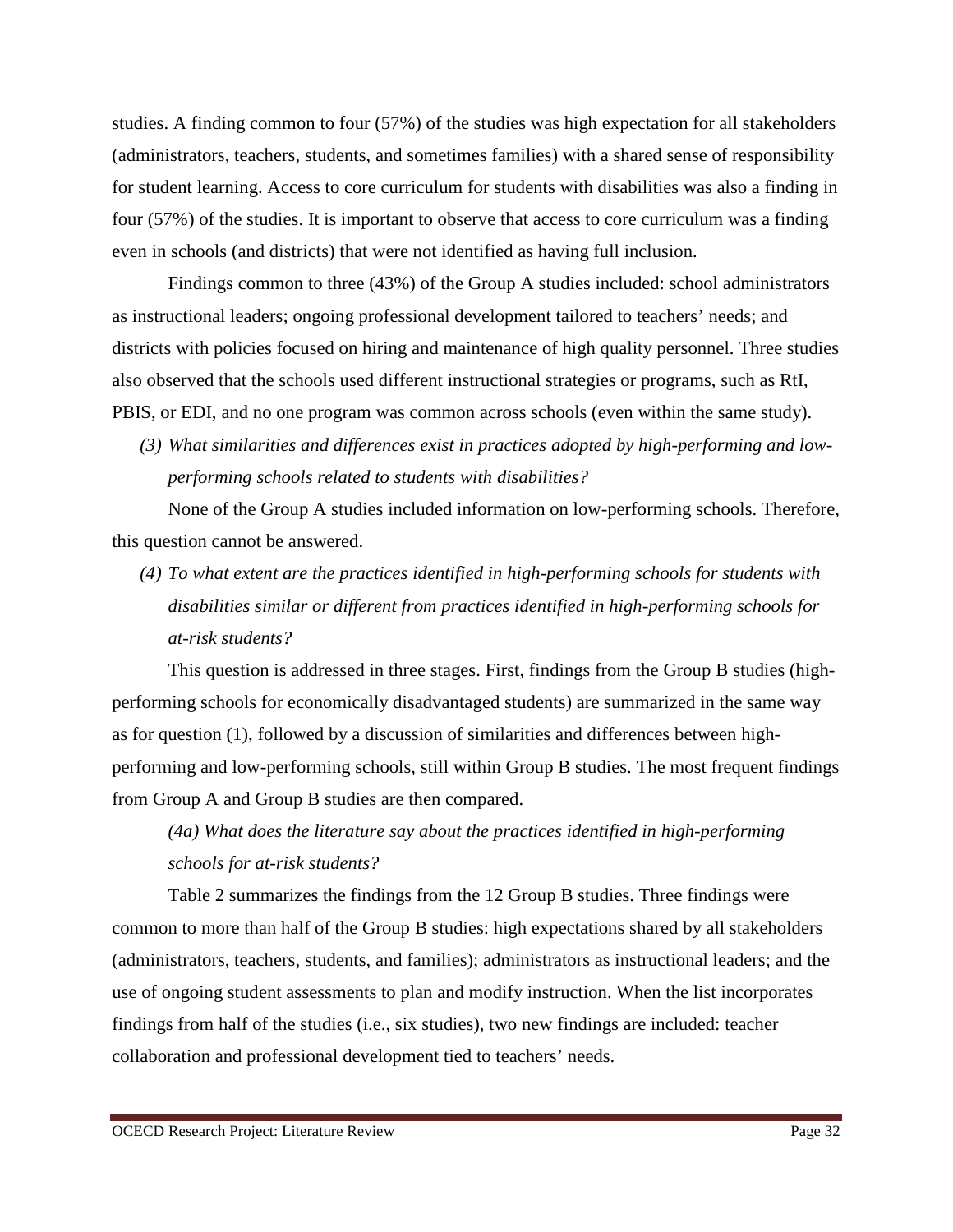studies. A finding common to four (57%) of the studies was high expectation for all stakeholders (administrators, teachers, students, and sometimes families) with a shared sense of responsibility for student learning. Access to core curriculum for students with disabilities was also a finding in four (57%) of the studies. It is important to observe that access to core curriculum was a finding even in schools (and districts) that were not identified as having full inclusion.

Findings common to three (43%) of the Group A studies included: school administrators as instructional leaders; ongoing professional development tailored to teachers' needs; and districts with policies focused on hiring and maintenance of high quality personnel. Three studies also observed that the schools used different instructional strategies or programs, such as RtI, PBIS, or EDI, and no one program was common across schools (even within the same study).

*(3) What similarities and differences exist in practices adopted by high-performing and low-performing schools related to students with disabilities?*

None of the Group A studies included information on low-performing schools. Therefore, this question cannot be answered.

*(4) To what extent are the practices identified in high-performing schools for students with disabilities similar or different from practices identified in high-performing schools for at-risk students?*

This question is addressed in three stages. First, findings from the Group B studies (high-performing schools for economically disadvantaged students) are summarized in the same way as for question (1), followed by a discussion of similarities and differences between high-performing and low-performing schools, still within Group B studies. The most frequent findings from Group A and Group B studies are then compared.

*(4a) What does the literature say about the practices identified in high-performing schools for at-risk students?*

Table 2 summarizes the findings from the 12 Group B studies. Three findings were common to more than half of the Group B studies: high expectations shared by all stakeholders (administrators, teachers, students, and families); administrators as instructional leaders; and the use of ongoing student assessments to plan and modify instruction. When the list incorporates findings from half of the studies (i.e., six studies), two new findings are included: teacher collaboration and professional development tied to teachers' needs.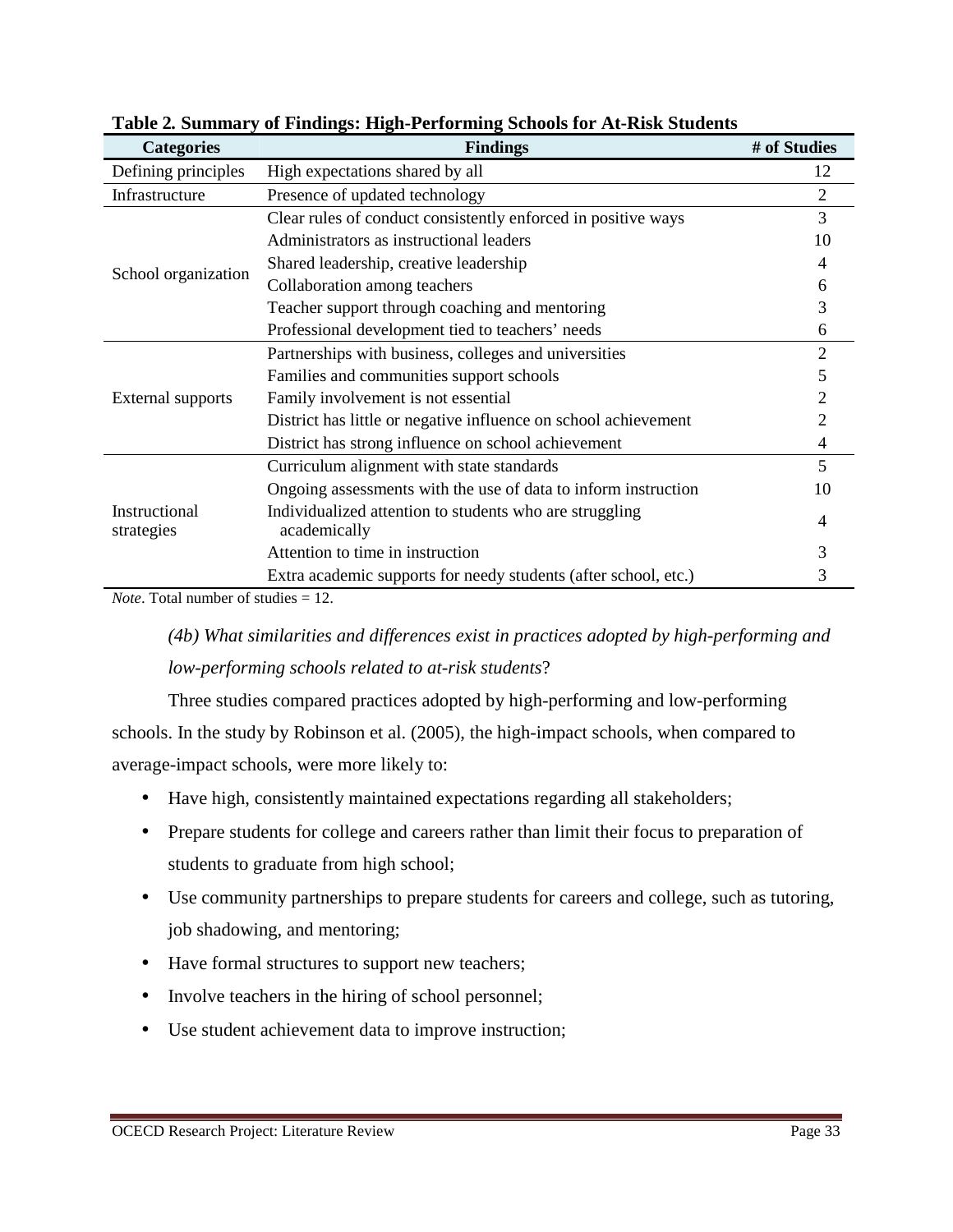**Table 2. Summary of Findings: High-Performing Schools for At-Risk Students**

| Categories | Findings | # of Studies |
|---|---|---|
| Defining principles | High expectations shared by all | 12 |
| Infrastructure | Presence of updated technology | 2 |
| School organization | Clear rules of conduct consistently enforced in positive ways | 3 |
| | Administrators as instructional leaders | 10 |
| | Shared leadership, creative leadership | 4 |
| | Collaboration among teachers | 6 |
| | Teacher support through coaching and mentoring | 3 |
| | Professional development tied to teachers' needs | 6 |
| External supports | Partnerships with business, colleges and universities | 2 |
| | Families and communities support schools | 5 |
| | Family involvement is not essential | 2 |
| | District has little or negative influence on school achievement | 2 |
| | District has strong influence on school achievement | 4 |
| Instructional strategies | Curriculum alignment with state standards | 5 |
| | Ongoing assessments with the use of data to inform instruction | 10 |
| | Individualized attention to students who are struggling academically | 4 |
| | Attention to time in instruction | 3 |
| | Extra academic supports for needy students (after school, etc.) | 3 |

*Note*. Total number of studies = 12.

*(4b) What similarities and differences exist in practices adopted by high-performing and low-performing schools related to at-risk students*?

Three studies compared practices adopted by high-performing and low-performing schools. In the study by Robinson et al. (2005), the high-impact schools, when compared to average-impact schools, were more likely to:

- Have high, consistently maintained expectations regarding all stakeholders;
- Prepare students for college and careers rather than limit their focus to preparation of students to graduate from high school;
- Use community partnerships to prepare students for careers and college, such as tutoring, job shadowing, and mentoring;
- Have formal structures to support new teachers;
- Involve teachers in the hiring of school personnel;
- Use student achievement data to improve instruction;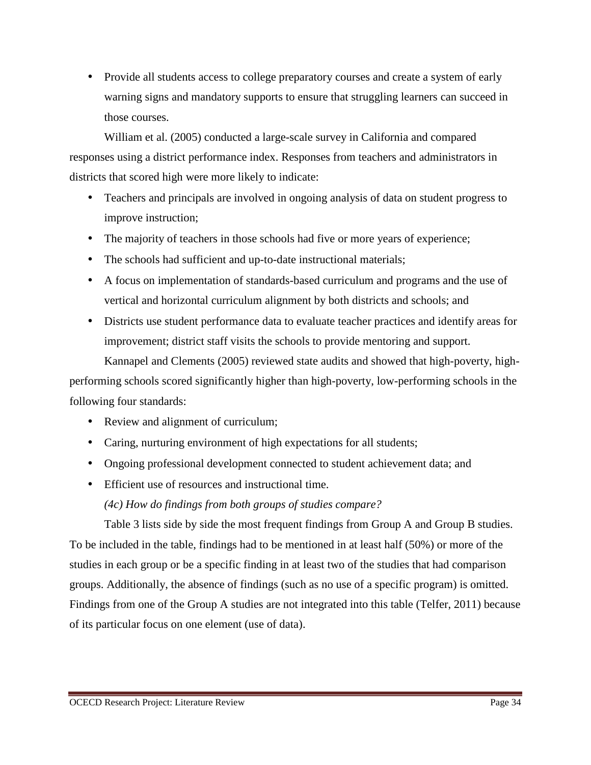- Provide all students access to college preparatory courses and create a system of early warning signs and mandatory supports to ensure that struggling learners can succeed in those courses.

William et al. (2005) conducted a large-scale survey in California and compared responses using a district performance index. Responses from teachers and administrators in districts that scored high were more likely to indicate:

- Teachers and principals are involved in ongoing analysis of data on student progress to improve instruction;
- The majority of teachers in those schools had five or more years of experience;
- The schools had sufficient and up-to-date instructional materials;
- A focus on implementation of standards-based curriculum and programs and the use of vertical and horizontal curriculum alignment by both districts and schools; and
- Districts use student performance data to evaluate teacher practices and identify areas for improvement; district staff visits the schools to provide mentoring and support.

Kannapel and Clements (2005) reviewed state audits and showed that high-poverty, high-performing schools scored significantly higher than high-poverty, low-performing schools in the following four standards:

- Review and alignment of curriculum;
- Caring, nurturing environment of high expectations for all students;
- Ongoing professional development connected to student achievement data; and
- Efficient use of resources and instructional time.

*(4c) How do findings from both groups of studies compare?*

Table 3 lists side by side the most frequent findings from Group A and Group B studies. To be included in the table, findings had to be mentioned in at least half (50%) or more of the studies in each group or be a specific finding in at least two of the studies that had comparison groups. Additionally, the absence of findings (such as no use of a specific program) is omitted. Findings from one of the Group A studies are not integrated into this table (Telfer, 2011) because of its particular focus on one element (use of data).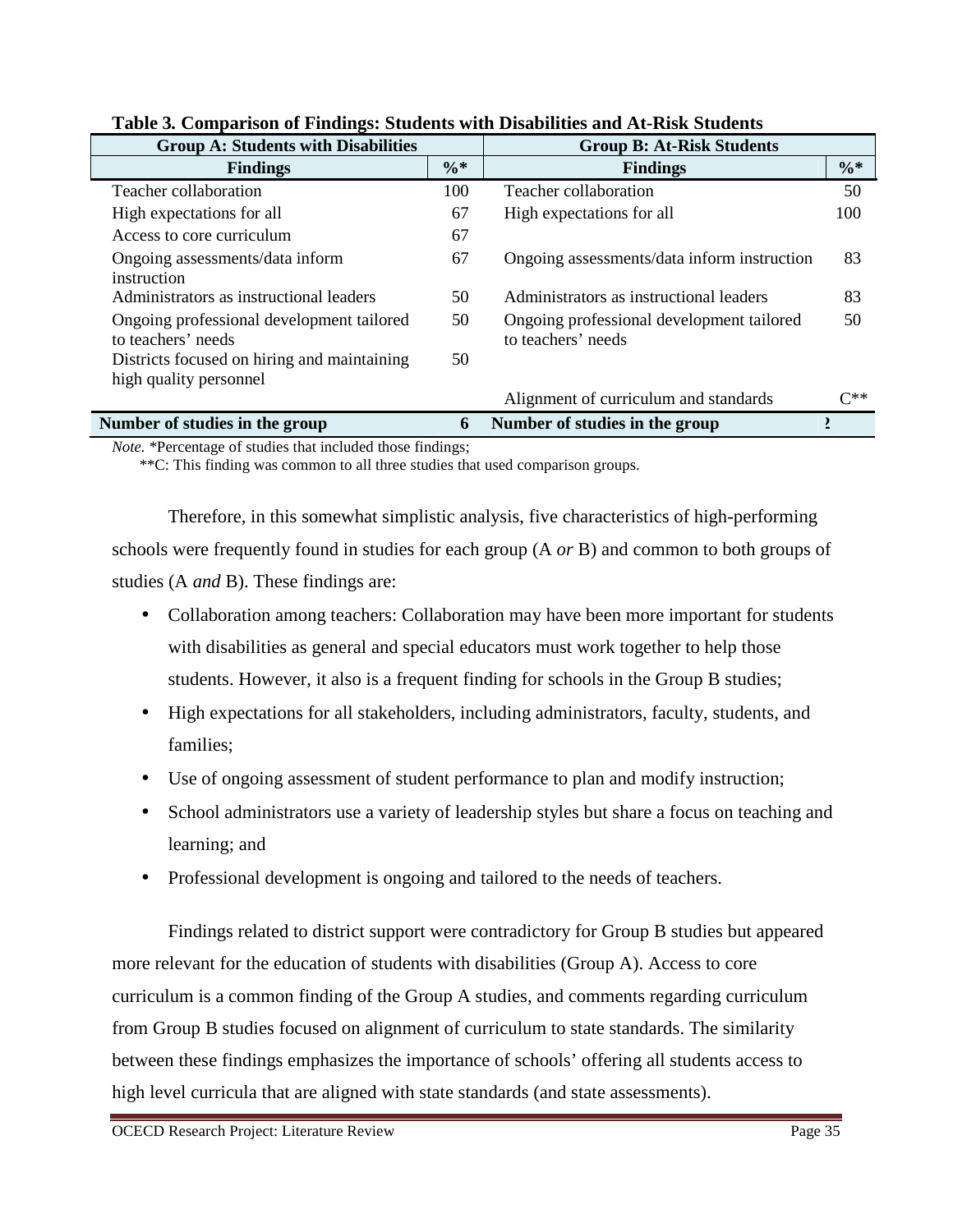**Table 3. Comparison of Findings: Students with Disabilities and At-Risk Students**

| Group A: Students with Disabilities | | Group B: At-Risk Students | |
|---|---|---|---|
| **Findings** | **%*** | **Findings** | **%*** |
| Teacher collaboration | 100 | Teacher collaboration | 50 |
| High expectations for all | 67 | High expectations for all | 100 |
| Access to core curriculum | 67 | | |
| Ongoing assessments/data inform instruction | 67 | Ongoing assessments/data inform instruction | 83 |
| Administrators as instructional leaders | 50 | Administrators as instructional leaders | 83 |
| Ongoing professional development tailored to teachers' needs | 50 | Ongoing professional development tailored to teachers' needs | 50 |
| Districts focused on hiring and maintaining high quality personnel | 50 | | |
| | | Alignment of curriculum and standards | C** |
| **Number of studies in the group** | **6** | **Number of studies in the group** | **?** |

*Note.* *Percentage of studies that included those findings;
**C: This finding was common to all three studies that used comparison groups.

Therefore, in this somewhat simplistic analysis, five characteristics of high-performing schools were frequently found in studies for each group (A *or* B) and common to both groups of studies (A *and* B). These findings are:

- Collaboration among teachers: Collaboration may have been more important for students with disabilities as general and special educators must work together to help those students. However, it also is a frequent finding for schools in the Group B studies;
- High expectations for all stakeholders, including administrators, faculty, students, and families;
- Use of ongoing assessment of student performance to plan and modify instruction;
- School administrators use a variety of leadership styles but share a focus on teaching and learning; and
- Professional development is ongoing and tailored to the needs of teachers.

Findings related to district support were contradictory for Group B studies but appeared more relevant for the education of students with disabilities (Group A). Access to core curriculum is a common finding of the Group A studies, and comments regarding curriculum from Group B studies focused on alignment of curriculum to state standards. The similarity between these findings emphasizes the importance of schools' offering all students access to high level curricula that are aligned with state standards (and state assessments).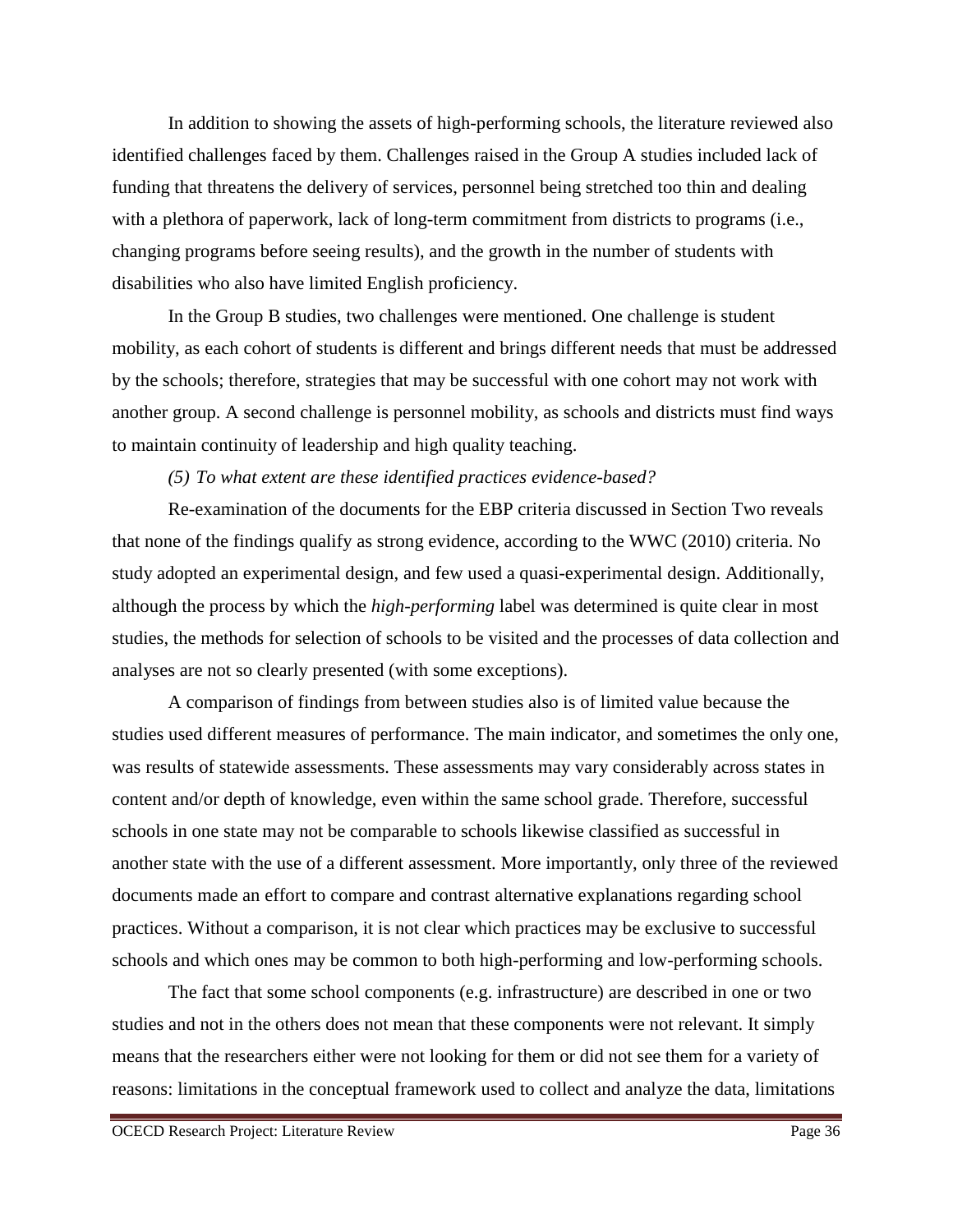In addition to showing the assets of high-performing schools, the literature reviewed also identified challenges faced by them. Challenges raised in the Group A studies included lack of funding that threatens the delivery of services, personnel being stretched too thin and dealing with a plethora of paperwork, lack of long-term commitment from districts to programs (i.e., changing programs before seeing results), and the growth in the number of students with disabilities who also have limited English proficiency.

In the Group B studies, two challenges were mentioned. One challenge is student mobility, as each cohort of students is different and brings different needs that must be addressed by the schools; therefore, strategies that may be successful with one cohort may not work with another group. A second challenge is personnel mobility, as schools and districts must find ways to maintain continuity of leadership and high quality teaching.

*(5) To what extent are these identified practices evidence-based?*

Re-examination of the documents for the EBP criteria discussed in Section Two reveals that none of the findings qualify as strong evidence, according to the WWC (2010) criteria. No study adopted an experimental design, and few used a quasi-experimental design. Additionally, although the process by which the *high-performing* label was determined is quite clear in most studies, the methods for selection of schools to be visited and the processes of data collection and analyses are not so clearly presented (with some exceptions).

A comparison of findings from between studies also is of limited value because the studies used different measures of performance. The main indicator, and sometimes the only one, was results of statewide assessments. These assessments may vary considerably across states in content and/or depth of knowledge, even within the same school grade. Therefore, successful schools in one state may not be comparable to schools likewise classified as successful in another state with the use of a different assessment. More importantly, only three of the reviewed documents made an effort to compare and contrast alternative explanations regarding school practices. Without a comparison, it is not clear which practices may be exclusive to successful schools and which ones may be common to both high-performing and low-performing schools.

The fact that some school components (e.g. infrastructure) are described in one or two studies and not in the others does not mean that these components were not relevant. It simply means that the researchers either were not looking for them or did not see them for a variety of reasons: limitations in the conceptual framework used to collect and analyze the data, limitations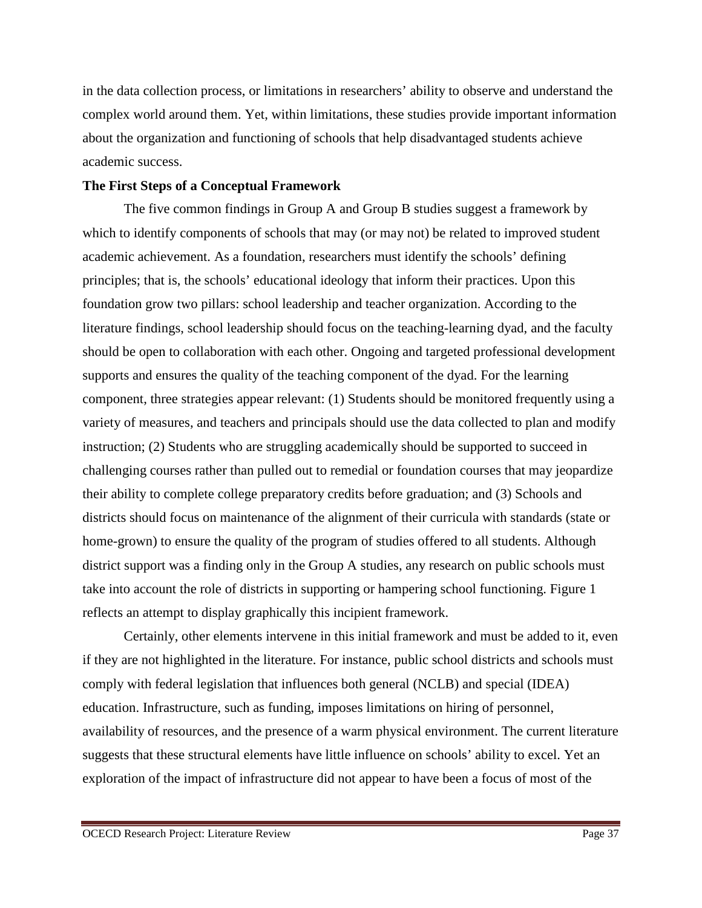in the data collection process, or limitations in researchers' ability to observe and understand the complex world around them. Yet, within limitations, these studies provide important information about the organization and functioning of schools that help disadvantaged students achieve academic success.

**The First Steps of a Conceptual Framework**

The five common findings in Group A and Group B studies suggest a framework by which to identify components of schools that may (or may not) be related to improved student academic achievement. As a foundation, researchers must identify the schools' defining principles; that is, the schools' educational ideology that inform their practices. Upon this foundation grow two pillars: school leadership and teacher organization. According to the literature findings, school leadership should focus on the teaching-learning dyad, and the faculty should be open to collaboration with each other. Ongoing and targeted professional development supports and ensures the quality of the teaching component of the dyad. For the learning component, three strategies appear relevant: (1) Students should be monitored frequently using a variety of measures, and teachers and principals should use the data collected to plan and modify instruction; (2) Students who are struggling academically should be supported to succeed in challenging courses rather than pulled out to remedial or foundation courses that may jeopardize their ability to complete college preparatory credits before graduation; and (3) Schools and districts should focus on maintenance of the alignment of their curricula with standards (state or home-grown) to ensure the quality of the program of studies offered to all students. Although district support was a finding only in the Group A studies, any research on public schools must take into account the role of districts in supporting or hampering school functioning. Figure 1 reflects an attempt to display graphically this incipient framework.

Certainly, other elements intervene in this initial framework and must be added to it, even if they are not highlighted in the literature. For instance, public school districts and schools must comply with federal legislation that influences both general (NCLB) and special (IDEA) education. Infrastructure, such as funding, imposes limitations on hiring of personnel, availability of resources, and the presence of a warm physical environment. The current literature suggests that these structural elements have little influence on schools' ability to excel. Yet an exploration of the impact of infrastructure did not appear to have been a focus of most of the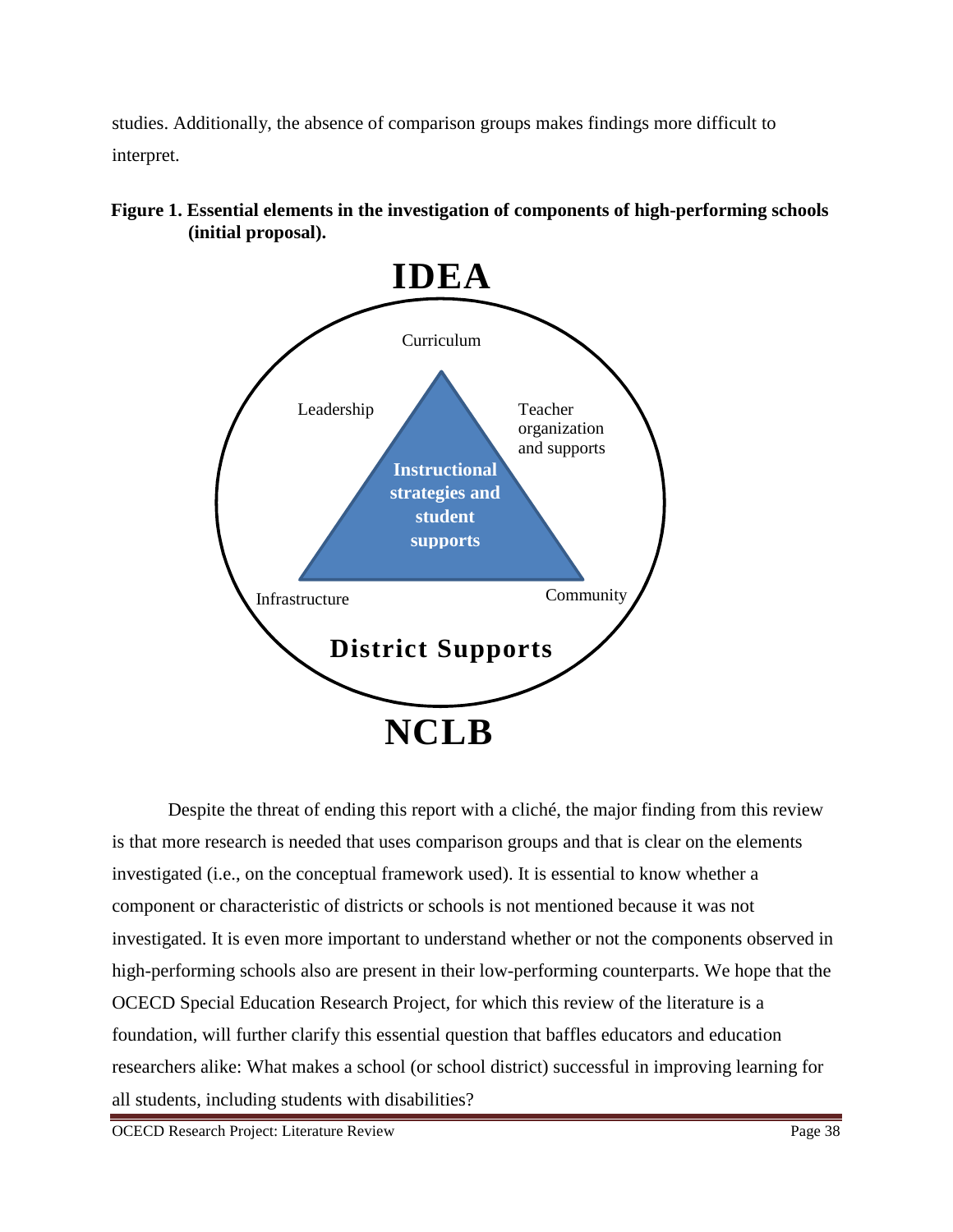studies. Additionally, the absence of comparison groups makes findings more difficult to interpret.

**Figure 1. Essential elements in the investigation of components of high-performing schools (initial proposal).**

**IDEA**

Curriculum

Leadership

Teacher organization and supports

**Instructional strategies and student supports**

Infrastructure

Community

**District Supports**

**NCLB**

Despite the threat of ending this report with a cliché, the major finding from this review is that more research is needed that uses comparison groups and that is clear on the elements investigated (i.e., on the conceptual framework used). It is essential to know whether a component or characteristic of districts or schools is not mentioned because it was not investigated. It is even more important to understand whether or not the components observed in high-performing schools also are present in their low-performing counterparts. We hope that the OCECD Special Education Research Project, for which this review of the literature is a foundation, will further clarify this essential question that baffles educators and education researchers alike: What makes a school (or school district) successful in improving learning for all students, including students with disabilities?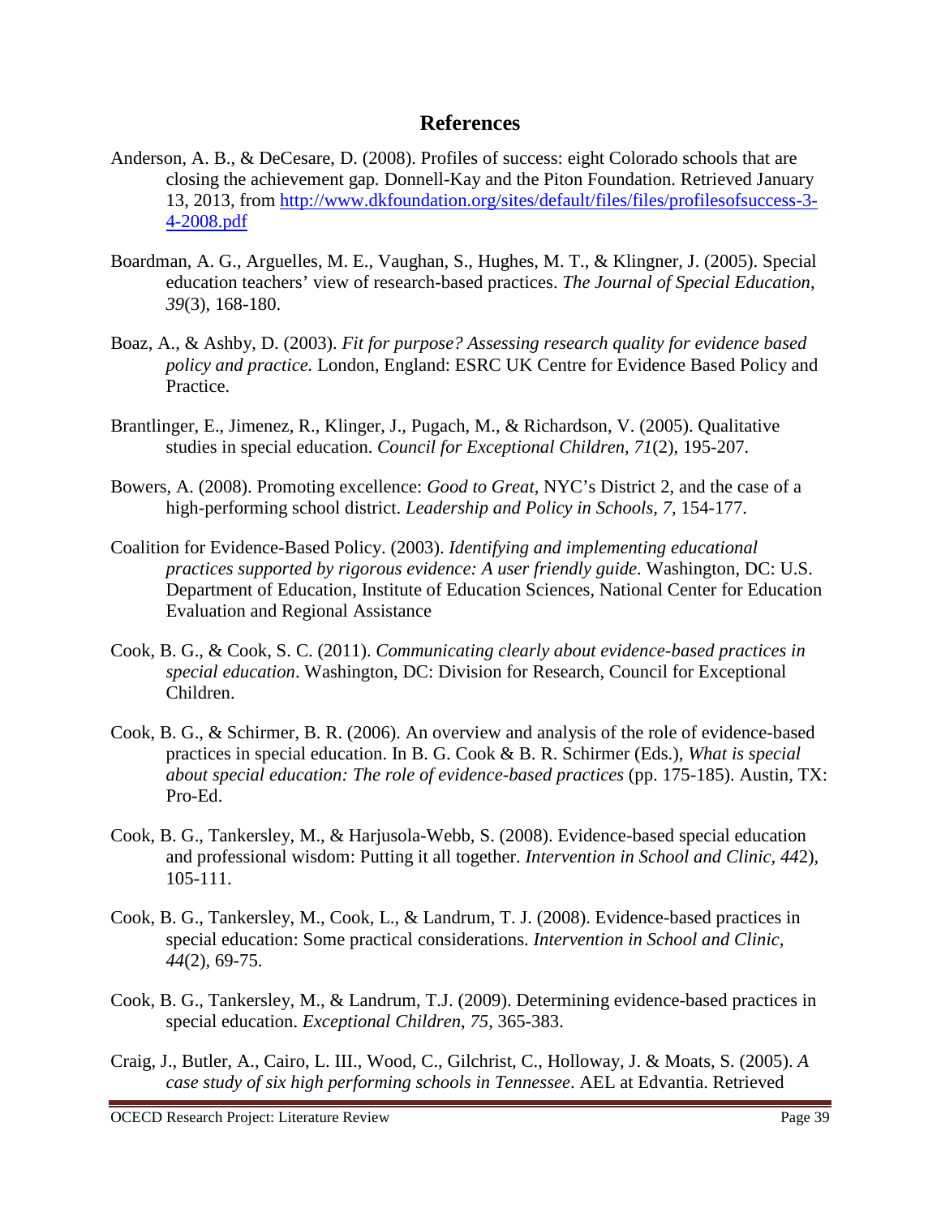## References

Anderson, A. B., & DeCesare, D. (2008). Profiles of success: eight Colorado schools that are closing the achievement gap. Donnell-Kay and the Piton Foundation. Retrieved January 13, 2013, from [http://www.dkfoundation.org/sites/default/files/files/profilesofsuccess-3-4-2008.pdf](http://www.dkfoundation.org/sites/default/files/files/profilesofsuccess-3-4-2008.pdf)

Boardman, A. G., Arguelles, M. E., Vaughan, S., Hughes, M. T., & Klingner, J. (2005). Special education teachers' view of research-based practices. *The Journal of Special Education*, *39*(3), 168-180.

Boaz, A., & Ashby, D. (2003). *Fit for purpose? Assessing research quality for evidence based policy and practice.* London, England: ESRC UK Centre for Evidence Based Policy and Practice.

Brantlinger, E., Jimenez, R., Klinger, J., Pugach, M., & Richardson, V. (2005). Qualitative studies in special education. *Council for Exceptional Children*, *71*(2), 195-207.

Bowers, A. (2008). Promoting excellence: *Good to Great*, NYC's District 2, and the case of a high-performing school district. *Leadership and Policy in Schools, 7,* 154-177.

Coalition for Evidence-Based Policy. (2003). *Identifying and implementing educational practices supported by rigorous evidence: A user friendly guide*. Washington, DC: U.S. Department of Education, Institute of Education Sciences, National Center for Education Evaluation and Regional Assistance

Cook, B. G., & Cook, S. C. (2011). *Communicating clearly about evidence-based practices in special education*. Washington, DC: Division for Research, Council for Exceptional Children.

Cook, B. G., & Schirmer, B. R. (2006). An overview and analysis of the role of evidence-based practices in special education. In B. G. Cook & B. R. Schirmer (Eds.), *What is special about special education: The role of evidence-based practices* (pp. 175-185). Austin, TX: Pro-Ed.

Cook, B. G., Tankersley, M., & Harjusola-Webb, S. (2008). Evidence-based special education and professional wisdom: Putting it all together. *Intervention in School and Clinic, 44*2), 105-111.

Cook, B. G., Tankersley, M., Cook, L., & Landrum, T. J. (2008). Evidence-based practices in special education: Some practical considerations. *Intervention in School and Clinic, 44*(2), 69-75.

Cook, B. G., Tankersley, M., & Landrum, T.J. (2009). Determining evidence-based practices in special education. *Exceptional Children*, *75*, 365-383.

Craig, J., Butler, A., Cairo, L. III., Wood, C., Gilchrist, C., Holloway, J. & Moats, S. (2005). *A case study of six high performing schools in Tennessee*. AEL at Edvantia. Retrieved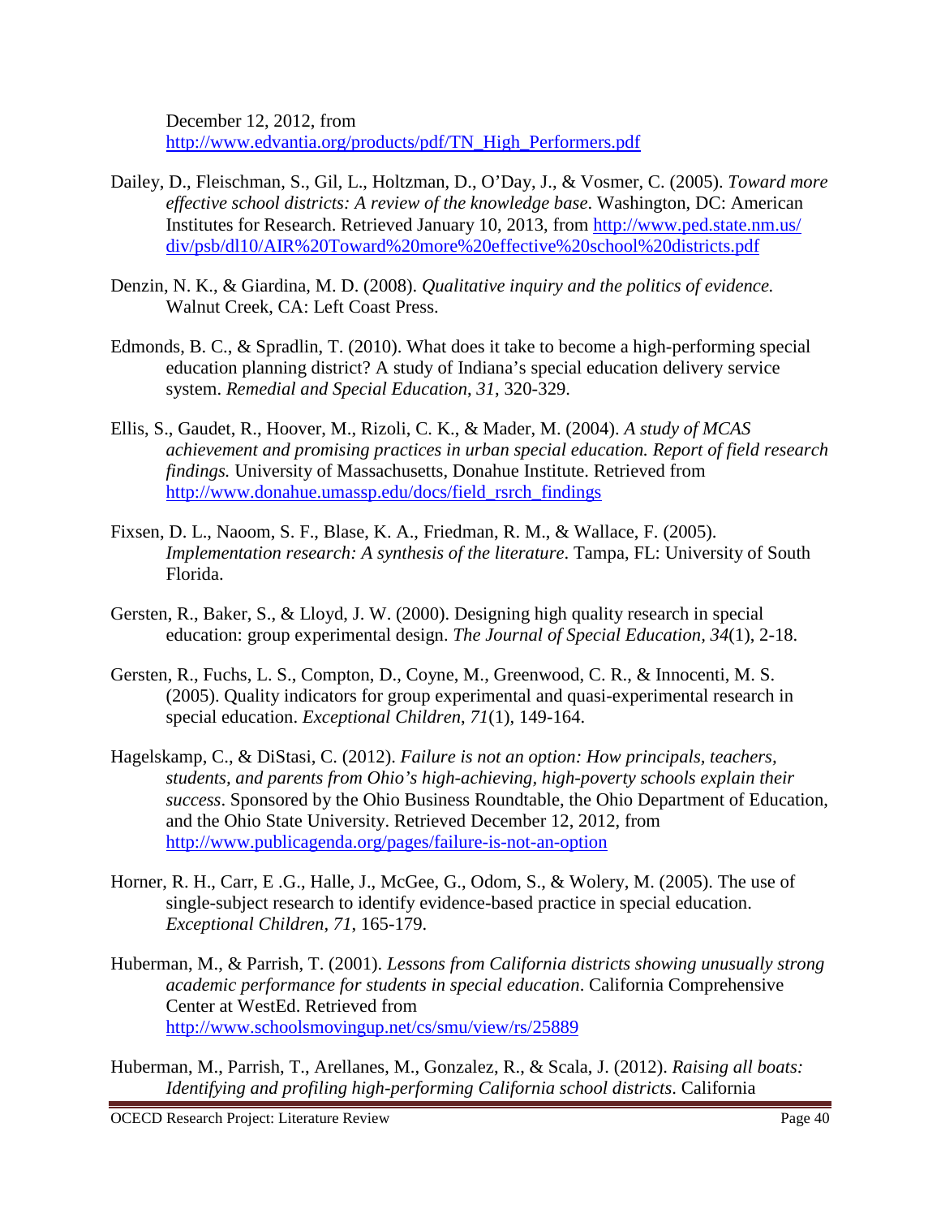December 12, 2012, from http://www.edvantia.org/products/pdf/TN_High_Performers.pdf

Dailey, D., Fleischman, S., Gil, L., Holtzman, D., O'Day, J., & Vosmer, C. (2005). *Toward more effective school districts: A review of the knowledge base*. Washington, DC: American Institutes for Research. Retrieved January 10, 2013, from http://www.ped.state.nm.us/div/psb/dl10/AIR%20Toward%20more%20effective%20school%20districts.pdf

Denzin, N. K., & Giardina, M. D. (2008). *Qualitative inquiry and the politics of evidence.* Walnut Creek, CA: Left Coast Press.

Edmonds, B. C., & Spradlin, T. (2010). What does it take to become a high-performing special education planning district? A study of Indiana's special education delivery service system. *Remedial and Special Education*, *31*, 320-329.

Ellis, S., Gaudet, R., Hoover, M., Rizoli, C. K., & Mader, M. (2004). *A study of MCAS achievement and promising practices in urban special education. Report of field research findings.* University of Massachusetts, Donahue Institute. Retrieved from http://www.donahue.umassp.edu/docs/field_rsrch_findings

Fixsen, D. L., Naoom, S. F., Blase, K. A., Friedman, R. M., & Wallace, F. (2005). *Implementation research: A synthesis of the literature*. Tampa, FL: University of South Florida.

Gersten, R., Baker, S., & Lloyd, J. W. (2000). Designing high quality research in special education: group experimental design. *The Journal of Special Education, 34*(1), 2-18.

Gersten, R., Fuchs, L. S., Compton, D., Coyne, M., Greenwood, C. R., & Innocenti, M. S. (2005). Quality indicators for group experimental and quasi-experimental research in special education. *Exceptional Children*, *71*(1), 149-164.

Hagelskamp, C., & DiStasi, C. (2012). *Failure is not an option: How principals, teachers, students, and parents from Ohio's high-achieving, high-poverty schools explain their success*. Sponsored by the Ohio Business Roundtable, the Ohio Department of Education, and the Ohio State University. Retrieved December 12, 2012, from http://www.publicagenda.org/pages/failure-is-not-an-option

Horner, R. H., Carr, E .G., Halle, J., McGee, G., Odom, S., & Wolery, M. (2005). The use of single-subject research to identify evidence-based practice in special education. *Exceptional Children*, *71*, 165-179.

Huberman, M., & Parrish, T. (2001). *Lessons from California districts showing unusually strong academic performance for students in special education*. California Comprehensive Center at WestEd. Retrieved from http://www.schoolsmovingup.net/cs/smu/view/rs/25889

Huberman, M., Parrish, T., Arellanes, M., Gonzalez, R., & Scala, J. (2012). *Raising all boats: Identifying and profiling high-performing California school districts*. California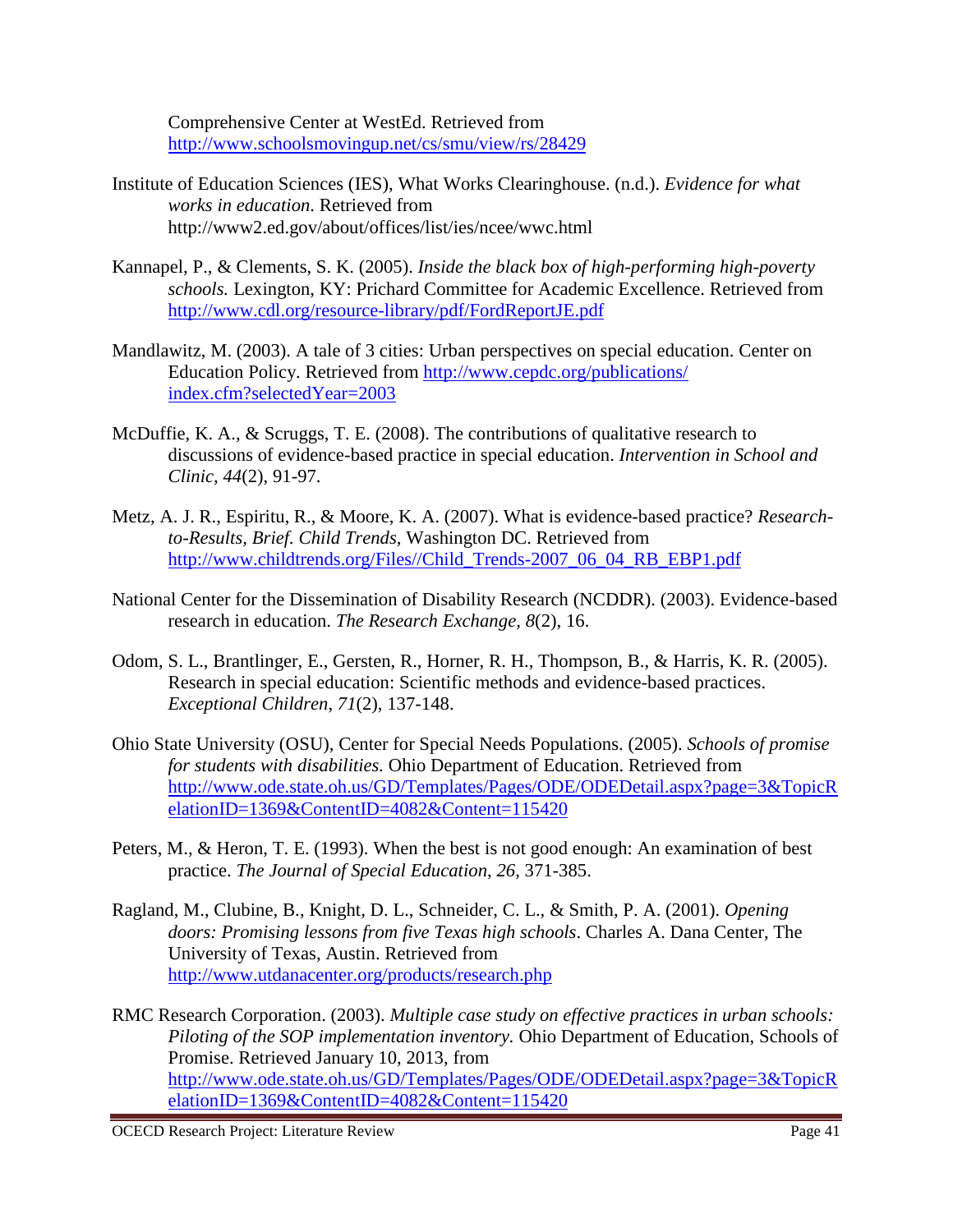Comprehensive Center at WestEd. Retrieved from http://www.schoolsmovingup.net/cs/smu/view/rs/28429

Institute of Education Sciences (IES), What Works Clearinghouse. (n.d.). *Evidence for what works in education*. Retrieved from http://www2.ed.gov/about/offices/list/ies/ncee/wwc.html

Kannapel, P., & Clements, S. K. (2005). *Inside the black box of high-performing high-poverty schools.* Lexington, KY: Prichard Committee for Academic Excellence. Retrieved from http://www.cdl.org/resource-library/pdf/FordReportJE.pdf

Mandlawitz, M. (2003). A tale of 3 cities: Urban perspectives on special education. Center on Education Policy. Retrieved from http://www.cepdc.org/publications/index.cfm?selectedYear=2003

McDuffie, K. A., & Scruggs, T. E. (2008). The contributions of qualitative research to discussions of evidence-based practice in special education. *Intervention in School and Clinic, 44*(2), 91-97.

Metz, A. J. R., Espiritu, R., & Moore, K. A. (2007). What is evidence-based practice? *Research-to-Results, Brief. Child Trends,* Washington DC. Retrieved from http://www.childtrends.org/Files//Child_Trends-2007_06_04_RB_EBP1.pdf

National Center for the Dissemination of Disability Research (NCDDR). (2003). Evidence-based research in education. *The Research Exchange, 8*(2), 16.

Odom, S. L., Brantlinger, E., Gersten, R., Horner, R. H., Thompson, B., & Harris, K. R. (2005). Research in special education: Scientific methods and evidence-based practices. *Exceptional Children*, *71*(2), 137-148.

Ohio State University (OSU), Center for Special Needs Populations. (2005). *Schools of promise for students with disabilities.* Ohio Department of Education. Retrieved from http://www.ode.state.oh.us/GD/Templates/Pages/ODE/ODEDetail.aspx?page=3&TopicRelationID=1369&ContentID=4082&Content=115420

Peters, M., & Heron, T. E. (1993). When the best is not good enough: An examination of best practice. *The Journal of Special Education*, *26*, 371-385.

Ragland, M., Clubine, B., Knight, D. L., Schneider, C. L., & Smith, P. A. (2001). *Opening doors: Promising lessons from five Texas high schools*. Charles A. Dana Center, The University of Texas, Austin. Retrieved from http://www.utdanacenter.org/products/research.php

RMC Research Corporation. (2003). *Multiple case study on effective practices in urban schools: Piloting of the SOP implementation inventory.* Ohio Department of Education, Schools of Promise. Retrieved January 10, 2013, from http://www.ode.state.oh.us/GD/Templates/Pages/ODE/ODEDetail.aspx?page=3&TopicRelationID=1369&ContentID=4082&Content=115420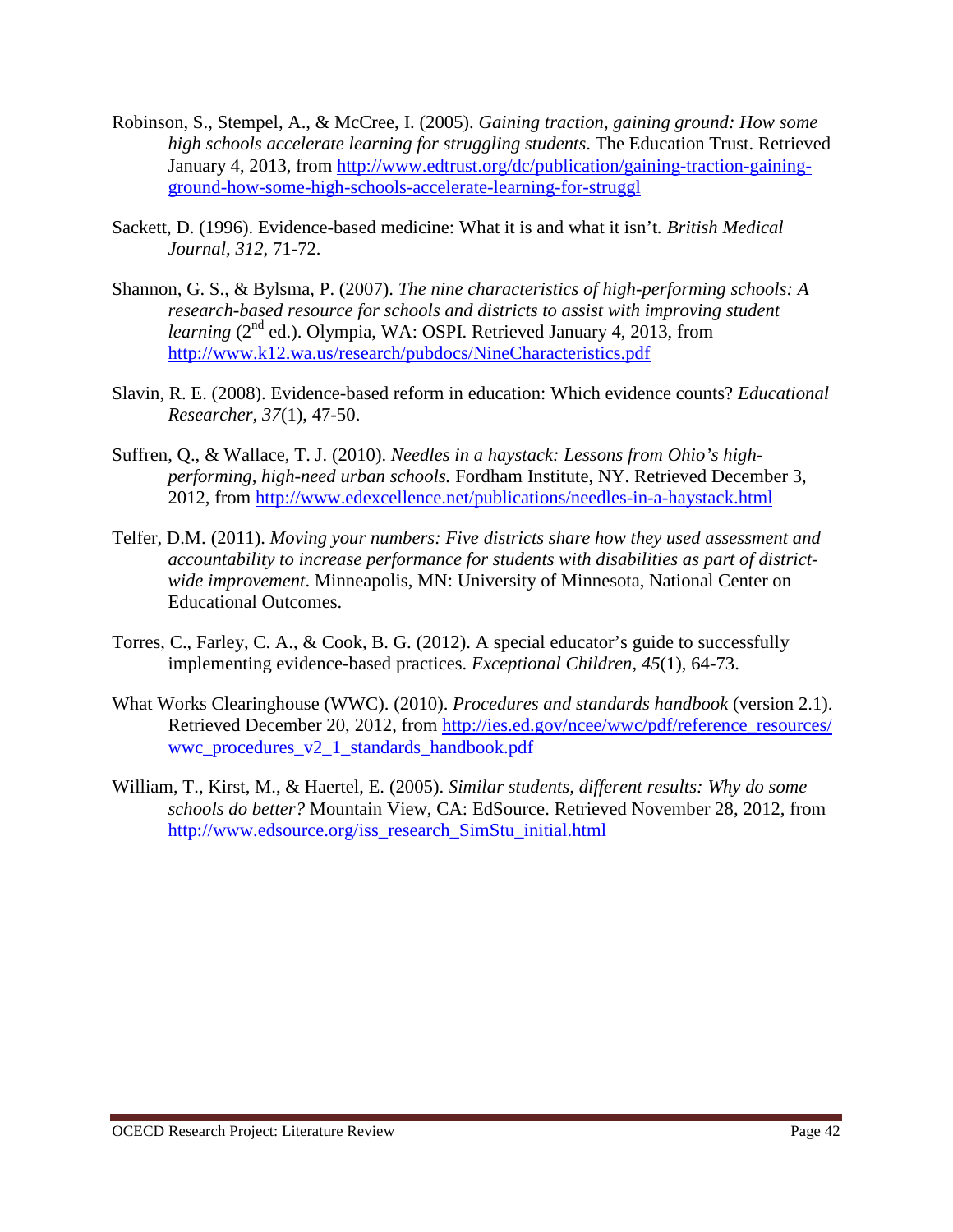Robinson, S., Stempel, A., & McCree, I. (2005). *Gaining traction, gaining ground: How some high schools accelerate learning for struggling students*. The Education Trust. Retrieved January 4, 2013, from http://www.edtrust.org/dc/publication/gaining-traction-gaining-ground-how-some-high-schools-accelerate-learning-for-struggl

Sackett, D. (1996). Evidence-based medicine: What it is and what it isn't. *British Medical Journal*, *312*, 71-72.

Shannon, G. S., & Bylsma, P. (2007). *The nine characteristics of high-performing schools: A research-based resource for schools and districts to assist with improving student learning* (2nd ed.). Olympia, WA: OSPI. Retrieved January 4, 2013, from http://www.k12.wa.us/research/pubdocs/NineCharacteristics.pdf

Slavin, R. E. (2008). Evidence-based reform in education: Which evidence counts? *Educational Researcher*, *37*(1), 47-50.

Suffren, Q., & Wallace, T. J. (2010). *Needles in a haystack: Lessons from Ohio's high-performing, high-need urban schools.* Fordham Institute, NY. Retrieved December 3, 2012, from http://www.edexcellence.net/publications/needles-in-a-haystack.html

Telfer, D.M. (2011). *Moving your numbers: Five districts share how they used assessment and accountability to increase performance for students with disabilities as part of district-wide improvement*. Minneapolis, MN: University of Minnesota, National Center on Educational Outcomes.

Torres, C., Farley, C. A., & Cook, B. G. (2012). A special educator's guide to successfully implementing evidence-based practices. *Exceptional Children*, *45*(1), 64-73.

What Works Clearinghouse (WWC). (2010). *Procedures and standards handbook* (version 2.1). Retrieved December 20, 2012, from http://ies.ed.gov/ncee/wwc/pdf/reference_resources/wwc_procedures_v2_1_standards_handbook.pdf

William, T., Kirst, M., & Haertel, E. (2005). *Similar students, different results: Why do some schools do better?* Mountain View, CA: EdSource. Retrieved November 28, 2012, from http://www.edsource.org/iss_research_SimStu_initial.html